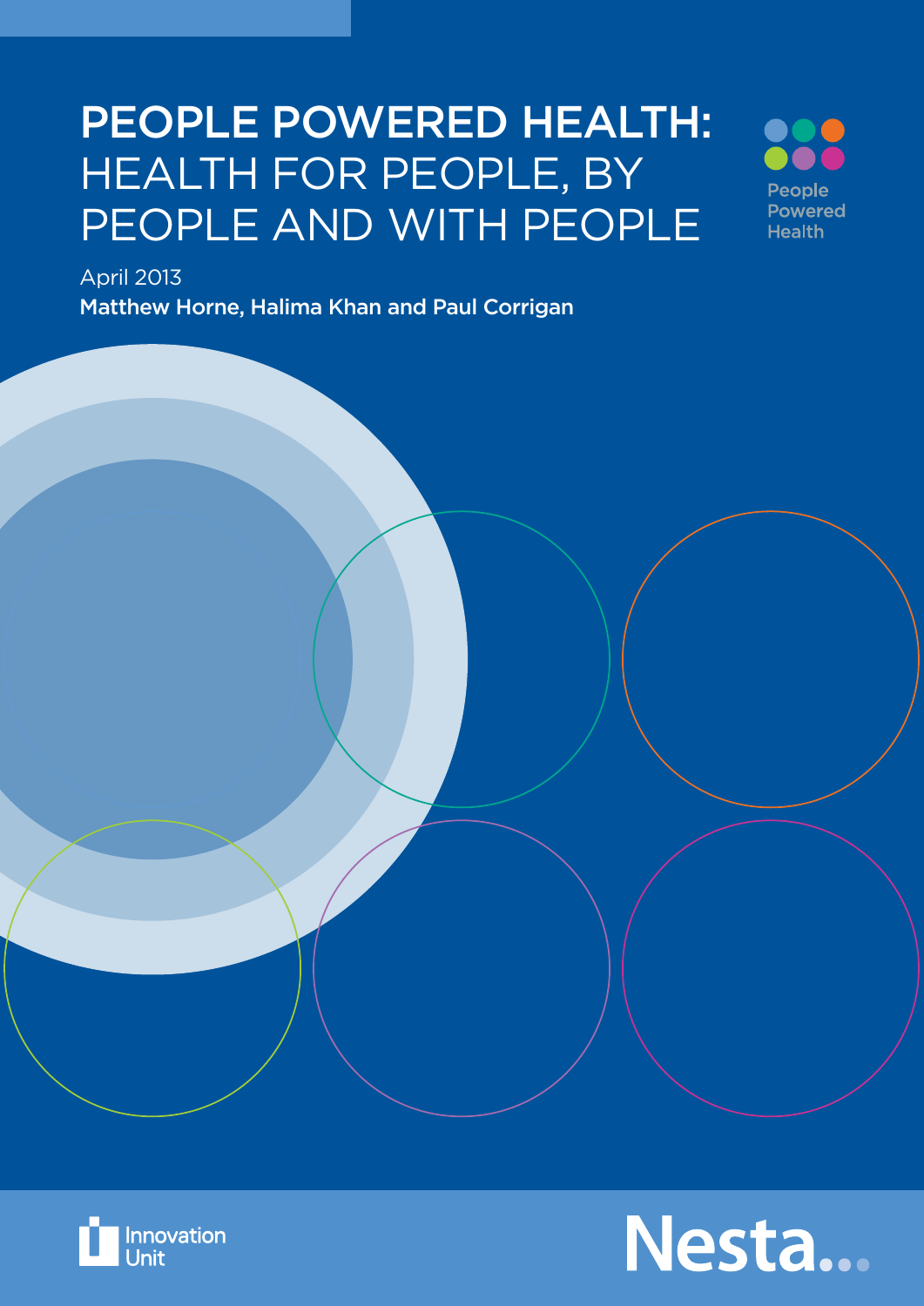# PEOPLE POWERED HEALTH: HEALTH FOR PEOPLE, BY PEOPLE AND WITH PEOPLE

People Powered Health

April 2013

**Matthew Horne, Halima Khan and Paul Corrigan**

Innovation Unit

Nesta...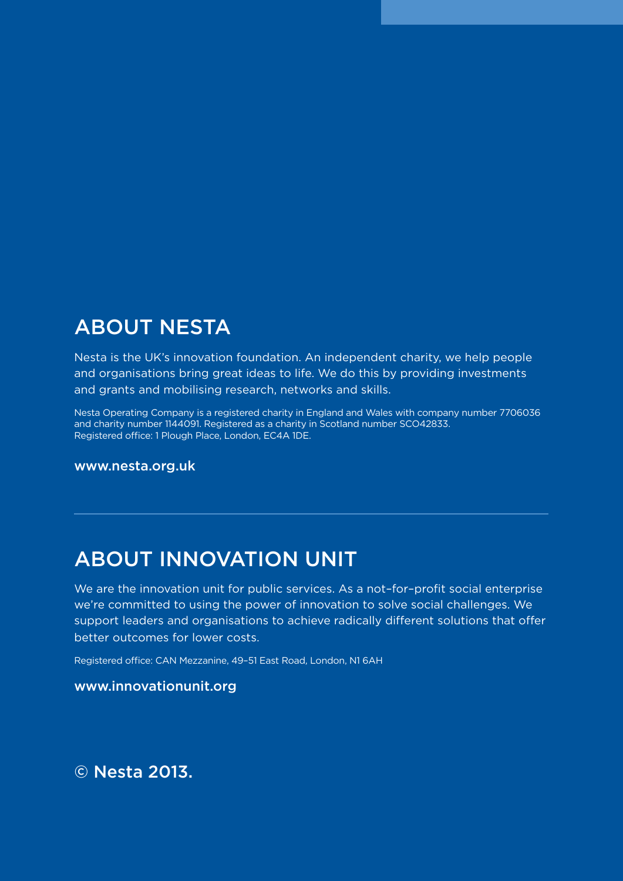## ABOUT NESTA

Nesta is the UK's innovation foundation. An independent charity, we help people and organisations bring great ideas to life. We do this by providing investments and grants and mobilising research, networks and skills.

Nesta Operating Company is a registered charity in England and Wales with company number 7706036 and charity number 1144091. Registered as a charity in Scotland number SCO42833. Registered office: 1 Plough Place, London, EC4A 1DE.

**www.nesta.org.uk**

---

## ABOUT INNOVATION UNIT

We are the innovation unit for public services. As a not–for–profit social enterprise we're committed to using the power of innovation to solve social challenges. We support leaders and organisations to achieve radically different solutions that offer better outcomes for lower costs.

Registered office: CAN Mezzanine, 49–51 East Road, London, N1 6AH

**www.innovationunit.org**

**© Nesta 2013.**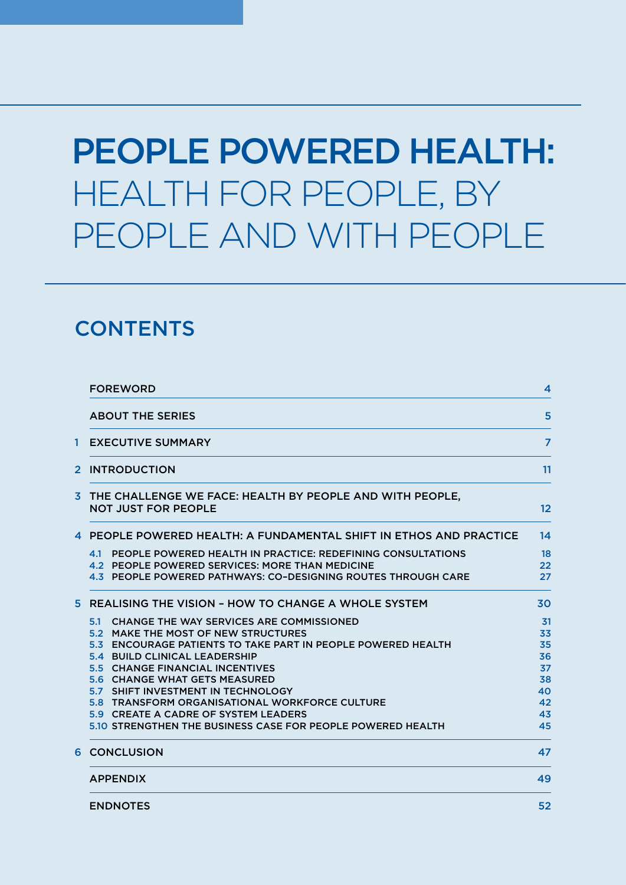# PEOPLE POWERED HEALTH: HEALTH FOR PEOPLE, BY PEOPLE AND WITH PEOPLE

## CONTENTS

| | | |
|---|---|---|
| | FOREWORD | 4 |
| | ABOUT THE SERIES | 5 |
| 1 | EXECUTIVE SUMMARY | 7 |
| 2 | INTRODUCTION | 11 |
| 3 | THE CHALLENGE WE FACE: HEALTH BY PEOPLE AND WITH PEOPLE, NOT JUST FOR PEOPLE | 12 |
| 4 | PEOPLE POWERED HEALTH: A FUNDAMENTAL SHIFT IN ETHOS AND PRACTICE | 14 |
| | 4.1 PEOPLE POWERED HEALTH IN PRACTICE: REDEFINING CONSULTATIONS | 18 |
| | 4.2 PEOPLE POWERED SERVICES: MORE THAN MEDICINE | 22 |
| | 4.3 PEOPLE POWERED PATHWAYS: CO-DESIGNING ROUTES THROUGH CARE | 27 |
| 5 | REALISING THE VISION – HOW TO CHANGE A WHOLE SYSTEM | 30 |
| | 5.1 CHANGE THE WAY SERVICES ARE COMMISSIONED | 31 |
| | 5.2 MAKE THE MOST OF NEW STRUCTURES | 33 |
| | 5.3 ENCOURAGE PATIENTS TO TAKE PART IN PEOPLE POWERED HEALTH | 35 |
| | 5.4 BUILD CLINICAL LEADERSHIP | 36 |
| | 5.5 CHANGE FINANCIAL INCENTIVES | 37 |
| | 5.6 CHANGE WHAT GETS MEASURED | 38 |
| | 5.7 SHIFT INVESTMENT IN TECHNOLOGY | 40 |
| | 5.8 TRANSFORM ORGANISATIONAL WORKFORCE CULTURE | 42 |
| | 5.9 CREATE A CADRE OF SYSTEM LEADERS | 43 |
| | 5.10 STRENGTHEN THE BUSINESS CASE FOR PEOPLE POWERED HEALTH | 45 |
| 6 | CONCLUSION | 47 |
| | APPENDIX | 49 |
| | ENDNOTES | 52 |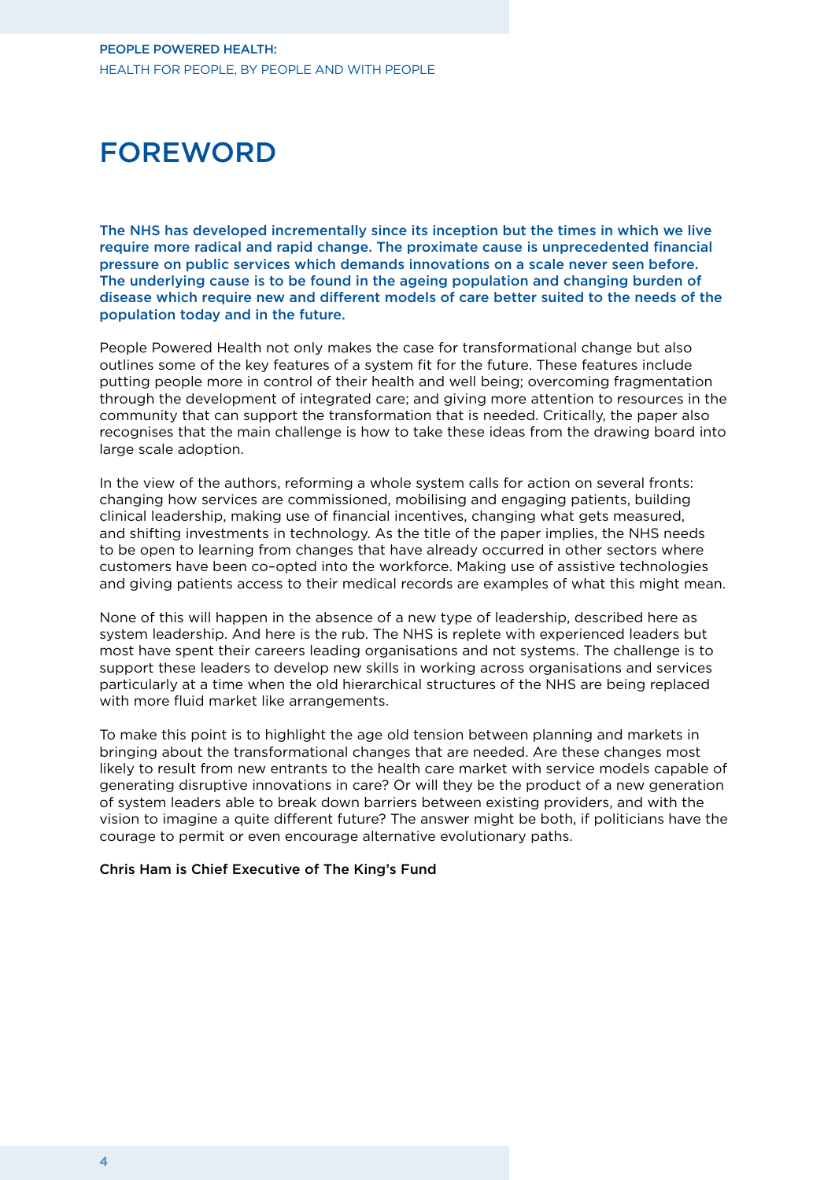# FOREWORD

**The NHS has developed incrementally since its inception but the times in which we live require more radical and rapid change. The proximate cause is unprecedented financial pressure on public services which demands innovations on a scale never seen before. The underlying cause is to be found in the ageing population and changing burden of disease which require new and different models of care better suited to the needs of the population today and in the future.**

People Powered Health not only makes the case for transformational change but also outlines some of the key features of a system fit for the future. These features include putting people more in control of their health and well being; overcoming fragmentation through the development of integrated care; and giving more attention to resources in the community that can support the transformation that is needed. Critically, the paper also recognises that the main challenge is how to take these ideas from the drawing board into large scale adoption.

In the view of the authors, reforming a whole system calls for action on several fronts: changing how services are commissioned, mobilising and engaging patients, building clinical leadership, making use of financial incentives, changing what gets measured, and shifting investments in technology. As the title of the paper implies, the NHS needs to be open to learning from changes that have already occurred in other sectors where customers have been co–opted into the workforce. Making use of assistive technologies and giving patients access to their medical records are examples of what this might mean.

None of this will happen in the absence of a new type of leadership, described here as system leadership. And here is the rub. The NHS is replete with experienced leaders but most have spent their careers leading organisations and not systems. The challenge is to support these leaders to develop new skills in working across organisations and services particularly at a time when the old hierarchical structures of the NHS are being replaced with more fluid market like arrangements.

To make this point is to highlight the age old tension between planning and markets in bringing about the transformational changes that are needed. Are these changes most likely to result from new entrants to the health care market with service models capable of generating disruptive innovations in care? Or will they be the product of a new generation of system leaders able to break down barriers between existing providers, and with the vision to imagine a quite different future? The answer might be both, if politicians have the courage to permit or even encourage alternative evolutionary paths.

Chris Ham is Chief Executive of The King's Fund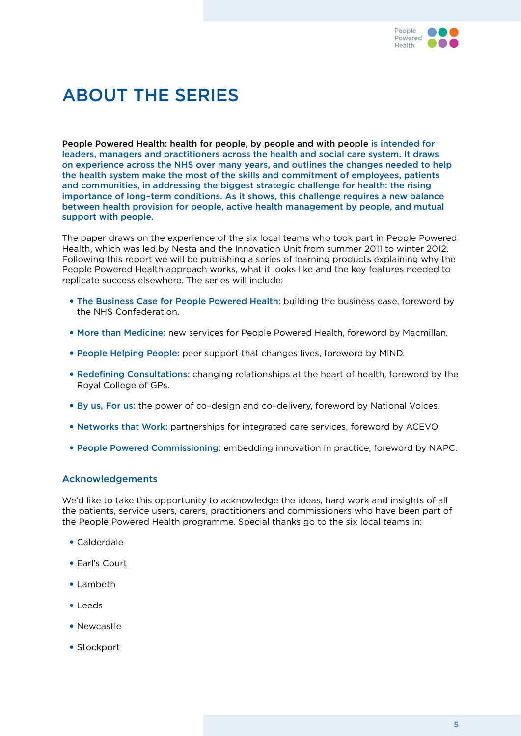# ABOUT THE SERIES

**People Powered Health: health for people, by people and with people is intended for leaders, managers and practitioners across the health and social care system. It draws on experience across the NHS over many years, and outlines the changes needed to help the health system make the most of the skills and commitment of employees, patients and communities, in addressing the biggest strategic challenge for health: the rising importance of long–term conditions. As it shows, this challenge requires a new balance between health provision for people, active health management by people, and mutual support with people.**

The paper draws on the experience of the six local teams who took part in People Powered Health, which was led by Nesta and the Innovation Unit from summer 2011 to winter 2012. Following this report we will be publishing a series of learning products explaining why the People Powered Health approach works, what it looks like and the key features needed to replicate success elsewhere. The series will include:

- **The Business Case for People Powered Health:** building the business case, foreword by the NHS Confederation.
- **More than Medicine:** new services for People Powered Health, foreword by Macmillan.
- **People Helping People:** peer support that changes lives, foreword by MIND.
- **Redefining Consultations:** changing relationships at the heart of health, foreword by the Royal College of GPs.
- **By us, For us:** the power of co–design and co–delivery, foreword by National Voices.
- **Networks that Work:** partnerships for integrated care services, foreword by ACEVO.
- **People Powered Commissioning:** embedding innovation in practice, foreword by NAPC.

## Acknowledgements

We'd like to take this opportunity to acknowledge the ideas, hard work and insights of all the patients, service users, carers, practitioners and commissioners who have been part of the People Powered Health programme. Special thanks go to the six local teams in:

- Calderdale
- Earl's Court
- Lambeth
- Leeds
- Newcastle
- Stockport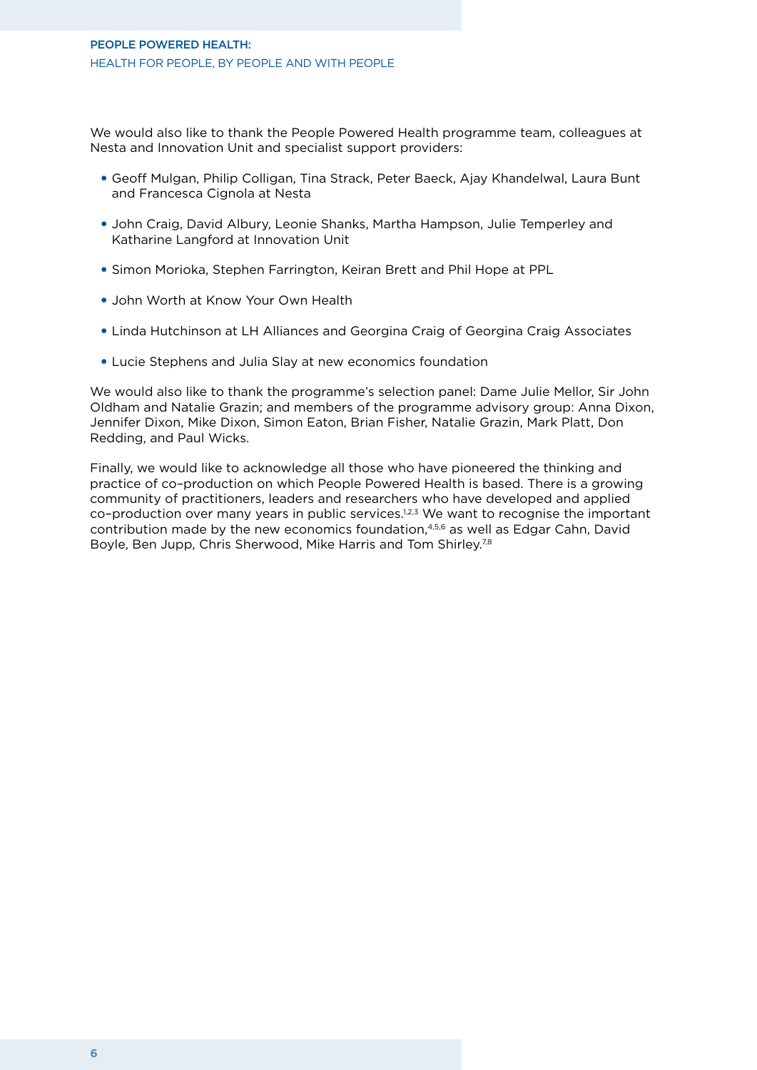We would also like to thank the People Powered Health programme team, colleagues at Nesta and Innovation Unit and specialist support providers:

- Geoff Mulgan, Philip Colligan, Tina Strack, Peter Baeck, Ajay Khandelwal, Laura Bunt and Francesca Cignola at Nesta
- John Craig, David Albury, Leonie Shanks, Martha Hampson, Julie Temperley and Katharine Langford at Innovation Unit
- Simon Morioka, Stephen Farrington, Keiran Brett and Phil Hope at PPL
- John Worth at Know Your Own Health
- Linda Hutchinson at LH Alliances and Georgina Craig of Georgina Craig Associates
- Lucie Stephens and Julia Slay at new economics foundation

We would also like to thank the programme's selection panel: Dame Julie Mellor, Sir John Oldham and Natalie Grazin; and members of the programme advisory group: Anna Dixon, Jennifer Dixon, Mike Dixon, Simon Eaton, Brian Fisher, Natalie Grazin, Mark Platt, Don Redding, and Paul Wicks.

Finally, we would like to acknowledge all those who have pioneered the thinking and practice of co–production on which People Powered Health is based. There is a growing community of practitioners, leaders and researchers who have developed and applied co–production over many years in public services.[1,2,3] We want to recognise the important contribution made by the new economics foundation,[4,5,6] as well as Edgar Cahn, David Boyle, Ben Jupp, Chris Sherwood, Mike Harris and Tom Shirley.[7,8]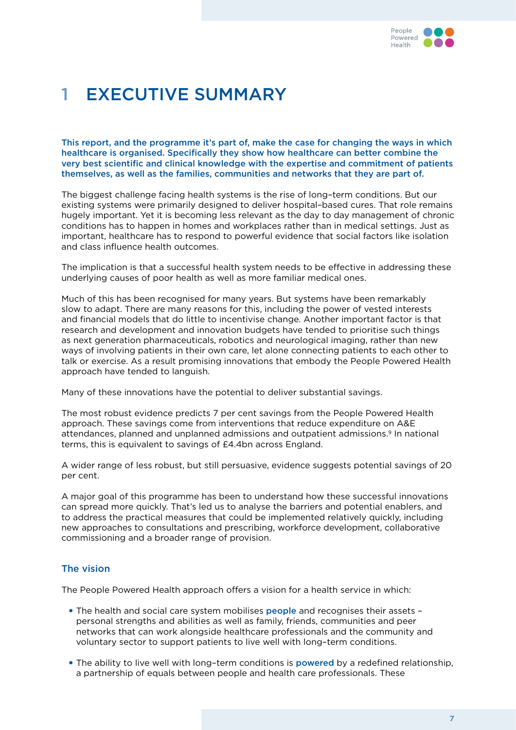# 1 EXECUTIVE SUMMARY

**This report, and the programme it's part of, make the case for changing the ways in which healthcare is organised. Specifically they show how healthcare can better combine the very best scientific and clinical knowledge with the expertise and commitment of patients themselves, as well as the families, communities and networks that they are part of.**

The biggest challenge facing health systems is the rise of long–term conditions. But our existing systems were primarily designed to deliver hospital–based cures. That role remains hugely important. Yet it is becoming less relevant as the day to day management of chronic conditions has to happen in homes and workplaces rather than in medical settings. Just as important, healthcare has to respond to powerful evidence that social factors like isolation and class influence health outcomes.

The implication is that a successful health system needs to be effective in addressing these underlying causes of poor health as well as more familiar medical ones.

Much of this has been recognised for many years. But systems have been remarkably slow to adapt. There are many reasons for this, including the power of vested interests and financial models that do little to incentivise change. Another important factor is that research and development and innovation budgets have tended to prioritise such things as next generation pharmaceuticals, robotics and neurological imaging, rather than new ways of involving patients in their own care, let alone connecting patients to each other to talk or exercise. As a result promising innovations that embody the People Powered Health approach have tended to languish.

Many of these innovations have the potential to deliver substantial savings.

The most robust evidence predicts 7 per cent savings from the People Powered Health approach. These savings come from interventions that reduce expenditure on A&E attendances, planned and unplanned admissions and outpatient admissions.[9] In national terms, this is equivalent to savings of £4.4bn across England.

A wider range of less robust, but still persuasive, evidence suggests potential savings of 20 per cent.

A major goal of this programme has been to understand how these successful innovations can spread more quickly. That's led us to analyse the barriers and potential enablers, and to address the practical measures that could be implemented relatively quickly, including new approaches to consultations and prescribing, workforce development, collaborative commissioning and a broader range of provision.

## The vision

The People Powered Health approach offers a vision for a health service in which:

- The health and social care system mobilises **people** and recognises their assets – personal strengths and abilities as well as family, friends, communities and peer networks that can work alongside healthcare professionals and the community and voluntary sector to support patients to live well with long–term conditions.
- The ability to live well with long–term conditions is **powered** by a redefined relationship, a partnership of equals between people and health care professionals. These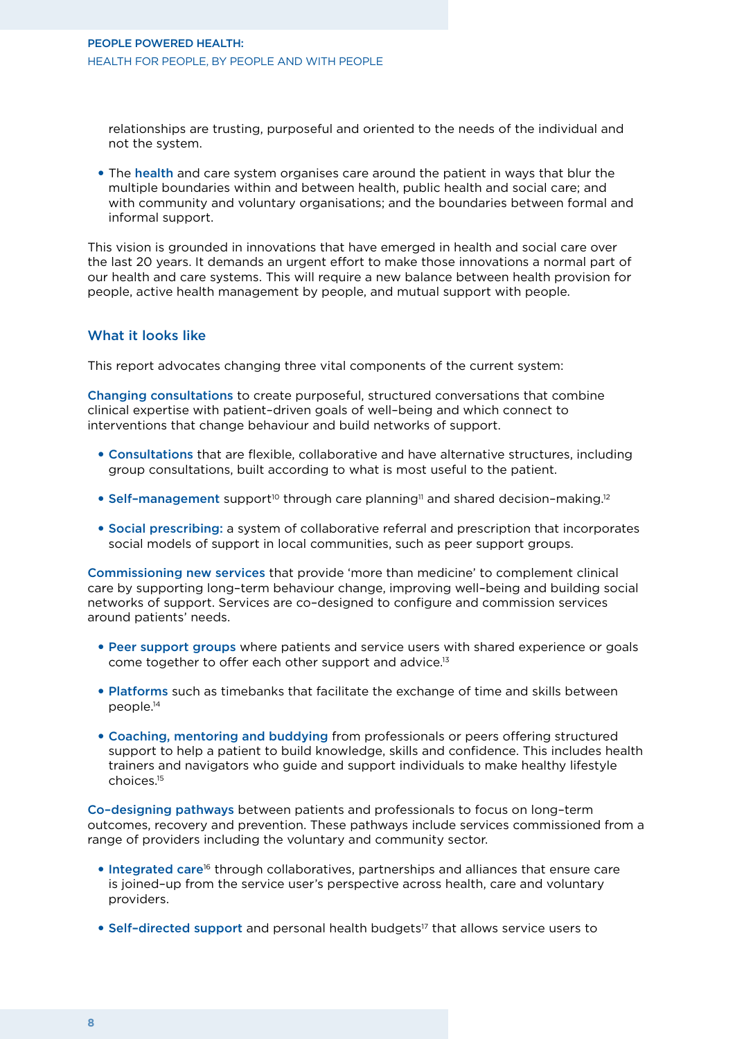relationships are trusting, purposeful and oriented to the needs of the individual and not the system.

- The **health** and care system organises care around the patient in ways that blur the multiple boundaries within and between health, public health and social care; and with community and voluntary organisations; and the boundaries between formal and informal support.

This vision is grounded in innovations that have emerged in health and social care over the last 20 years. It demands an urgent effort to make those innovations a normal part of our health and care systems. This will require a new balance between health provision for people, active health management by people, and mutual support with people.

### What it looks like

This report advocates changing three vital components of the current system:

**Changing consultations** to create purposeful, structured conversations that combine clinical expertise with patient-driven goals of well-being and which connect to interventions that change behaviour and build networks of support.

- **Consultations** that are flexible, collaborative and have alternative structures, including group consultations, built according to what is most useful to the patient.
- **Self-management** support[10] through care planning[11] and shared decision-making.[12]
- **Social prescribing:** a system of collaborative referral and prescription that incorporates social models of support in local communities, such as peer support groups.

**Commissioning new services** that provide 'more than medicine' to complement clinical care by supporting long-term behaviour change, improving well-being and building social networks of support. Services are co-designed to configure and commission services around patients' needs.

- **Peer support groups** where patients and service users with shared experience or goals come together to offer each other support and advice.[13]
- **Platforms** such as timebanks that facilitate the exchange of time and skills between people.[14]
- **Coaching, mentoring and buddying** from professionals or peers offering structured support to help a patient to build knowledge, skills and confidence. This includes health trainers and navigators who guide and support individuals to make healthy lifestyle choices.[15]

**Co-designing pathways** between patients and professionals to focus on long-term outcomes, recovery and prevention. These pathways include services commissioned from a range of providers including the voluntary and community sector.

- **Integrated care**[16] through collaboratives, partnerships and alliances that ensure care is joined-up from the service user's perspective across health, care and voluntary providers.
- **Self-directed support** and personal health budgets[17] that allows service users to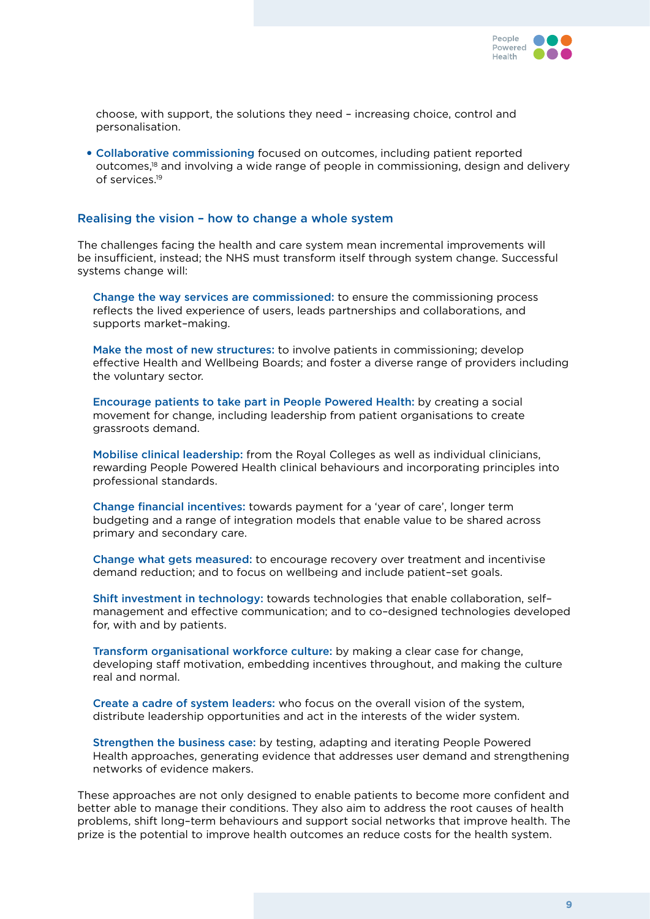choose, with support, the solutions they need – increasing choice, control and personalisation.

- **Collaborative commissioning** focused on outcomes, including patient reported outcomes,[18] and involving a wide range of people in commissioning, design and delivery of services.[19]

## Realising the vision – how to change a whole system

The challenges facing the health and care system mean incremental improvements will be insufficient, instead; the NHS must transform itself through system change. Successful systems change will:

**Change the way services are commissioned:** to ensure the commissioning process reflects the lived experience of users, leads partnerships and collaborations, and supports market-making.

**Make the most of new structures:** to involve patients in commissioning; develop effective Health and Wellbeing Boards; and foster a diverse range of providers including the voluntary sector.

**Encourage patients to take part in People Powered Health:** by creating a social movement for change, including leadership from patient organisations to create grassroots demand.

**Mobilise clinical leadership:** from the Royal Colleges as well as individual clinicians, rewarding People Powered Health clinical behaviours and incorporating principles into professional standards.

**Change financial incentives:** towards payment for a 'year of care', longer term budgeting and a range of integration models that enable value to be shared across primary and secondary care.

**Change what gets measured:** to encourage recovery over treatment and incentivise demand reduction; and to focus on wellbeing and include patient-set goals.

**Shift investment in technology:** towards technologies that enable collaboration, self-management and effective communication; and to co-designed technologies developed for, with and by patients.

**Transform organisational workforce culture:** by making a clear case for change, developing staff motivation, embedding incentives throughout, and making the culture real and normal.

**Create a cadre of system leaders:** who focus on the overall vision of the system, distribute leadership opportunities and act in the interests of the wider system.

**Strengthen the business case:** by testing, adapting and iterating People Powered Health approaches, generating evidence that addresses user demand and strengthening networks of evidence makers.

These approaches are not only designed to enable patients to become more confident and better able to manage their conditions. They also aim to address the root causes of health problems, shift long-term behaviours and support social networks that improve health. The prize is the potential to improve health outcomes an reduce costs for the health system.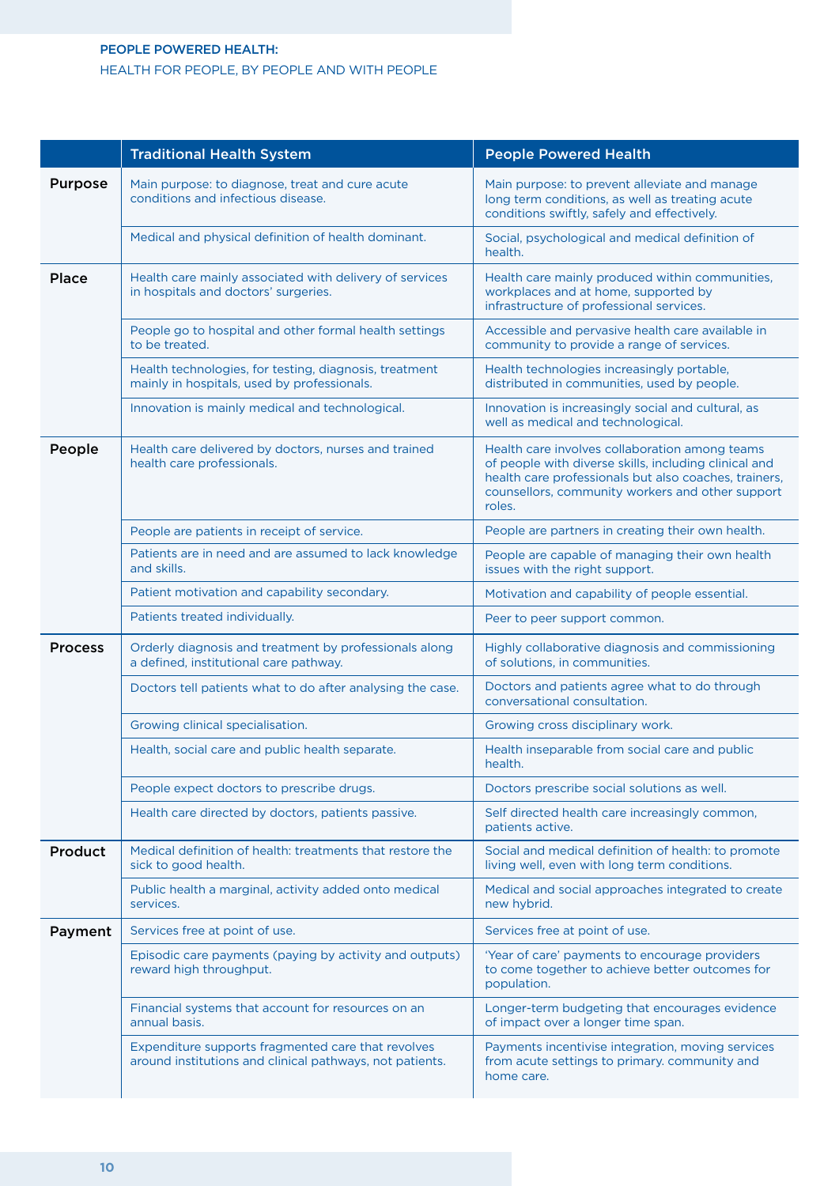| | Traditional Health System | People Powered Health |
|---|---|---|
| **Purpose** | Main purpose: to diagnose, treat and cure acute conditions and infectious disease. | Main purpose: to prevent alleviate and manage long term conditions, as well as treating acute conditions swiftly, safely and effectively. |
| | Medical and physical definition of health dominant. | Social, psychological and medical definition of health. |
| **Place** | Health care mainly associated with delivery of services in hospitals and doctors' surgeries. | Health care mainly produced within communities, workplaces and at home, supported by infrastructure of professional services. |
| | People go to hospital and other formal health settings to be treated. | Accessible and pervasive health care available in community to provide a range of services. |
| | Health technologies, for testing, diagnosis, treatment mainly in hospitals, used by professionals. | Health technologies increasingly portable, distributed in communities, used by people. |
| | Innovation is mainly medical and technological. | Innovation is increasingly social and cultural, as well as medical and technological. |
| **People** | Health care delivered by doctors, nurses and trained health care professionals. | Health care involves collaboration among teams of people with diverse skills, including clinical and health care professionals but also coaches, trainers, counsellors, community workers and other support roles. |
| | People are patients in receipt of service. | People are partners in creating their own health. |
| | Patients are in need and are assumed to lack knowledge and skills. | People are capable of managing their own health issues with the right support. |
| | Patient motivation and capability secondary. | Motivation and capability of people essential. |
| | Patients treated individually. | Peer to peer support common. |
| **Process** | Orderly diagnosis and treatment by professionals along a defined, institutional care pathway. | Highly collaborative diagnosis and commissioning of solutions, in communities. |
| | Doctors tell patients what to do after analysing the case. | Doctors and patients agree what to do through conversational consultation. |
| | Growing clinical specialisation. | Growing cross disciplinary work. |
| | Health, social care and public health separate. | Health inseparable from social care and public health. |
| | People expect doctors to prescribe drugs. | Doctors prescribe social solutions as well. |
| | Health care directed by doctors, patients passive. | Self directed health care increasingly common, patients active. |
| **Product** | Medical definition of health: treatments that restore the sick to good health. | Social and medical definition of health: to promote living well, even with long term conditions. |
| | Public health a marginal, activity added onto medical services. | Medical and social approaches integrated to create new hybrid. |
| **Payment** | Services free at point of use. | Services free at point of use. |
| | Episodic care payments (paying by activity and outputs) reward high throughput. | 'Year of care' payments to encourage providers to come together to achieve better outcomes for population. |
| | Financial systems that account for resources on an annual basis. | Longer-term budgeting that encourages evidence of impact over a longer time span. |
| | Expenditure supports fragmented care that revolves around institutions and clinical pathways, not patients. | Payments incentivise integration, moving services from acute settings to primary. community and home care. |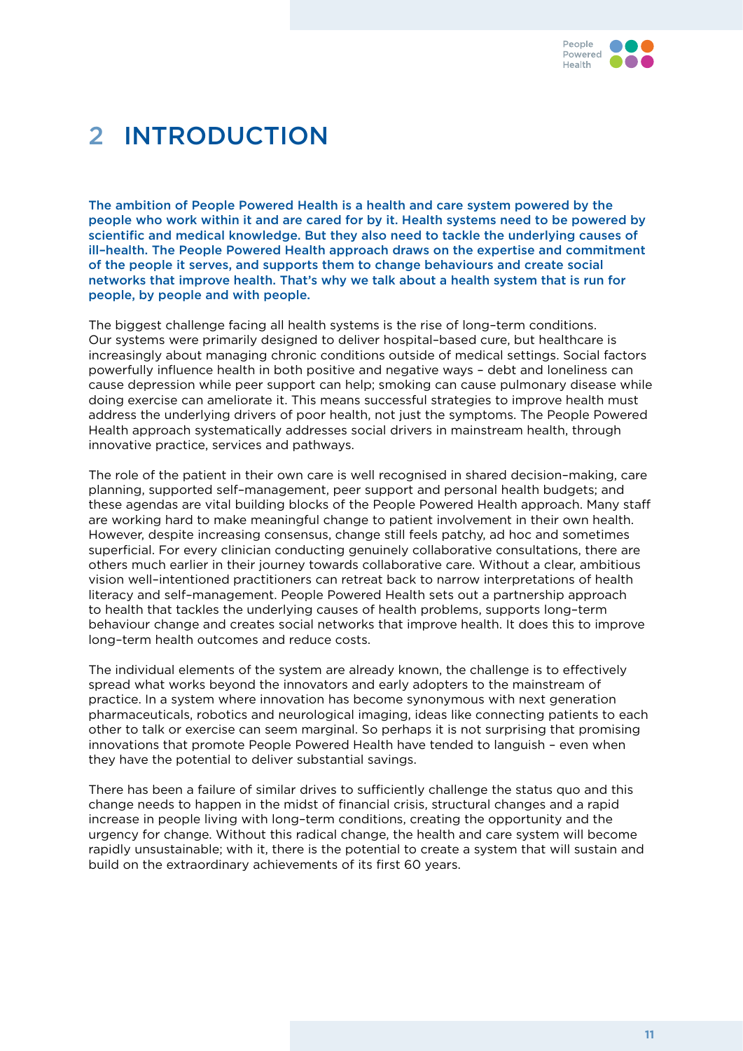# 2 INTRODUCTION

**The ambition of People Powered Health is a health and care system powered by the people who work within it and are cared for by it. Health systems need to be powered by scientific and medical knowledge. But they also need to tackle the underlying causes of ill–health. The People Powered Health approach draws on the expertise and commitment of the people it serves, and supports them to change behaviours and create social networks that improve health. That's why we talk about a health system that is run for people, by people and with people.**

The biggest challenge facing all health systems is the rise of long–term conditions. Our systems were primarily designed to deliver hospital–based cure, but healthcare is increasingly about managing chronic conditions outside of medical settings. Social factors powerfully influence health in both positive and negative ways – debt and loneliness can cause depression while peer support can help; smoking can cause pulmonary disease while doing exercise can ameliorate it. This means successful strategies to improve health must address the underlying drivers of poor health, not just the symptoms. The People Powered Health approach systematically addresses social drivers in mainstream health, through innovative practice, services and pathways.

The role of the patient in their own care is well recognised in shared decision–making, care planning, supported self–management, peer support and personal health budgets; and these agendas are vital building blocks of the People Powered Health approach. Many staff are working hard to make meaningful change to patient involvement in their own health. However, despite increasing consensus, change still feels patchy, ad hoc and sometimes superficial. For every clinician conducting genuinely collaborative consultations, there are others much earlier in their journey towards collaborative care. Without a clear, ambitious vision well–intentioned practitioners can retreat back to narrow interpretations of health literacy and self–management. People Powered Health sets out a partnership approach to health that tackles the underlying causes of health problems, supports long–term behaviour change and creates social networks that improve health. It does this to improve long–term health outcomes and reduce costs.

The individual elements of the system are already known, the challenge is to effectively spread what works beyond the innovators and early adopters to the mainstream of practice. In a system where innovation has become synonymous with next generation pharmaceuticals, robotics and neurological imaging, ideas like connecting patients to each other to talk or exercise can seem marginal. So perhaps it is not surprising that promising innovations that promote People Powered Health have tended to languish – even when they have the potential to deliver substantial savings.

There has been a failure of similar drives to sufficiently challenge the status quo and this change needs to happen in the midst of financial crisis, structural changes and a rapid increase in people living with long–term conditions, creating the opportunity and the urgency for change. Without this radical change, the health and care system will become rapidly unsustainable; with it, there is the potential to create a system that will sustain and build on the extraordinary achievements of its first 60 years.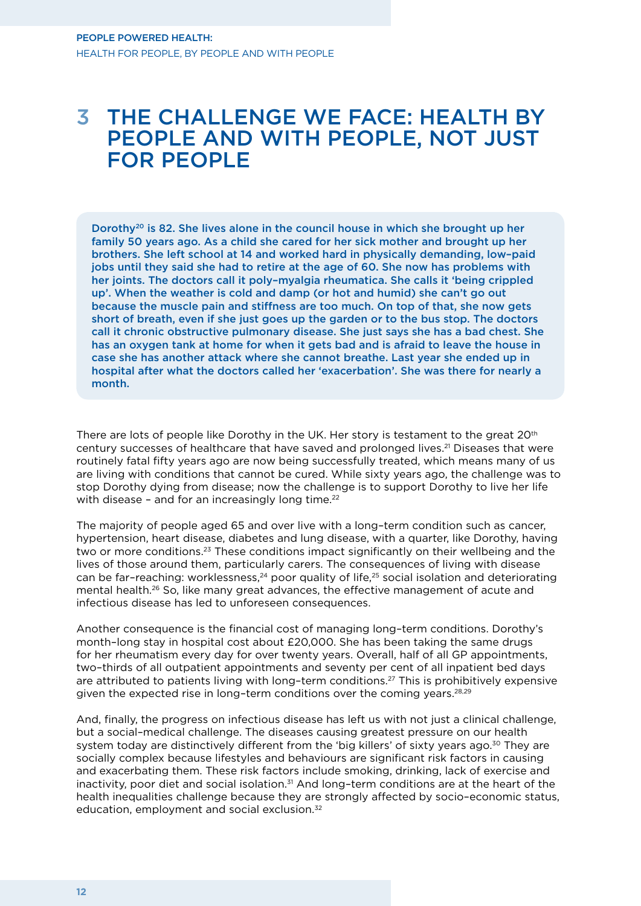# 3 THE CHALLENGE WE FACE: HEALTH BY PEOPLE AND WITH PEOPLE, NOT JUST FOR PEOPLE

**Dorothy[20] is 82. She lives alone in the council house in which she brought up her family 50 years ago. As a child she cared for her sick mother and brought up her brothers. She left school at 14 and worked hard in physically demanding, low–paid jobs until they said she had to retire at the age of 60. She now has problems with her joints. The doctors call it poly–myalgia rheumatica. She calls it 'being crippled up'. When the weather is cold and damp (or hot and humid) she can't go out because the muscle pain and stiffness are too much. On top of that, she now gets short of breath, even if she just goes up the garden or to the bus stop. The doctors call it chronic obstructive pulmonary disease. She just says she has a bad chest. She has an oxygen tank at home for when it gets bad and is afraid to leave the house in case she has another attack where she cannot breathe. Last year she ended up in hospital after what the doctors called her 'exacerbation'. She was there for nearly a month.**

There are lots of people like Dorothy in the UK. Her story is testament to the great 20th century successes of healthcare that have saved and prolonged lives.[21] Diseases that were routinely fatal fifty years ago are now being successfully treated, which means many of us are living with conditions that cannot be cured. While sixty years ago, the challenge was to stop Dorothy dying from disease; now the challenge is to support Dorothy to live her life with disease – and for an increasingly long time.[22]

The majority of people aged 65 and over live with a long–term condition such as cancer, hypertension, heart disease, diabetes and lung disease, with a quarter, like Dorothy, having two or more conditions.[23] These conditions impact significantly on their wellbeing and the lives of those around them, particularly carers. The consequences of living with disease can be far–reaching: worklessness,[24] poor quality of life,[25] social isolation and deteriorating mental health.[26] So, like many great advances, the effective management of acute and infectious disease has led to unforeseen consequences.

Another consequence is the financial cost of managing long–term conditions. Dorothy's month–long stay in hospital cost about £20,000. She has been taking the same drugs for her rheumatism every day for over twenty years. Overall, half of all GP appointments, two–thirds of all outpatient appointments and seventy per cent of all inpatient bed days are attributed to patients living with long–term conditions.[27] This is prohibitively expensive given the expected rise in long–term conditions over the coming years.[28,29]

And, finally, the progress on infectious disease has left us with not just a clinical challenge, but a social–medical challenge. The diseases causing greatest pressure on our health system today are distinctively different from the 'big killers' of sixty years ago.[30] They are socially complex because lifestyles and behaviours are significant risk factors in causing and exacerbating them. These risk factors include smoking, drinking, lack of exercise and inactivity, poor diet and social isolation.[31] And long–term conditions are at the heart of the health inequalities challenge because they are strongly affected by socio–economic status, education, employment and social exclusion.[32]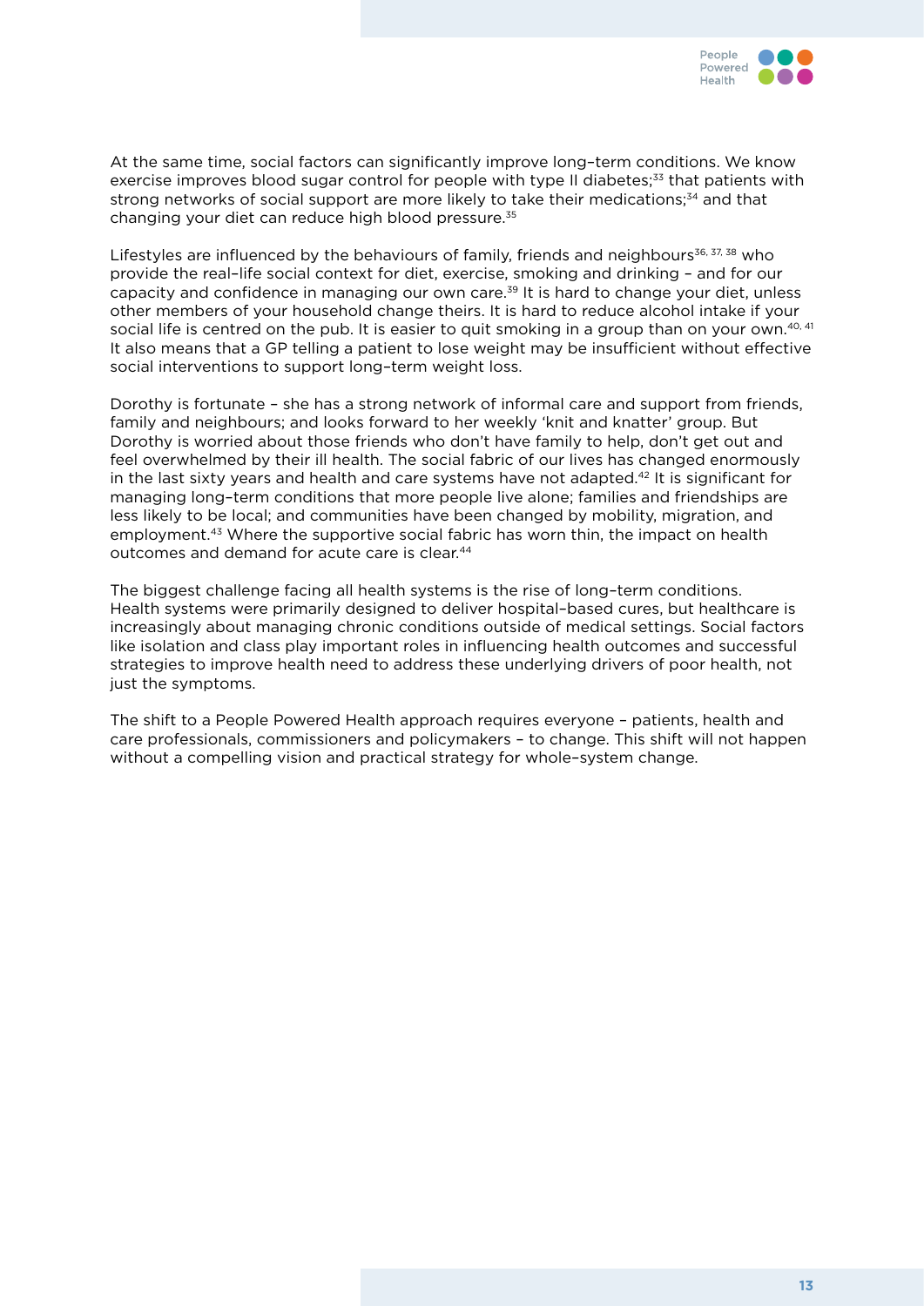At the same time, social factors can significantly improve long–term conditions. We know exercise improves blood sugar control for people with type II diabetes;[33] that patients with strong networks of social support are more likely to take their medications;[34] and that changing your diet can reduce high blood pressure.[35]

Lifestyles are influenced by the behaviours of family, friends and neighbours[36, 37, 38] who provide the real–life social context for diet, exercise, smoking and drinking – and for our capacity and confidence in managing our own care.[39] It is hard to change your diet, unless other members of your household change theirs. It is hard to reduce alcohol intake if your social life is centred on the pub. It is easier to quit smoking in a group than on your own.[40, 41] It also means that a GP telling a patient to lose weight may be insufficient without effective social interventions to support long–term weight loss.

Dorothy is fortunate – she has a strong network of informal care and support from friends, family and neighbours; and looks forward to her weekly 'knit and knatter' group. But Dorothy is worried about those friends who don't have family to help, don't get out and feel overwhelmed by their ill health. The social fabric of our lives has changed enormously in the last sixty years and health and care systems have not adapted.[42] It is significant for managing long–term conditions that more people live alone; families and friendships are less likely to be local; and communities have been changed by mobility, migration, and employment.[43] Where the supportive social fabric has worn thin, the impact on health outcomes and demand for acute care is clear.[44]

The biggest challenge facing all health systems is the rise of long–term conditions. Health systems were primarily designed to deliver hospital–based cures, but healthcare is increasingly about managing chronic conditions outside of medical settings. Social factors like isolation and class play important roles in influencing health outcomes and successful strategies to improve health need to address these underlying drivers of poor health, not just the symptoms.

The shift to a People Powered Health approach requires everyone – patients, health and care professionals, commissioners and policymakers – to change. This shift will not happen without a compelling vision and practical strategy for whole–system change.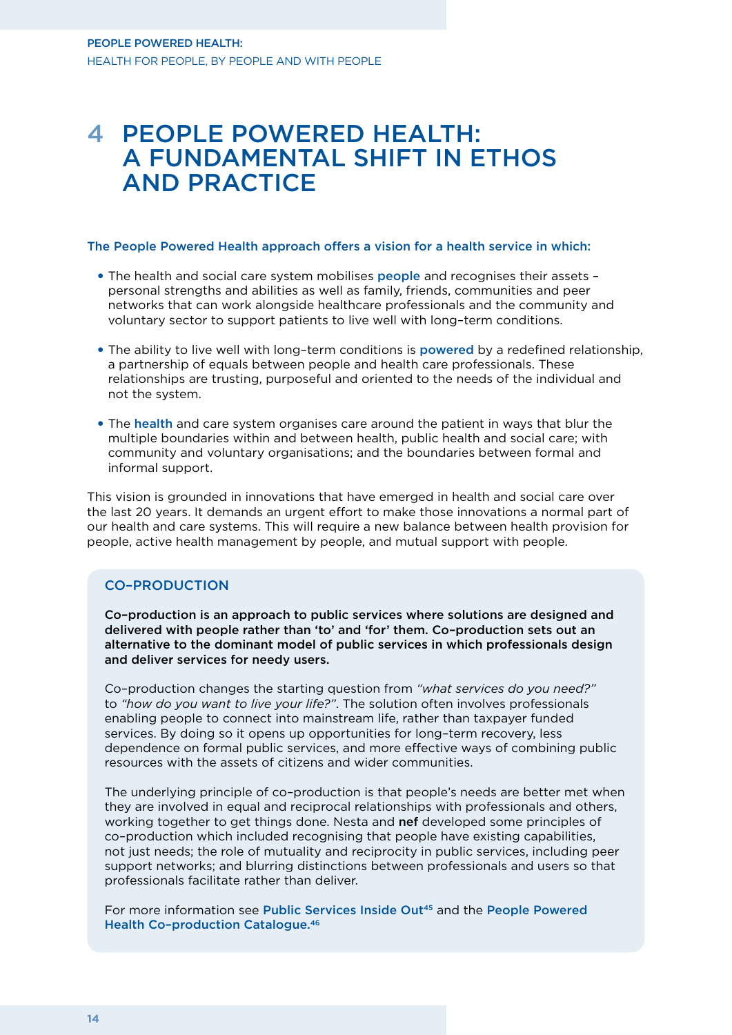# 4 PEOPLE POWERED HEALTH: A FUNDAMENTAL SHIFT IN ETHOS AND PRACTICE

**The People Powered Health approach offers a vision for a health service in which:**

- The health and social care system mobilises **people** and recognises their assets – personal strengths and abilities as well as family, friends, communities and peer networks that can work alongside healthcare professionals and the community and voluntary sector to support patients to live well with long–term conditions.
- The ability to live well with long–term conditions is **powered** by a redefined relationship, a partnership of equals between people and health care professionals. These relationships are trusting, purposeful and oriented to the needs of the individual and not the system.
- The **health** and care system organises care around the patient in ways that blur the multiple boundaries within and between health, public health and social care; with community and voluntary organisations; and the boundaries between formal and informal support.

This vision is grounded in innovations that have emerged in health and social care over the last 20 years. It demands an urgent effort to make those innovations a normal part of our health and care systems. This will require a new balance between health provision for people, active health management by people, and mutual support with people.

## CO–PRODUCTION

**Co–production is an approach to public services where solutions are designed and delivered with people rather than 'to' and 'for' them. Co–production sets out an alternative to the dominant model of public services in which professionals design and deliver services for needy users.**

Co–production changes the starting question from *"what services do you need?"* to *"how do you want to live your life?"*. The solution often involves professionals enabling people to connect into mainstream life, rather than taxpayer funded services. By doing so it opens up opportunities for long–term recovery, less dependence on formal public services, and more effective ways of combining public resources with the assets of citizens and wider communities.

The underlying principle of co–production is that people's needs are better met when they are involved in equal and reciprocal relationships with professionals and others, working together to get things done. Nesta and **nef** developed some principles of co–production which included recognising that people have existing capabilities, not just needs; the role of mutuality and reciprocity in public services, including peer support networks; and blurring distinctions between professionals and users so that professionals facilitate rather than deliver.

For more information see **Public Services Inside Out**[45] and the **People Powered Health Co–production Catalogue.**[46]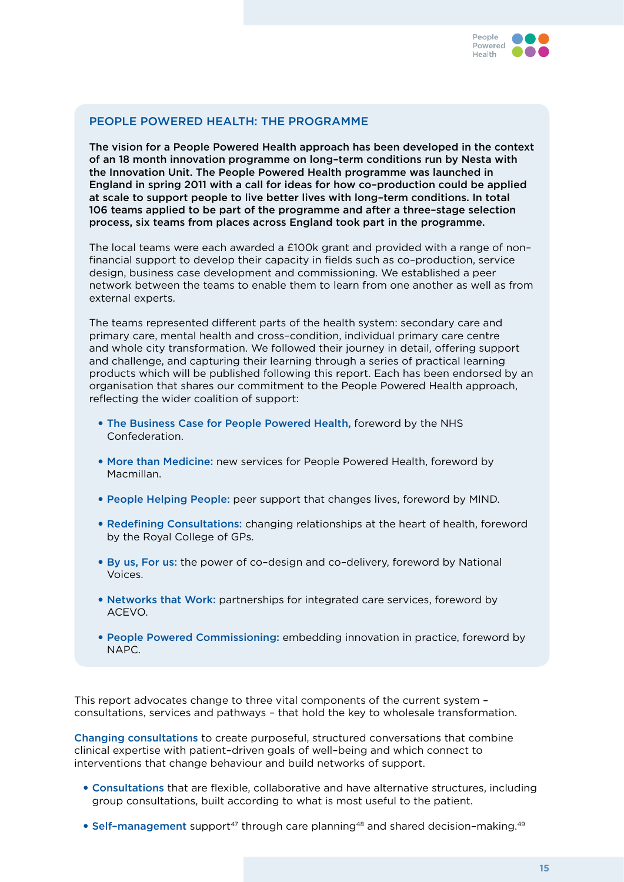## PEOPLE POWERED HEALTH: THE PROGRAMME

**The vision for a People Powered Health approach has been developed in the context of an 18 month innovation programme on long–term conditions run by Nesta with the Innovation Unit. The People Powered Health programme was launched in England in spring 2011 with a call for ideas for how co–production could be applied at scale to support people to live better lives with long–term conditions. In total 106 teams applied to be part of the programme and after a three–stage selection process, six teams from places across England took part in the programme.**

The local teams were each awarded a £100k grant and provided with a range of non–financial support to develop their capacity in fields such as co–production, service design, business case development and commissioning. We established a peer network between the teams to enable them to learn from one another as well as from external experts.

The teams represented different parts of the health system: secondary care and primary care, mental health and cross–condition, individual primary care centre and whole city transformation. We followed their journey in detail, offering support and challenge, and capturing their learning through a series of practical learning products which will be published following this report. Each has been endorsed by an organisation that shares our commitment to the People Powered Health approach, reflecting the wider coalition of support:

- **The Business Case for People Powered Health,** foreword by the NHS Confederation.
- **More than Medicine:** new services for People Powered Health, foreword by Macmillan.
- **People Helping People:** peer support that changes lives, foreword by MIND.
- **Redefining Consultations:** changing relationships at the heart of health, foreword by the Royal College of GPs.
- **By us, For us:** the power of co–design and co–delivery, foreword by National Voices.
- **Networks that Work:** partnerships for integrated care services, foreword by ACEVO.
- **People Powered Commissioning:** embedding innovation in practice, foreword by NAPC.

This report advocates change to three vital components of the current system – consultations, services and pathways – that hold the key to wholesale transformation.

**Changing consultations** to create purposeful, structured conversations that combine clinical expertise with patient–driven goals of well–being and which connect to interventions that change behaviour and build networks of support.

- **Consultations** that are flexible, collaborative and have alternative structures, including group consultations, built according to what is most useful to the patient.
- **Self–management** support[47] through care planning[48] and shared decision–making.[49]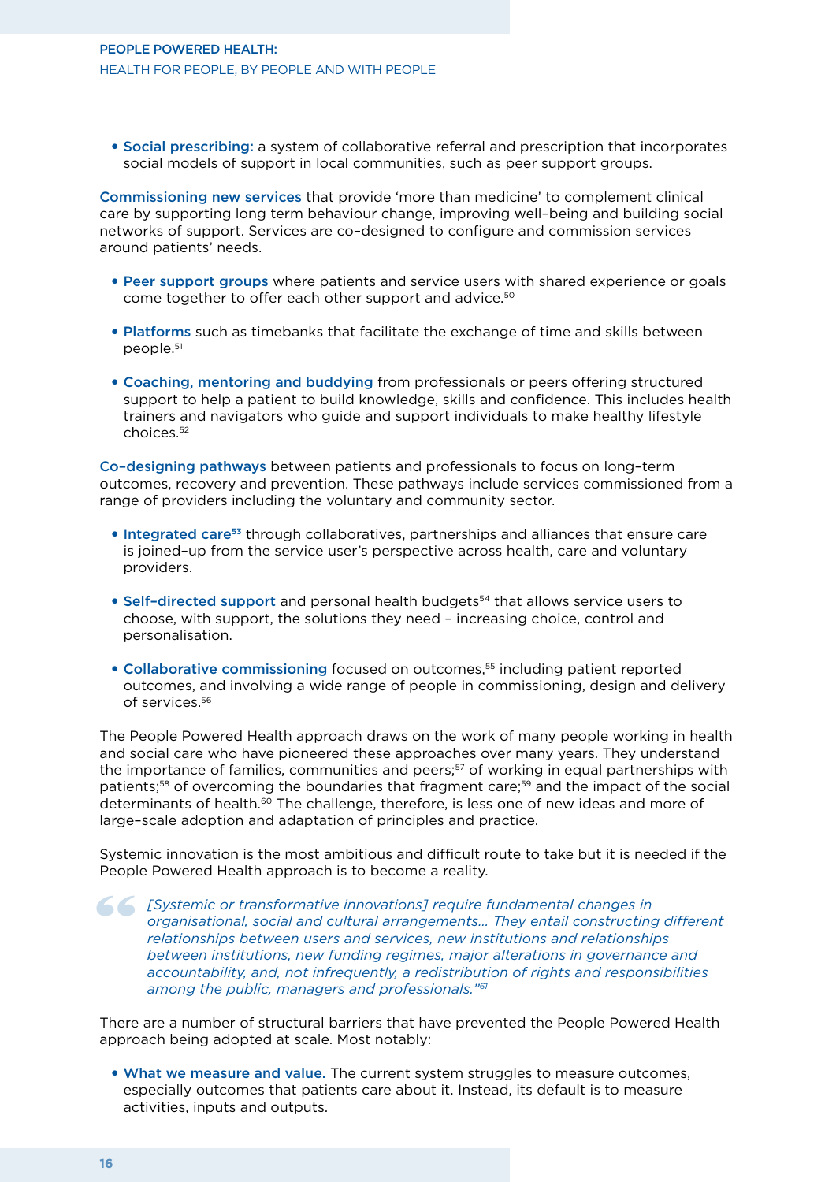- **Social prescribing:** a system of collaborative referral and prescription that incorporates social models of support in local communities, such as peer support groups.

**Commissioning new services** that provide 'more than medicine' to complement clinical care by supporting long term behaviour change, improving well–being and building social networks of support. Services are co–designed to configure and commission services around patients' needs.

- **Peer support groups** where patients and service users with shared experience or goals come together to offer each other support and advice.[50]

- **Platforms** such as timebanks that facilitate the exchange of time and skills between people.[51]

- **Coaching, mentoring and buddying** from professionals or peers offering structured support to help a patient to build knowledge, skills and confidence. This includes health trainers and navigators who guide and support individuals to make healthy lifestyle choices.[52]

**Co–designing pathways** between patients and professionals to focus on long–term outcomes, recovery and prevention. These pathways include services commissioned from a range of providers including the voluntary and community sector.

- **Integrated care**[53] through collaboratives, partnerships and alliances that ensure care is joined–up from the service user's perspective across health, care and voluntary providers.

- **Self–directed support** and personal health budgets[54] that allows service users to choose, with support, the solutions they need – increasing choice, control and personalisation.

- **Collaborative commissioning** focused on outcomes,[55] including patient reported outcomes, and involving a wide range of people in commissioning, design and delivery of services.[56]

The People Powered Health approach draws on the work of many people working in health and social care who have pioneered these approaches over many years. They understand the importance of families, communities and peers;[57] of working in equal partnerships with patients;[58] of overcoming the boundaries that fragment care;[59] and the impact of the social determinants of health.[60] The challenge, therefore, is less one of new ideas and more of large–scale adoption and adaptation of principles and practice.

Systemic innovation is the most ambitious and difficult route to take but it is needed if the People Powered Health approach is to become a reality.

> *[Systemic or transformative innovations] require fundamental changes in organisational, social and cultural arrangements... They entail constructing different relationships between users and services, new institutions and relationships between institutions, new funding regimes, major alterations in governance and accountability, and, not infrequently, a redistribution of rights and responsibilities among the public, managers and professionals."*[61]

There are a number of structural barriers that have prevented the People Powered Health approach being adopted at scale. Most notably:

- **What we measure and value.** The current system struggles to measure outcomes, especially outcomes that patients care about it. Instead, its default is to measure activities, inputs and outputs.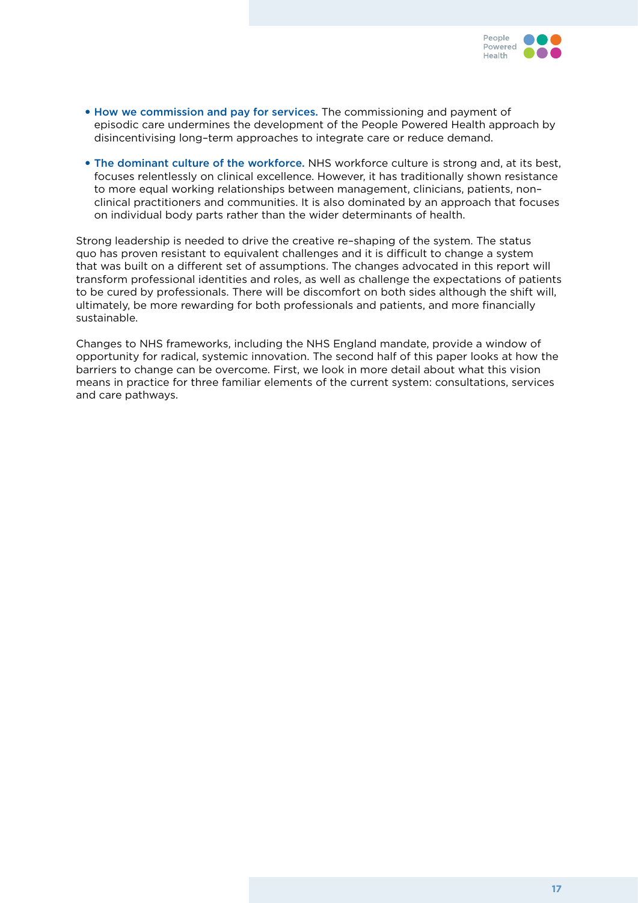- **How we commission and pay for services.** The commissioning and payment of episodic care undermines the development of the People Powered Health approach by disincentivising long–term approaches to integrate care or reduce demand.

- **The dominant culture of the workforce.** NHS workforce culture is strong and, at its best, focuses relentlessly on clinical excellence. However, it has traditionally shown resistance to more equal working relationships between management, clinicians, patients, non–clinical practitioners and communities. It is also dominated by an approach that focuses on individual body parts rather than the wider determinants of health.

Strong leadership is needed to drive the creative re–shaping of the system. The status quo has proven resistant to equivalent challenges and it is difficult to change a system that was built on a different set of assumptions. The changes advocated in this report will transform professional identities and roles, as well as challenge the expectations of patients to be cured by professionals. There will be discomfort on both sides although the shift will, ultimately, be more rewarding for both professionals and patients, and more financially sustainable.

Changes to NHS frameworks, including the NHS England mandate, provide a window of opportunity for radical, systemic innovation. The second half of this paper looks at how the barriers to change can be overcome. First, we look in more detail about what this vision means in practice for three familiar elements of the current system: consultations, services and care pathways.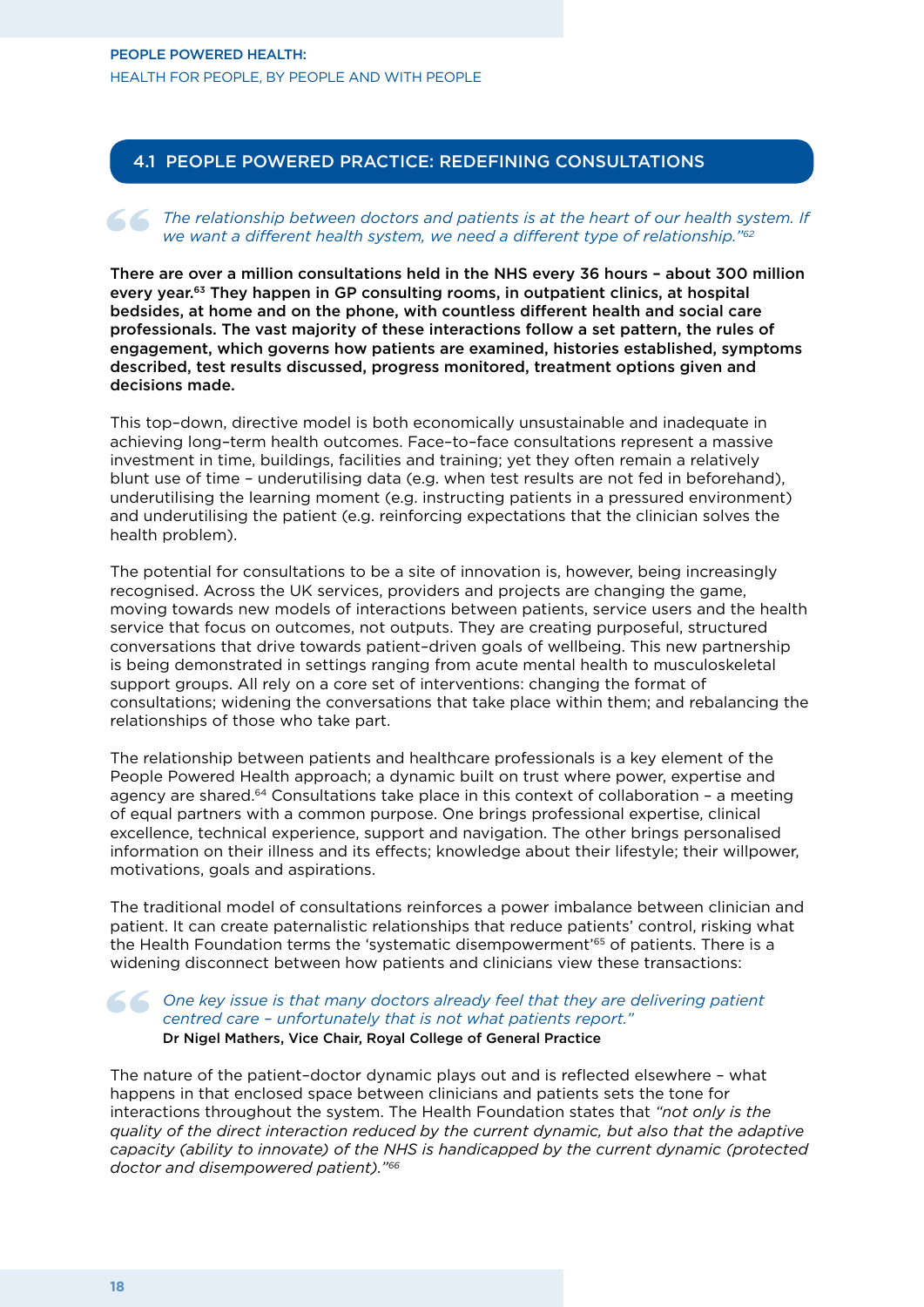## 4.1 PEOPLE POWERED PRACTICE: REDEFINING CONSULTATIONS

> *The relationship between doctors and patients is at the heart of our health system. If we want a different health system, we need a different type of relationship."[62]*

**There are over a million consultations held in the NHS every 36 hours – about 300 million every year.[63] They happen in GP consulting rooms, in outpatient clinics, at hospital bedsides, at home and on the phone, with countless different health and social care professionals. The vast majority of these interactions follow a set pattern, the rules of engagement, which governs how patients are examined, histories established, symptoms described, test results discussed, progress monitored, treatment options given and decisions made.**

This top–down, directive model is both economically unsustainable and inadequate in achieving long–term health outcomes. Face–to–face consultations represent a massive investment in time, buildings, facilities and training; yet they often remain a relatively blunt use of time – underutilising data (e.g. when test results are not fed in beforehand), underutilising the learning moment (e.g. instructing patients in a pressured environment) and underutilising the patient (e.g. reinforcing expectations that the clinician solves the health problem).

The potential for consultations to be a site of innovation is, however, being increasingly recognised. Across the UK services, providers and projects are changing the game, moving towards new models of interactions between patients, service users and the health service that focus on outcomes, not outputs. They are creating purposeful, structured conversations that drive towards patient–driven goals of wellbeing. This new partnership is being demonstrated in settings ranging from acute mental health to musculoskeletal support groups. All rely on a core set of interventions: changing the format of consultations; widening the conversations that take place within them; and rebalancing the relationships of those who take part.

The relationship between patients and healthcare professionals is a key element of the People Powered Health approach; a dynamic built on trust where power, expertise and agency are shared.[64] Consultations take place in this context of collaboration – a meeting of equal partners with a common purpose. One brings professional expertise, clinical excellence, technical experience, support and navigation. The other brings personalised information on their illness and its effects; knowledge about their lifestyle; their willpower, motivations, goals and aspirations.

The traditional model of consultations reinforces a power imbalance between clinician and patient. It can create paternalistic relationships that reduce patients' control, risking what the Health Foundation terms the 'systematic disempowerment'[65] of patients. There is a widening disconnect between how patients and clinicians view these transactions:

> *One key issue is that many doctors already feel that they are delivering patient centred care – unfortunately that is not what patients report."*
> **Dr Nigel Mathers, Vice Chair, Royal College of General Practice**

The nature of the patient–doctor dynamic plays out and is reflected elsewhere – what happens in that enclosed space between clinicians and patients sets the tone for interactions throughout the system. The Health Foundation states that *"not only is the quality of the direct interaction reduced by the current dynamic, but also that the adaptive capacity (ability to innovate) of the NHS is handicapped by the current dynamic (protected doctor and disempowered patient)."[66]*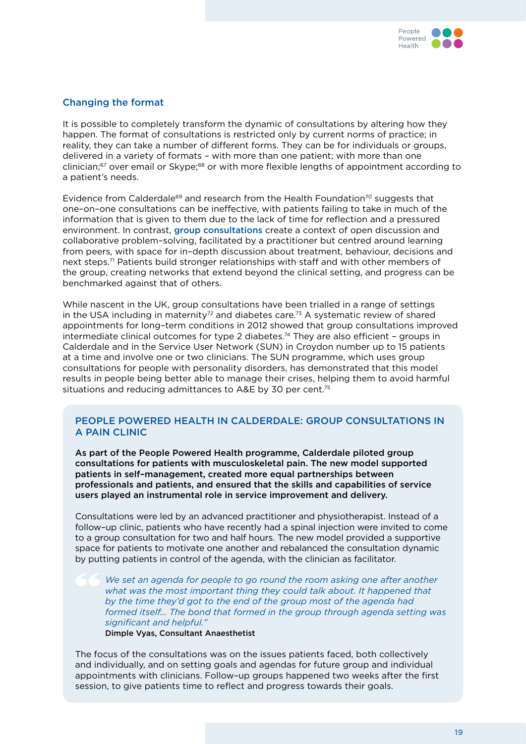### Changing the format

It is possible to completely transform the dynamic of consultations by altering how they happen. The format of consultations is restricted only by current norms of practice; in reality, they can take a number of different forms. They can be for individuals or groups, delivered in a variety of formats – with more than one patient; with more than one clinician;[67] over email or Skype;[68] or with more flexible lengths of appointment according to a patient's needs.

Evidence from Calderdale[69] and research from the Health Foundation[70] suggests that one–on–one consultations can be ineffective, with patients failing to take in much of the information that is given to them due to the lack of time for reflection and a pressured environment. In contrast, group consultations create a context of open discussion and collaborative problem–solving, facilitated by a practitioner but centred around learning from peers, with space for in–depth discussion about treatment, behaviour, decisions and next steps.[71] Patients build stronger relationships with staff and with other members of the group, creating networks that extend beyond the clinical setting, and progress can be benchmarked against that of others.

While nascent in the UK, group consultations have been trialled in a range of settings in the USA including in maternity[72] and diabetes care.[73] A systematic review of shared appointments for long–term conditions in 2012 showed that group consultations improved intermediate clinical outcomes for type 2 diabetes.[74] They are also efficient – groups in Calderdale and in the Service User Network (SUN) in Croydon number up to 15 patients at a time and involve one or two clinicians. The SUN programme, which uses group consultations for people with personality disorders, has demonstrated that this model results in people being better able to manage their crises, helping them to avoid harmful situations and reducing admittances to A&E by 30 per cent.[75]

### PEOPLE POWERED HEALTH IN CALDERDALE: GROUP CONSULTATIONS IN A PAIN CLINIC

**As part of the People Powered Health programme, Calderdale piloted group consultations for patients with musculoskeletal pain. The new model supported patients in self–management, created more equal partnerships between professionals and patients, and ensured that the skills and capabilities of service users played an instrumental role in service improvement and delivery.**

Consultations were led by an advanced practitioner and physiotherapist. Instead of a follow–up clinic, patients who have recently had a spinal injection were invited to come to a group consultation for two and half hours. The new model provided a supportive space for patients to motivate one another and rebalanced the consultation dynamic by putting patients in control of the agenda, with the clinician as facilitator.

> *"We set an agenda for people to go round the room asking one after another what was the most important thing they could talk about. It happened that by the time they'd got to the end of the group most of the agenda had formed itself... The bond that formed in the group through agenda setting was significant and helpful."*
> **Dimple Vyas, Consultant Anaesthetist**

The focus of the consultations was on the issues patients faced, both collectively and individually, and on setting goals and agendas for future group and individual appointments with clinicians. Follow–up groups happened two weeks after the first session, to give patients time to reflect and progress towards their goals.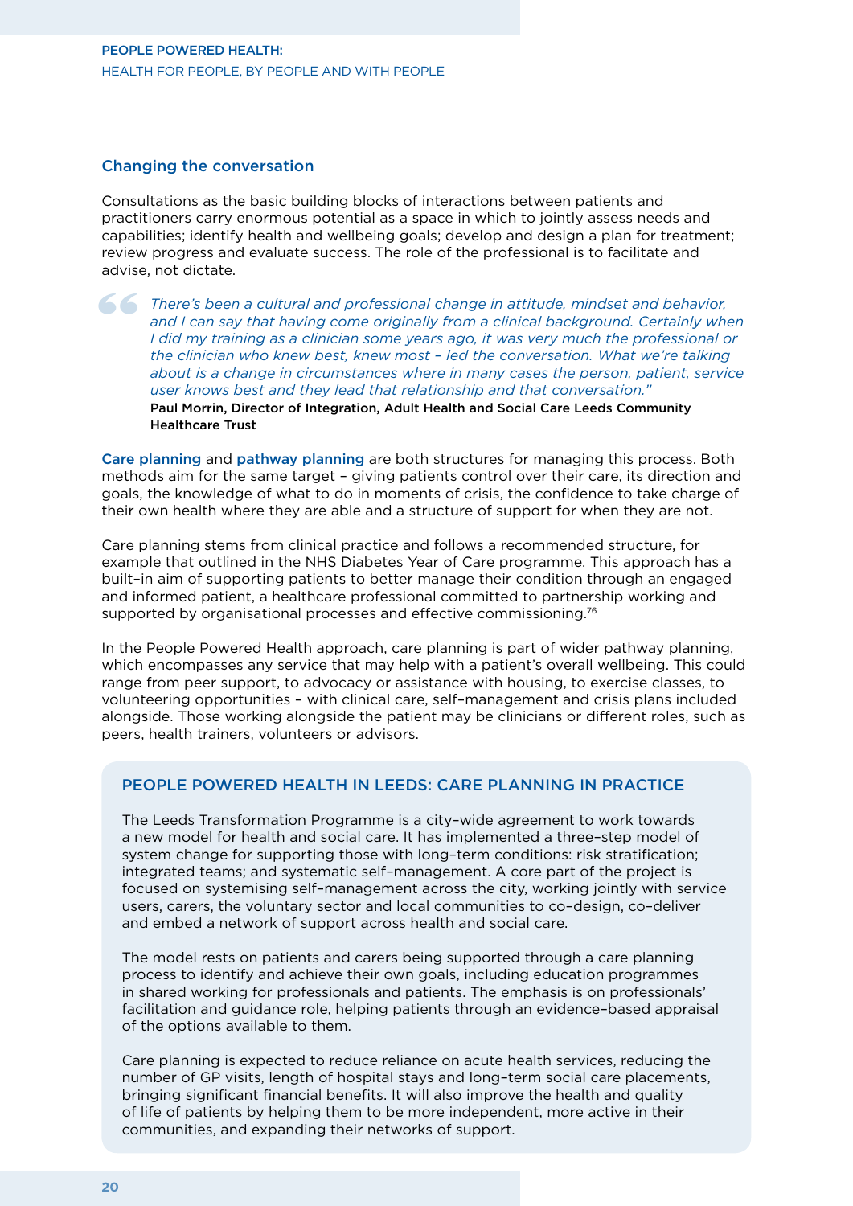## Changing the conversation

Consultations as the basic building blocks of interactions between patients and practitioners carry enormous potential as a space in which to jointly assess needs and capabilities; identify health and wellbeing goals; develop and design a plan for treatment; review progress and evaluate success. The role of the professional is to facilitate and advise, not dictate.

> *There's been a cultural and professional change in attitude, mindset and behavior, and I can say that having come originally from a clinical background. Certainly when I did my training as a clinician some years ago, it was very much the professional or the clinician who knew best, knew most – led the conversation. What we're talking about is a change in circumstances where in many cases the person, patient, service user knows best and they lead that relationship and that conversation."*
>
> **Paul Morrin, Director of Integration, Adult Health and Social Care Leeds Community Healthcare Trust**

**Care planning** and **pathway planning** are both structures for managing this process. Both methods aim for the same target – giving patients control over their care, its direction and goals, the knowledge of what to do in moments of crisis, the confidence to take charge of their own health where they are able and a structure of support for when they are not.

Care planning stems from clinical practice and follows a recommended structure, for example that outlined in the NHS Diabetes Year of Care programme. This approach has a built–in aim of supporting patients to better manage their condition through an engaged and informed patient, a healthcare professional committed to partnership working and supported by organisational processes and effective commissioning.[76]

In the People Powered Health approach, care planning is part of wider pathway planning, which encompasses any service that may help with a patient's overall wellbeing. This could range from peer support, to advocacy or assistance with housing, to exercise classes, to volunteering opportunities – with clinical care, self–management and crisis plans included alongside. Those working alongside the patient may be clinicians or different roles, such as peers, health trainers, volunteers or advisors.

### PEOPLE POWERED HEALTH IN LEEDS: CARE PLANNING IN PRACTICE

The Leeds Transformation Programme is a city–wide agreement to work towards a new model for health and social care. It has implemented a three–step model of system change for supporting those with long–term conditions: risk stratification; integrated teams; and systematic self–management. A core part of the project is focused on systemising self–management across the city, working jointly with service users, carers, the voluntary sector and local communities to co–design, co–deliver and embed a network of support across health and social care.

The model rests on patients and carers being supported through a care planning process to identify and achieve their own goals, including education programmes in shared working for professionals and patients. The emphasis is on professionals' facilitation and guidance role, helping patients through an evidence–based appraisal of the options available to them.

Care planning is expected to reduce reliance on acute health services, reducing the number of GP visits, length of hospital stays and long–term social care placements, bringing significant financial benefits. It will also improve the health and quality of life of patients by helping them to be more independent, more active in their communities, and expanding their networks of support.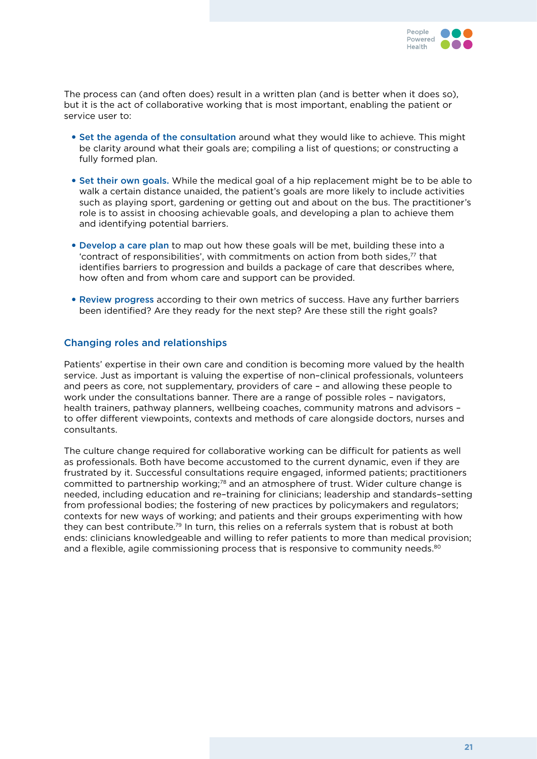The process can (and often does) result in a written plan (and is better when it does so), but it is the act of collaborative working that is most important, enabling the patient or service user to:

- **Set the agenda of the consultation** around what they would like to achieve. This might be clarity around what their goals are; compiling a list of questions; or constructing a fully formed plan.

- **Set their own goals.** While the medical goal of a hip replacement might be to be able to walk a certain distance unaided, the patient's goals are more likely to include activities such as playing sport, gardening or getting out and about on the bus. The practitioner's role is to assist in choosing achievable goals, and developing a plan to achieve them and identifying potential barriers.

- **Develop a care plan** to map out how these goals will be met, building these into a 'contract of responsibilities', with commitments on action from both sides,[77] that identifies barriers to progression and builds a package of care that describes where, how often and from whom care and support can be provided.

- **Review progress** according to their own metrics of success. Have any further barriers been identified? Are they ready for the next step? Are these still the right goals?

### Changing roles and relationships

Patients' expertise in their own care and condition is becoming more valued by the health service. Just as important is valuing the expertise of non–clinical professionals, volunteers and peers as core, not supplementary, providers of care – and allowing these people to work under the consultations banner. There are a range of possible roles – navigators, health trainers, pathway planners, wellbeing coaches, community matrons and advisors – to offer different viewpoints, contexts and methods of care alongside doctors, nurses and consultants.

The culture change required for collaborative working can be difficult for patients as well as professionals. Both have become accustomed to the current dynamic, even if they are frustrated by it. Successful consultations require engaged, informed patients; practitioners committed to partnership working;[78] and an atmosphere of trust. Wider culture change is needed, including education and re–training for clinicians; leadership and standards–setting from professional bodies; the fostering of new practices by policymakers and regulators; contexts for new ways of working; and patients and their groups experimenting with how they can best contribute.[79] In turn, this relies on a referrals system that is robust at both ends: clinicians knowledgeable and willing to refer patients to more than medical provision; and a flexible, agile commissioning process that is responsive to community needs.[80]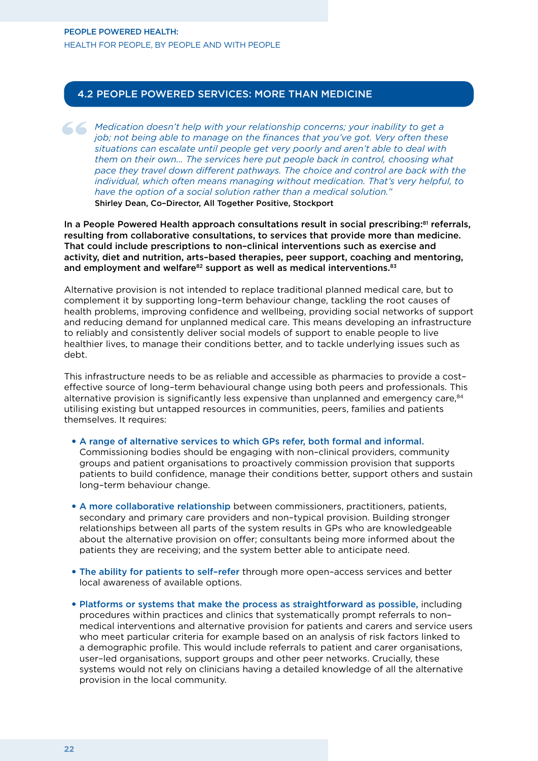## 4.2 PEOPLE POWERED SERVICES: MORE THAN MEDICINE

> *Medication doesn't help with your relationship concerns; your inability to get a job; not being able to manage on the finances that you've got. Very often these situations can escalate until people get very poorly and aren't able to deal with them on their own… The services here put people back in control, choosing what pace they travel down different pathways. The choice and control are back with the individual, which often means managing without medication. That's very helpful, to have the option of a social solution rather than a medical solution."*
>
> Shirley Dean, Co-Director, All Together Positive, Stockport

**In a People Powered Health approach consultations result in social prescribing:[81] referrals, resulting from collaborative consultations, to services that provide more than medicine. That could include prescriptions to non-clinical interventions such as exercise and activity, diet and nutrition, arts-based therapies, peer support, coaching and mentoring, and employment and welfare[82] support as well as medical interventions.[83]**

Alternative provision is not intended to replace traditional planned medical care, but to complement it by supporting long-term behaviour change, tackling the root causes of health problems, improving confidence and wellbeing, providing social networks of support and reducing demand for unplanned medical care. This means developing an infrastructure to reliably and consistently deliver social models of support to enable people to live healthier lives, to manage their conditions better, and to tackle underlying issues such as debt.

This infrastructure needs to be as reliable and accessible as pharmacies to provide a cost-effective source of long-term behavioural change using both peers and professionals. This alternative provision is significantly less expensive than unplanned and emergency care,[84] utilising existing but untapped resources in communities, peers, families and patients themselves. It requires:

- **A range of alternative services to which GPs refer, both formal and informal.** Commissioning bodies should be engaging with non-clinical providers, community groups and patient organisations to proactively commission provision that supports patients to build confidence, manage their conditions better, support others and sustain long-term behaviour change.
- **A more collaborative relationship** between commissioners, practitioners, patients, secondary and primary care providers and non-typical provision. Building stronger relationships between all parts of the system results in GPs who are knowledgeable about the alternative provision on offer; consultants being more informed about the patients they are receiving; and the system better able to anticipate need.
- **The ability for patients to self-refer** through more open-access services and better local awareness of available options.
- **Platforms or systems that make the process as straightforward as possible,** including procedures within practices and clinics that systematically prompt referrals to non-medical interventions and alternative provision for patients and carers and service users who meet particular criteria for example based on an analysis of risk factors linked to a demographic profile. This would include referrals to patient and carer organisations, user-led organisations, support groups and other peer networks. Crucially, these systems would not rely on clinicians having a detailed knowledge of all the alternative provision in the local community.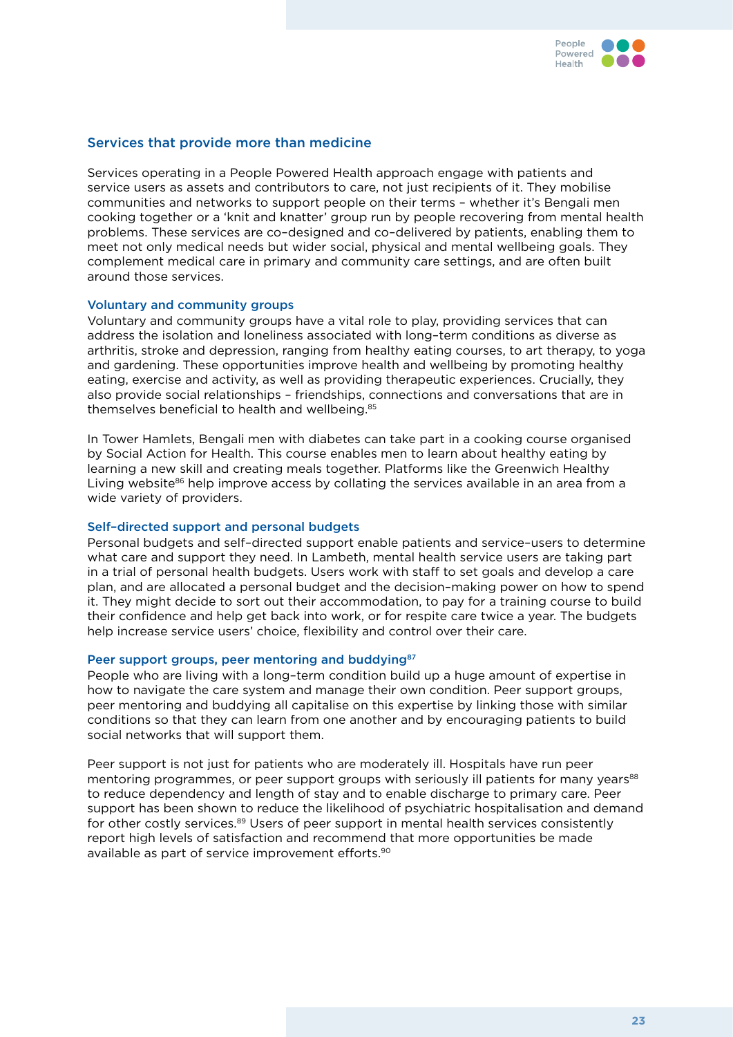## Services that provide more than medicine

Services operating in a People Powered Health approach engage with patients and service users as assets and contributors to care, not just recipients of it. They mobilise communities and networks to support people on their terms – whether it's Bengali men cooking together or a 'knit and knatter' group run by people recovering from mental health problems. These services are co–designed and co–delivered by patients, enabling them to meet not only medical needs but wider social, physical and mental wellbeing goals. They complement medical care in primary and community care settings, and are often built around those services.

### Voluntary and community groups

Voluntary and community groups have a vital role to play, providing services that can address the isolation and loneliness associated with long–term conditions as diverse as arthritis, stroke and depression, ranging from healthy eating courses, to art therapy, to yoga and gardening. These opportunities improve health and wellbeing by promoting healthy eating, exercise and activity, as well as providing therapeutic experiences. Crucially, they also provide social relationships – friendships, connections and conversations that are in themselves beneficial to health and wellbeing.[85]

In Tower Hamlets, Bengali men with diabetes can take part in a cooking course organised by Social Action for Health. This course enables men to learn about healthy eating by learning a new skill and creating meals together. Platforms like the Greenwich Healthy Living website[86] help improve access by collating the services available in an area from a wide variety of providers.

### Self–directed support and personal budgets

Personal budgets and self–directed support enable patients and service–users to determine what care and support they need. In Lambeth, mental health service users are taking part in a trial of personal health budgets. Users work with staff to set goals and develop a care plan, and are allocated a personal budget and the decision–making power on how to spend it. They might decide to sort out their accommodation, to pay for a training course to build their confidence and help get back into work, or for respite care twice a year. The budgets help increase service users' choice, flexibility and control over their care.

### Peer support groups, peer mentoring and buddying[87]

People who are living with a long–term condition build up a huge amount of expertise in how to navigate the care system and manage their own condition. Peer support groups, peer mentoring and buddying all capitalise on this expertise by linking those with similar conditions so that they can learn from one another and by encouraging patients to build social networks that will support them.

Peer support is not just for patients who are moderately ill. Hospitals have run peer mentoring programmes, or peer support groups with seriously ill patients for many years[88] to reduce dependency and length of stay and to enable discharge to primary care. Peer support has been shown to reduce the likelihood of psychiatric hospitalisation and demand for other costly services.[89] Users of peer support in mental health services consistently report high levels of satisfaction and recommend that more opportunities be made available as part of service improvement efforts.[90]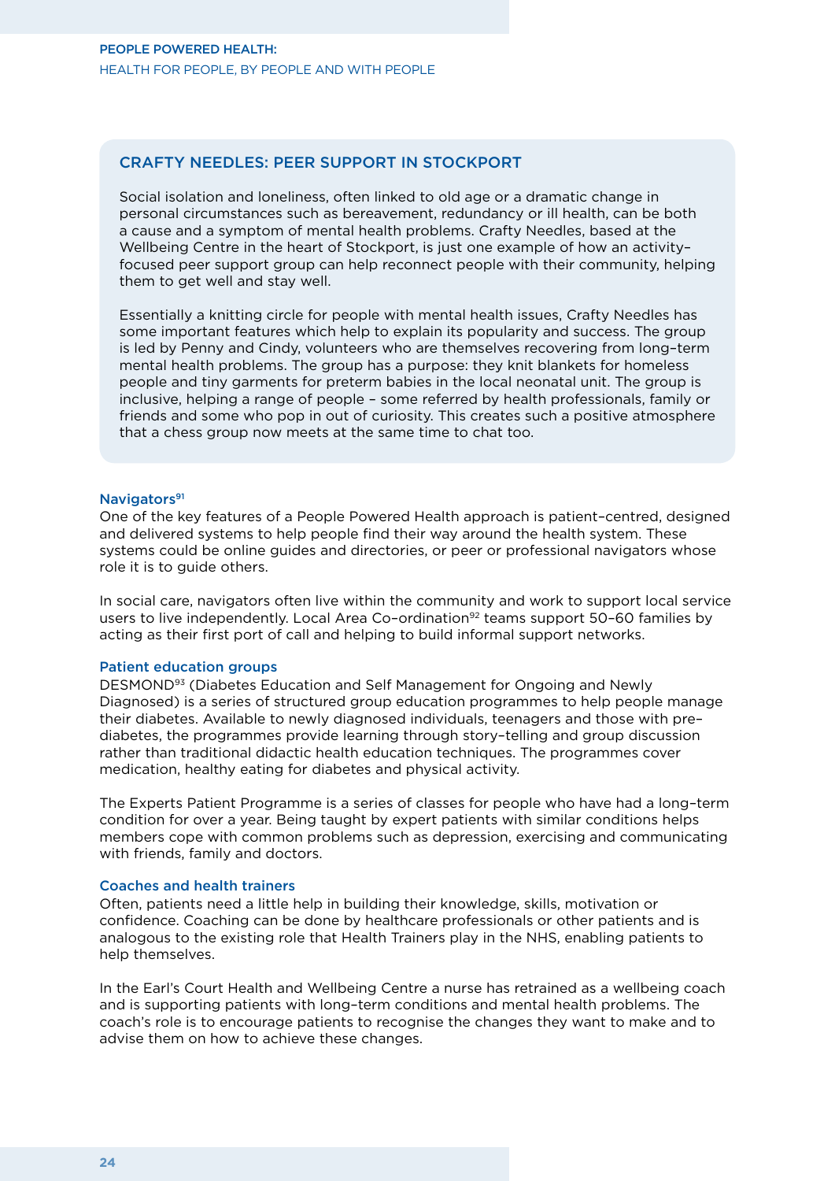### CRAFTY NEEDLES: PEER SUPPORT IN STOCKPORT

Social isolation and loneliness, often linked to old age or a dramatic change in personal circumstances such as bereavement, redundancy or ill health, can be both a cause and a symptom of mental health problems. Crafty Needles, based at the Wellbeing Centre in the heart of Stockport, is just one example of how an activity–focused peer support group can help reconnect people with their community, helping them to get well and stay well.

Essentially a knitting circle for people with mental health issues, Crafty Needles has some important features which help to explain its popularity and success. The group is led by Penny and Cindy, volunteers who are themselves recovering from long–term mental health problems. The group has a purpose: they knit blankets for homeless people and tiny garments for preterm babies in the local neonatal unit. The group is inclusive, helping a range of people – some referred by health professionals, family or friends and some who pop in out of curiosity. This creates such a positive atmosphere that a chess group now meets at the same time to chat too.

#### Navigators[91]

One of the key features of a People Powered Health approach is patient–centred, designed and delivered systems to help people find their way around the health system. These systems could be online guides and directories, or peer or professional navigators whose role it is to guide others.

In social care, navigators often live within the community and work to support local service users to live independently. Local Area Co–ordination[92] teams support 50–60 families by acting as their first port of call and helping to build informal support networks.

#### Patient education groups

DESMOND[93] (Diabetes Education and Self Management for Ongoing and Newly Diagnosed) is a series of structured group education programmes to help people manage their diabetes. Available to newly diagnosed individuals, teenagers and those with pre–diabetes, the programmes provide learning through story–telling and group discussion rather than traditional didactic health education techniques. The programmes cover medication, healthy eating for diabetes and physical activity.

The Experts Patient Programme is a series of classes for people who have had a long–term condition for over a year. Being taught by expert patients with similar conditions helps members cope with common problems such as depression, exercising and communicating with friends, family and doctors.

#### Coaches and health trainers

Often, patients need a little help in building their knowledge, skills, motivation or confidence. Coaching can be done by healthcare professionals or other patients and is analogous to the existing role that Health Trainers play in the NHS, enabling patients to help themselves.

In the Earl's Court Health and Wellbeing Centre a nurse has retrained as a wellbeing coach and is supporting patients with long–term conditions and mental health problems. The coach's role is to encourage patients to recognise the changes they want to make and to advise them on how to achieve these changes.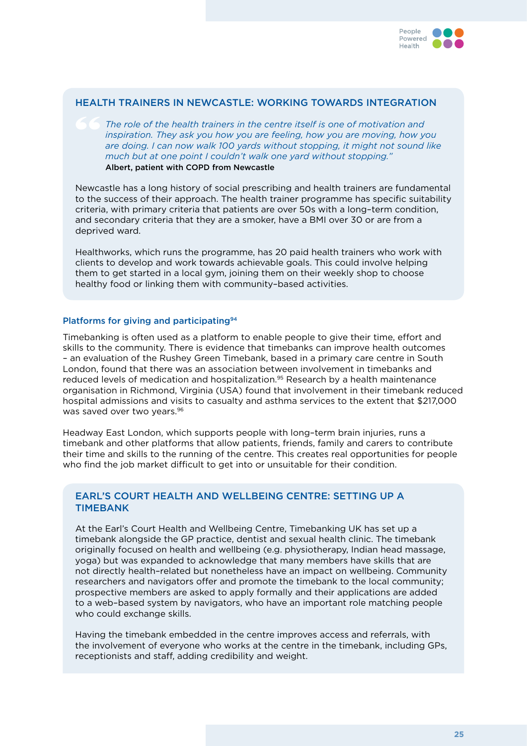### HEALTH TRAINERS IN NEWCASTLE: WORKING TOWARDS INTEGRATION

> *The role of the health trainers in the centre itself is one of motivation and inspiration. They ask you how you are feeling, how you are moving, how you are doing. I can now walk 100 yards without stopping, it might not sound like much but at one point I couldn't walk one yard without stopping."*
> **Albert, patient with COPD from Newcastle**

Newcastle has a long history of social prescribing and health trainers are fundamental to the success of their approach. The health trainer programme has specific suitability criteria, with primary criteria that patients are over 50s with a long-term condition, and secondary criteria that they are a smoker, have a BMI over 30 or are from a deprived ward.

Healthworks, which runs the programme, has 20 paid health trainers who work with clients to develop and work towards achievable goals. This could involve helping them to get started in a local gym, joining them on their weekly shop to choose healthy food or linking them with community-based activities.

#### Platforms for giving and participating[94]

Timebanking is often used as a platform to enable people to give their time, effort and skills to the community. There is evidence that timebanks can improve health outcomes – an evaluation of the Rushey Green Timebank, based in a primary care centre in South London, found that there was an association between involvement in timebanks and reduced levels of medication and hospitalization.[95] Research by a health maintenance organisation in Richmond, Virginia (USA) found that involvement in their timebank reduced hospital admissions and visits to casualty and asthma services to the extent that $217,000 was saved over two years.[96]

Headway East London, which supports people with long-term brain injuries, runs a timebank and other platforms that allow patients, friends, family and carers to contribute their time and skills to the running of the centre. This creates real opportunities for people who find the job market difficult to get into or unsuitable for their condition.

### EARL'S COURT HEALTH AND WELLBEING CENTRE: SETTING UP A TIMEBANK

At the Earl's Court Health and Wellbeing Centre, Timebanking UK has set up a timebank alongside the GP practice, dentist and sexual health clinic. The timebank originally focused on health and wellbeing (e.g. physiotherapy, Indian head massage, yoga) but was expanded to acknowledge that many members have skills that are not directly health-related but nonetheless have an impact on wellbeing. Community researchers and navigators offer and promote the timebank to the local community; prospective members are asked to apply formally and their applications are added to a web-based system by navigators, who have an important role matching people who could exchange skills.

Having the timebank embedded in the centre improves access and referrals, with the involvement of everyone who works at the centre in the timebank, including GPs, receptionists and staff, adding credibility and weight.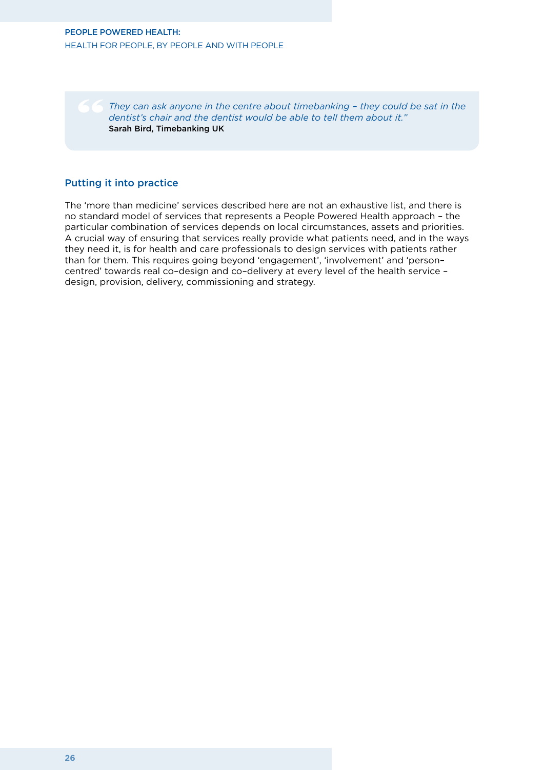> *They can ask anyone in the centre about timebanking – they could be sat in the dentist's chair and the dentist would be able to tell them about it."*
> **Sarah Bird, Timebanking UK**

### Putting it into practice

The 'more than medicine' services described here are not an exhaustive list, and there is no standard model of services that represents a People Powered Health approach – the particular combination of services depends on local circumstances, assets and priorities. A crucial way of ensuring that services really provide what patients need, and in the ways they need it, is for health and care professionals to design services with patients rather than for them. This requires going beyond 'engagement', 'involvement' and 'person–centred' towards real co–design and co–delivery at every level of the health service – design, provision, delivery, commissioning and strategy.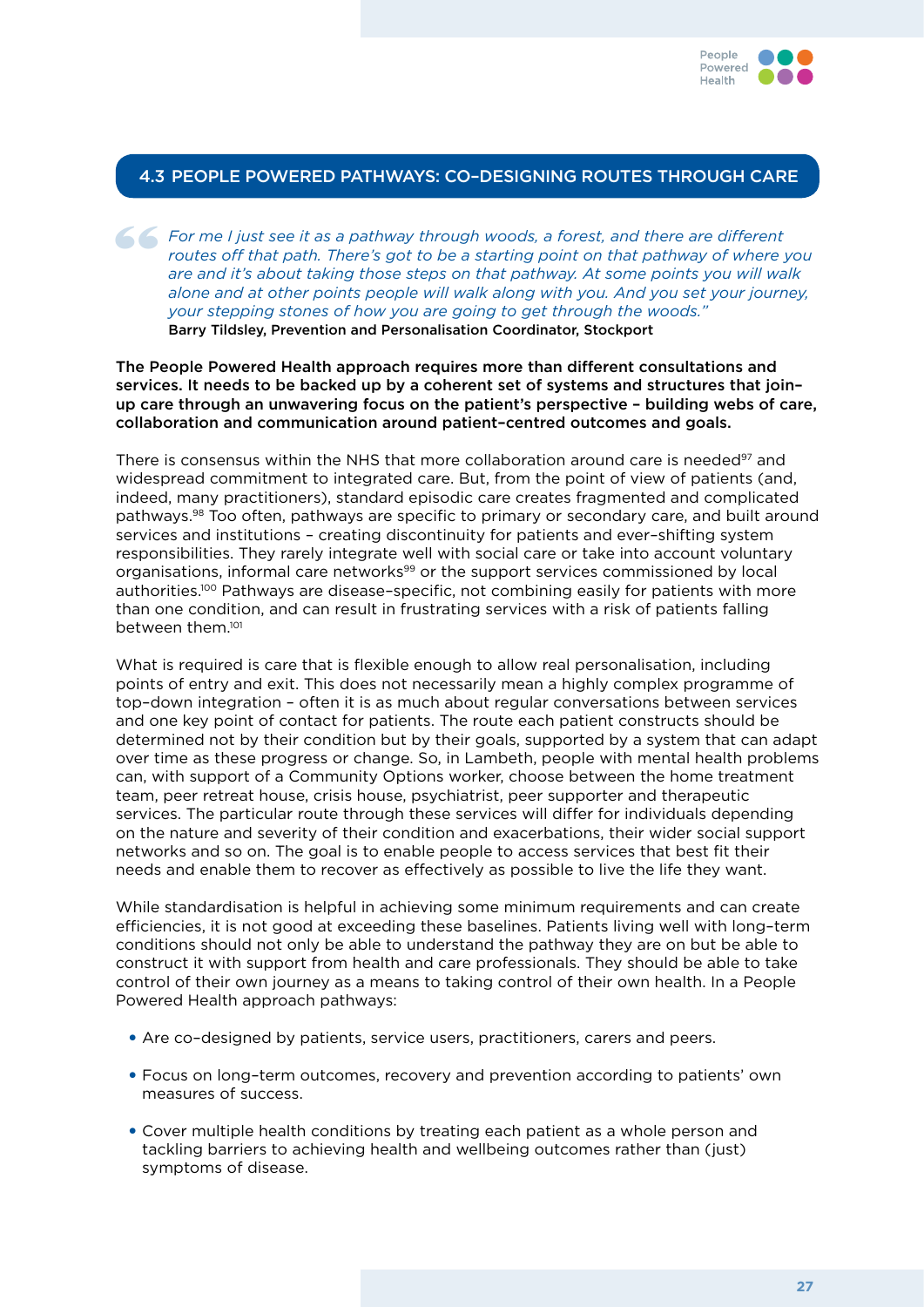## 4.3 PEOPLE POWERED PATHWAYS: CO-DESIGNING ROUTES THROUGH CARE

> *For me I just see it as a pathway through woods, a forest, and there are different routes off that path. There's got to be a starting point on that pathway of where you are and it's about taking those steps on that pathway. At some points you will walk alone and at other points people will walk along with you. And you set your journey, your stepping stones of how you are going to get through the woods."*
> **Barry Tildsley, Prevention and Personalisation Coordinator, Stockport**

**The People Powered Health approach requires more than different consultations and services. It needs to be backed up by a coherent set of systems and structures that join-up care through an unwavering focus on the patient's perspective – building webs of care, collaboration and communication around patient-centred outcomes and goals.**

There is consensus within the NHS that more collaboration around care is needed[97] and widespread commitment to integrated care. But, from the point of view of patients (and, indeed, many practitioners), standard episodic care creates fragmented and complicated pathways.[98] Too often, pathways are specific to primary or secondary care, and built around services and institutions – creating discontinuity for patients and ever-shifting system responsibilities. They rarely integrate well with social care or take into account voluntary organisations, informal care networks[99] or the support services commissioned by local authorities.[100] Pathways are disease-specific, not combining easily for patients with more than one condition, and can result in frustrating services with a risk of patients falling between them.[101]

What is required is care that is flexible enough to allow real personalisation, including points of entry and exit. This does not necessarily mean a highly complex programme of top-down integration – often it is as much about regular conversations between services and one key point of contact for patients. The route each patient constructs should be determined not by their condition but by their goals, supported by a system that can adapt over time as these progress or change. So, in Lambeth, people with mental health problems can, with support of a Community Options worker, choose between the home treatment team, peer retreat house, crisis house, psychiatrist, peer supporter and therapeutic services. The particular route through these services will differ for individuals depending on the nature and severity of their condition and exacerbations, their wider social support networks and so on. The goal is to enable people to access services that best fit their needs and enable them to recover as effectively as possible to live the life they want.

While standardisation is helpful in achieving some minimum requirements and can create efficiencies, it is not good at exceeding these baselines. Patients living well with long-term conditions should not only be able to understand the pathway they are on but be able to construct it with support from health and care professionals. They should be able to take control of their own journey as a means to taking control of their own health. In a People Powered Health approach pathways:

- Are co-designed by patients, service users, practitioners, carers and peers.
- Focus on long-term outcomes, recovery and prevention according to patients' own measures of success.
- Cover multiple health conditions by treating each patient as a whole person and tackling barriers to achieving health and wellbeing outcomes rather than (just) symptoms of disease.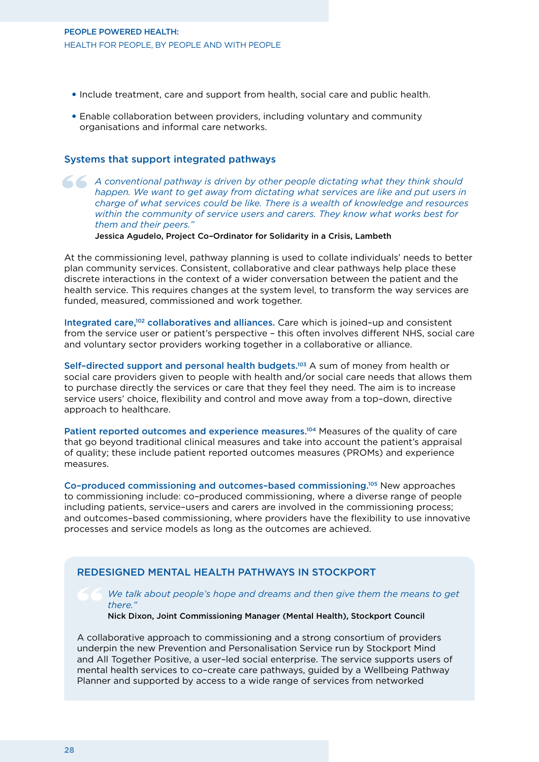- Include treatment, care and support from health, social care and public health.
- Enable collaboration between providers, including voluntary and community organisations and informal care networks.

## Systems that support integrated pathways

> *A conventional pathway is driven by other people dictating what they think should happen. We want to get away from dictating what services are like and put users in charge of what services could be like. There is a wealth of knowledge and resources within the community of service users and carers. They know what works best for them and their peers."*
>
> **Jessica Agudelo, Project Co-Ordinator for Solidarity in a Crisis, Lambeth**

At the commissioning level, pathway planning is used to collate individuals' needs to better plan community services. Consistent, collaborative and clear pathways help place these discrete interactions in the context of a wider conversation between the patient and the health service. This requires changes at the system level, to transform the way services are funded, measured, commissioned and work together.

**Integrated care,[102] collaboratives and alliances.** Care which is joined-up and consistent from the service user or patient's perspective – this often involves different NHS, social care and voluntary sector providers working together in a collaborative or alliance.

**Self-directed support and personal health budgets.[103]** A sum of money from health or social care providers given to people with health and/or social care needs that allows them to purchase directly the services or care that they feel they need. The aim is to increase service users' choice, flexibility and control and move away from a top-down, directive approach to healthcare.

**Patient reported outcomes and experience measures.[104]** Measures of the quality of care that go beyond traditional clinical measures and take into account the patient's appraisal of quality; these include patient reported outcomes measures (PROMs) and experience measures.

**Co-produced commissioning and outcomes-based commissioning.[105]** New approaches to commissioning include: co-produced commissioning, where a diverse range of people including patients, service-users and carers are involved in the commissioning process; and outcomes-based commissioning, where providers have the flexibility to use innovative processes and service models as long as the outcomes are achieved.

### REDESIGNED MENTAL HEALTH PATHWAYS IN STOCKPORT

> *We talk about people's hope and dreams and then give them the means to get there."*
>
> **Nick Dixon, Joint Commissioning Manager (Mental Health), Stockport Council**

A collaborative approach to commissioning and a strong consortium of providers underpin the new Prevention and Personalisation Service run by Stockport Mind and All Together Positive, a user-led social enterprise. The service supports users of mental health services to co-create care pathways, guided by a Wellbeing Pathway Planner and supported by access to a wide range of services from networked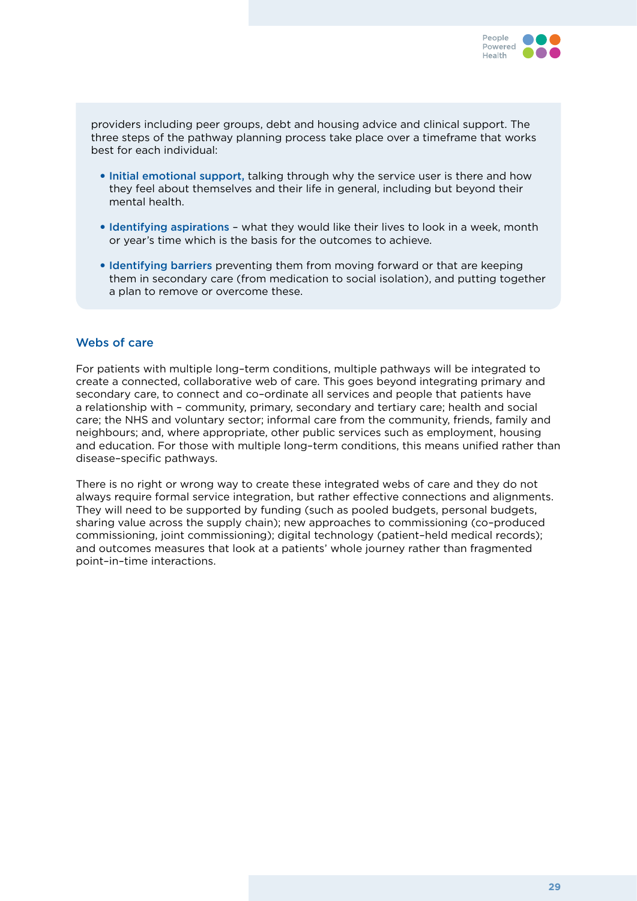providers including peer groups, debt and housing advice and clinical support. The three steps of the pathway planning process take place over a timeframe that works best for each individual:

- **Initial emotional support,** talking through why the service user is there and how they feel about themselves and their life in general, including but beyond their mental health.
- **Identifying aspirations** – what they would like their lives to look in a week, month or year's time which is the basis for the outcomes to achieve.
- **Identifying barriers** preventing them from moving forward or that are keeping them in secondary care (from medication to social isolation), and putting together a plan to remove or overcome these.

### Webs of care

For patients with multiple long–term conditions, multiple pathways will be integrated to create a connected, collaborative web of care. This goes beyond integrating primary and secondary care, to connect and co–ordinate all services and people that patients have a relationship with – community, primary, secondary and tertiary care; health and social care; the NHS and voluntary sector; informal care from the community, friends, family and neighbours; and, where appropriate, other public services such as employment, housing and education. For those with multiple long–term conditions, this means unified rather than disease–specific pathways.

There is no right or wrong way to create these integrated webs of care and they do not always require formal service integration, but rather effective connections and alignments. They will need to be supported by funding (such as pooled budgets, personal budgets, sharing value across the supply chain); new approaches to commissioning (co–produced commissioning, joint commissioning); digital technology (patient–held medical records); and outcomes measures that look at a patients' whole journey rather than fragmented point–in–time interactions.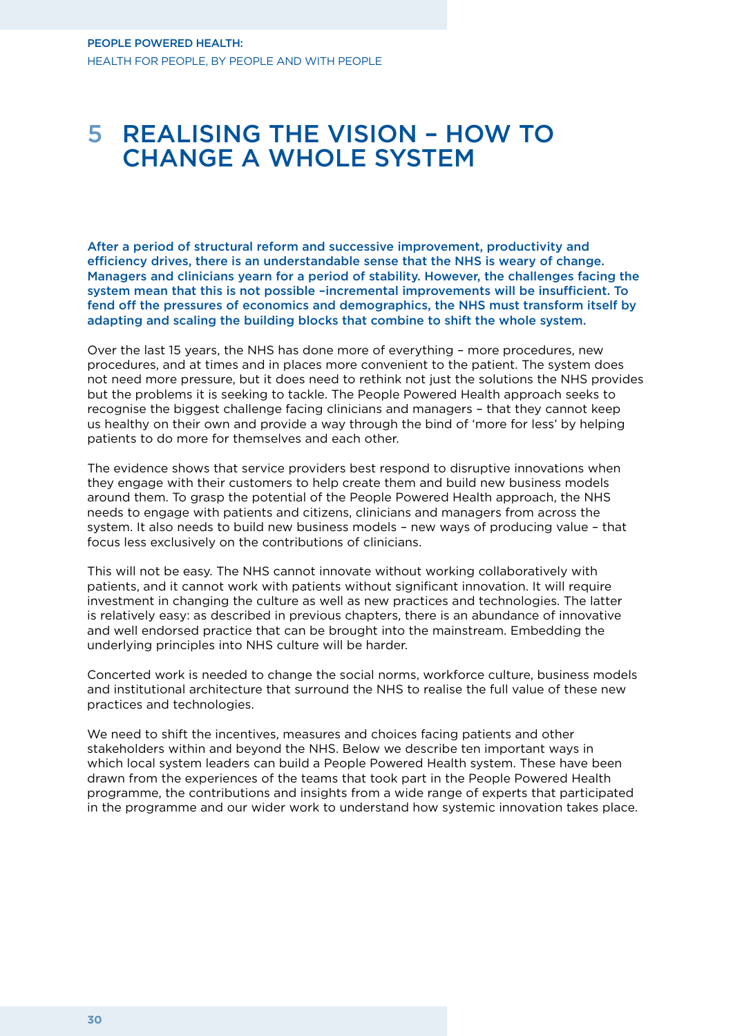# 5 REALISING THE VISION – HOW TO CHANGE A WHOLE SYSTEM

**After a period of structural reform and successive improvement, productivity and efficiency drives, there is an understandable sense that the NHS is weary of change. Managers and clinicians yearn for a period of stability. However, the challenges facing the system mean that this is not possible –incremental improvements will be insufficient. To fend off the pressures of economics and demographics, the NHS must transform itself by adapting and scaling the building blocks that combine to shift the whole system.**

Over the last 15 years, the NHS has done more of everything – more procedures, new procedures, and at times and in places more convenient to the patient. The system does not need more pressure, but it does need to rethink not just the solutions the NHS provides but the problems it is seeking to tackle. The People Powered Health approach seeks to recognise the biggest challenge facing clinicians and managers – that they cannot keep us healthy on their own and provide a way through the bind of 'more for less' by helping patients to do more for themselves and each other.

The evidence shows that service providers best respond to disruptive innovations when they engage with their customers to help create them and build new business models around them. To grasp the potential of the People Powered Health approach, the NHS needs to engage with patients and citizens, clinicians and managers from across the system. It also needs to build new business models – new ways of producing value – that focus less exclusively on the contributions of clinicians.

This will not be easy. The NHS cannot innovate without working collaboratively with patients, and it cannot work with patients without significant innovation. It will require investment in changing the culture as well as new practices and technologies. The latter is relatively easy: as described in previous chapters, there is an abundance of innovative and well endorsed practice that can be brought into the mainstream. Embedding the underlying principles into NHS culture will be harder.

Concerted work is needed to change the social norms, workforce culture, business models and institutional architecture that surround the NHS to realise the full value of these new practices and technologies.

We need to shift the incentives, measures and choices facing patients and other stakeholders within and beyond the NHS. Below we describe ten important ways in which local system leaders can build a People Powered Health system. These have been drawn from the experiences of the teams that took part in the People Powered Health programme, the contributions and insights from a wide range of experts that participated in the programme and our wider work to understand how systemic innovation takes place.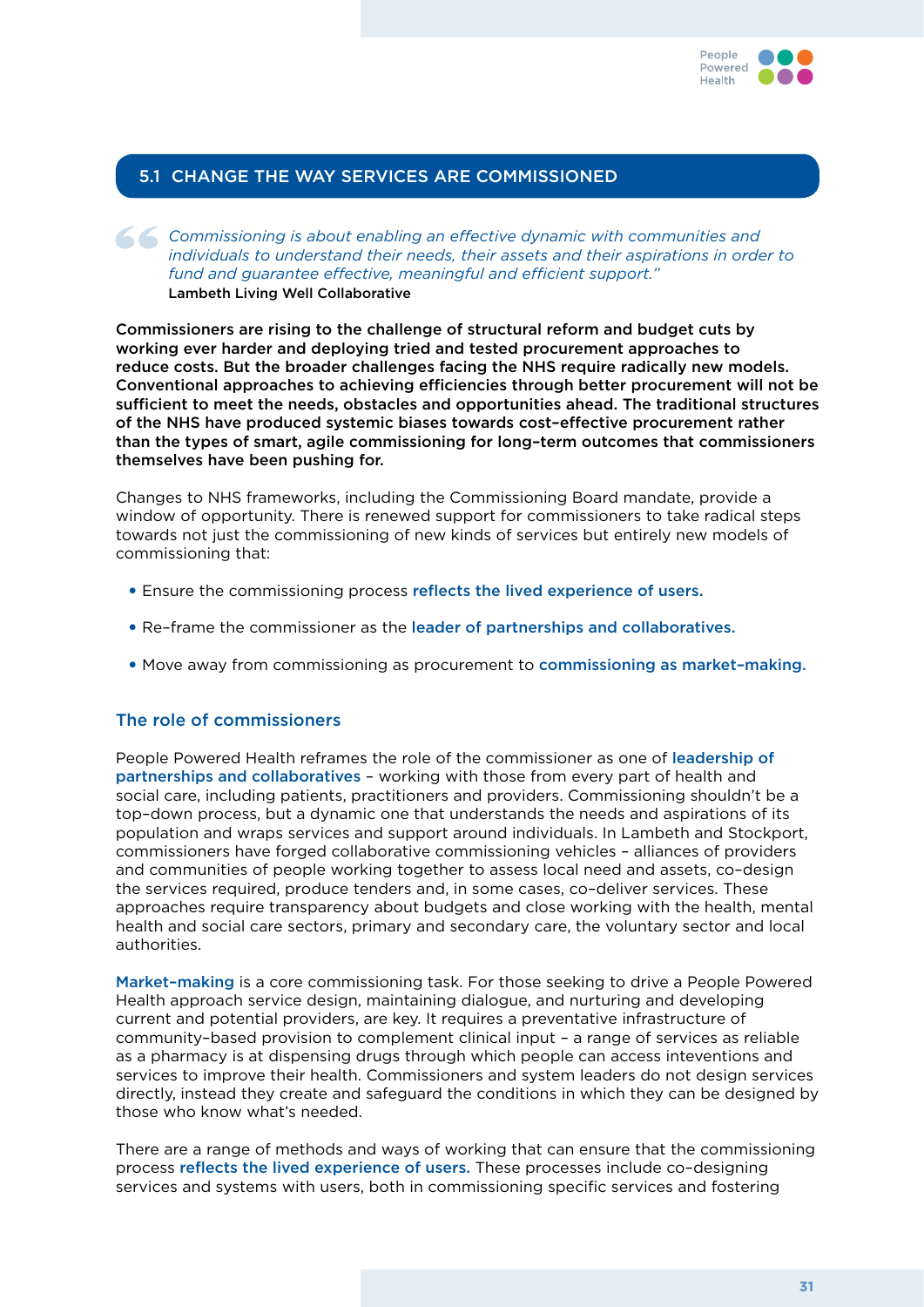## 5.1 CHANGE THE WAY SERVICES ARE COMMISSIONED

> *Commissioning is about enabling an effective dynamic with communities and individuals to understand their needs, their assets and their aspirations in order to fund and guarantee effective, meaningful and efficient support."*
> **Lambeth Living Well Collaborative**

**Commissioners are rising to the challenge of structural reform and budget cuts by working ever harder and deploying tried and tested procurement approaches to reduce costs. But the broader challenges facing the NHS require radically new models. Conventional approaches to achieving efficiencies through better procurement will not be sufficient to meet the needs, obstacles and opportunities ahead. The traditional structures of the NHS have produced systemic biases towards cost-effective procurement rather than the types of smart, agile commissioning for long-term outcomes that commissioners themselves have been pushing for.**

Changes to NHS frameworks, including the Commissioning Board mandate, provide a window of opportunity. There is renewed support for commissioners to take radical steps towards not just the commissioning of new kinds of services but entirely new models of commissioning that:

- Ensure the commissioning process reflects the lived experience of users.
- Re-frame the commissioner as the leader of partnerships and collaboratives.
- Move away from commissioning as procurement to commissioning as market-making.

### The role of commissioners

People Powered Health reframes the role of the commissioner as one of leadership of partnerships and collaboratives – working with those from every part of health and social care, including patients, practitioners and providers. Commissioning shouldn't be a top-down process, but a dynamic one that understands the needs and aspirations of its population and wraps services and support around individuals. In Lambeth and Stockport, commissioners have forged collaborative commissioning vehicles – alliances of providers and communities of people working together to assess local need and assets, co-design the services required, produce tenders and, in some cases, co-deliver services. These approaches require transparency about budgets and close working with the health, mental health and social care sectors, primary and secondary care, the voluntary sector and local authorities.

Market-making is a core commissioning task. For those seeking to drive a People Powered Health approach service design, maintaining dialogue, and nurturing and developing current and potential providers, are key. It requires a preventative infrastructure of community-based provision to complement clinical input – a range of services as reliable as a pharmacy is at dispensing drugs through which people can access interventions and services to improve their health. Commissioners and system leaders do not design services directly, instead they create and safeguard the conditions in which they can be designed by those who know what's needed.

There are a range of methods and ways of working that can ensure that the commissioning process reflects the lived experience of users. These processes include co-designing services and systems with users, both in commissioning specific services and fostering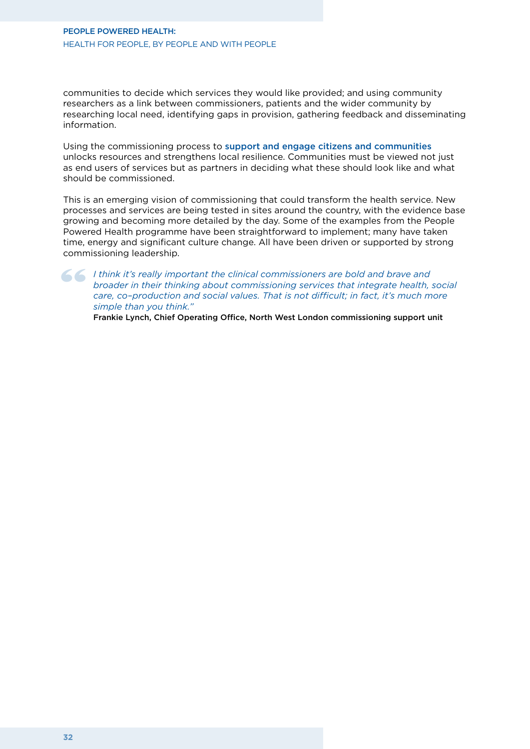communities to decide which services they would like provided; and using community researchers as a link between commissioners, patients and the wider community by researching local need, identifying gaps in provision, gathering feedback and disseminating information.

Using the commissioning process to **support and engage citizens and communities** unlocks resources and strengthens local resilience. Communities must be viewed not just as end users of services but as partners in deciding what these should look like and what should be commissioned.

This is an emerging vision of commissioning that could transform the health service. New processes and services are being tested in sites around the country, with the evidence base growing and becoming more detailed by the day. Some of the examples from the People Powered Health programme have been straightforward to implement; many have taken time, energy and significant culture change. All have been driven or supported by strong commissioning leadership.

> *I think it's really important the clinical commissioners are bold and brave and broader in their thinking about commissioning services that integrate health, social care, co-production and social values. That is not difficult; in fact, it's much more simple than you think."*
>
> **Frankie Lynch, Chief Operating Office, North West London commissioning support unit**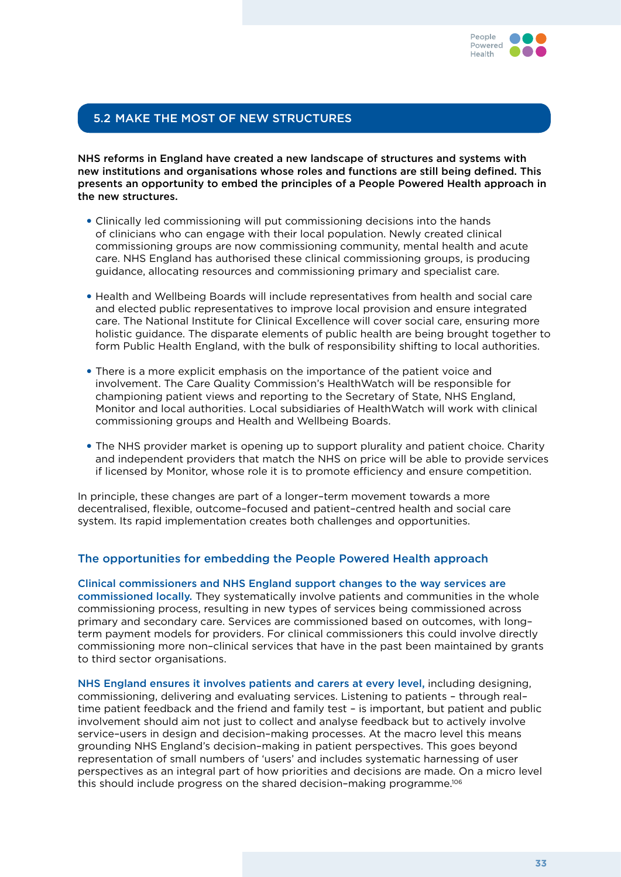## 5.2 MAKE THE MOST OF NEW STRUCTURES

**NHS reforms in England have created a new landscape of structures and systems with new institutions and organisations whose roles and functions are still being defined. This presents an opportunity to embed the principles of a People Powered Health approach in the new structures.**

- Clinically led commissioning will put commissioning decisions into the hands of clinicians who can engage with their local population. Newly created clinical commissioning groups are now commissioning community, mental health and acute care. NHS England has authorised these clinical commissioning groups, is producing guidance, allocating resources and commissioning primary and specialist care.

- Health and Wellbeing Boards will include representatives from health and social care and elected public representatives to improve local provision and ensure integrated care. The National Institute for Clinical Excellence will cover social care, ensuring more holistic guidance. The disparate elements of public health are being brought together to form Public Health England, with the bulk of responsibility shifting to local authorities.

- There is a more explicit emphasis on the importance of the patient voice and involvement. The Care Quality Commission's HealthWatch will be responsible for championing patient views and reporting to the Secretary of State, NHS England, Monitor and local authorities. Local subsidiaries of HealthWatch will work with clinical commissioning groups and Health and Wellbeing Boards.

- The NHS provider market is opening up to support plurality and patient choice. Charity and independent providers that match the NHS on price will be able to provide services if licensed by Monitor, whose role it is to promote efficiency and ensure competition.

In principle, these changes are part of a longer–term movement towards a more decentralised, flexible, outcome–focused and patient–centred health and social care system. Its rapid implementation creates both challenges and opportunities.

### The opportunities for embedding the People Powered Health approach

**Clinical commissioners and NHS England support changes to the way services are commissioned locally.** They systematically involve patients and communities in the whole commissioning process, resulting in new types of services being commissioned across primary and secondary care. Services are commissioned based on outcomes, with long–term payment models for providers. For clinical commissioners this could involve directly commissioning more non–clinical services that have in the past been maintained by grants to third sector organisations.

**NHS England ensures it involves patients and carers at every level,** including designing, commissioning, delivering and evaluating services. Listening to patients – through real–time patient feedback and the friend and family test – is important, but patient and public involvement should aim not just to collect and analyse feedback but to actively involve service–users in design and decision–making processes. At the macro level this means grounding NHS England's decision–making in patient perspectives. This goes beyond representation of small numbers of 'users' and includes systematic harnessing of user perspectives as an integral part of how priorities and decisions are made. On a micro level this should include progress on the shared decision–making programme.[106]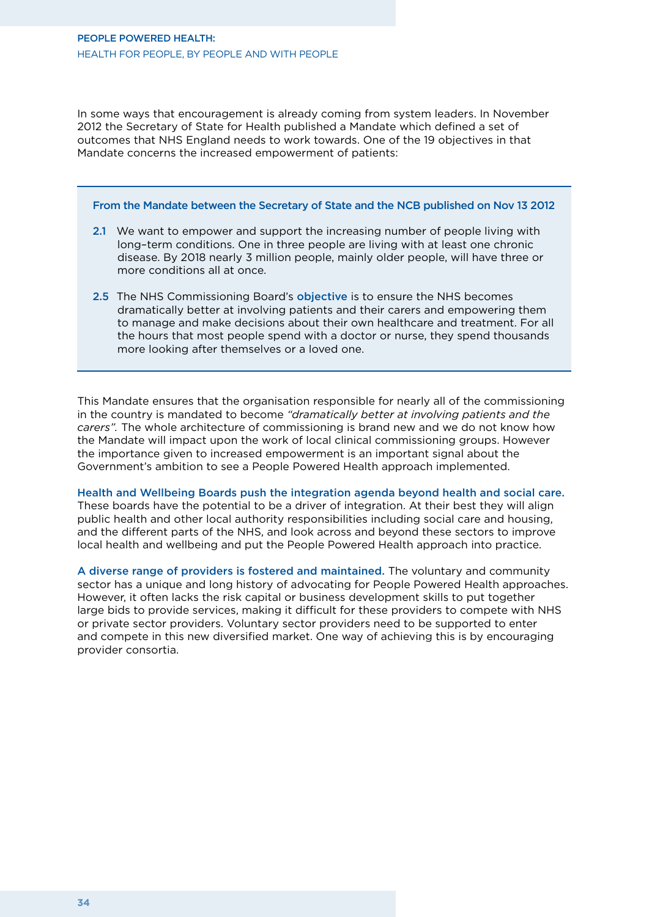In some ways that encouragement is already coming from system leaders. In November 2012 the Secretary of State for Health published a Mandate which defined a set of outcomes that NHS England needs to work towards. One of the 19 objectives in that Mandate concerns the increased empowerment of patients:

> **From the Mandate between the Secretary of State and the NCB published on Nov 13 2012**
>
> **2.1** We want to empower and support the increasing number of people living with long–term conditions. One in three people are living with at least one chronic disease. By 2018 nearly 3 million people, mainly older people, will have three or more conditions all at once.
>
> **2.5** The NHS Commissioning Board's **objective** is to ensure the NHS becomes dramatically better at involving patients and their carers and empowering them to manage and make decisions about their own healthcare and treatment. For all the hours that most people spend with a doctor or nurse, they spend thousands more looking after themselves or a loved one.

This Mandate ensures that the organisation responsible for nearly all of the commissioning in the country is mandated to become *"dramatically better at involving patients and the carers".* The whole architecture of commissioning is brand new and we do not know how the Mandate will impact upon the work of local clinical commissioning groups. However the importance given to increased empowerment is an important signal about the Government's ambition to see a People Powered Health approach implemented.

**Health and Wellbeing Boards push the integration agenda beyond health and social care.** These boards have the potential to be a driver of integration. At their best they will align public health and other local authority responsibilities including social care and housing, and the different parts of the NHS, and look across and beyond these sectors to improve local health and wellbeing and put the People Powered Health approach into practice.

**A diverse range of providers is fostered and maintained.** The voluntary and community sector has a unique and long history of advocating for People Powered Health approaches. However, it often lacks the risk capital or business development skills to put together large bids to provide services, making it difficult for these providers to compete with NHS or private sector providers. Voluntary sector providers need to be supported to enter and compete in this new diversified market. One way of achieving this is by encouraging provider consortia.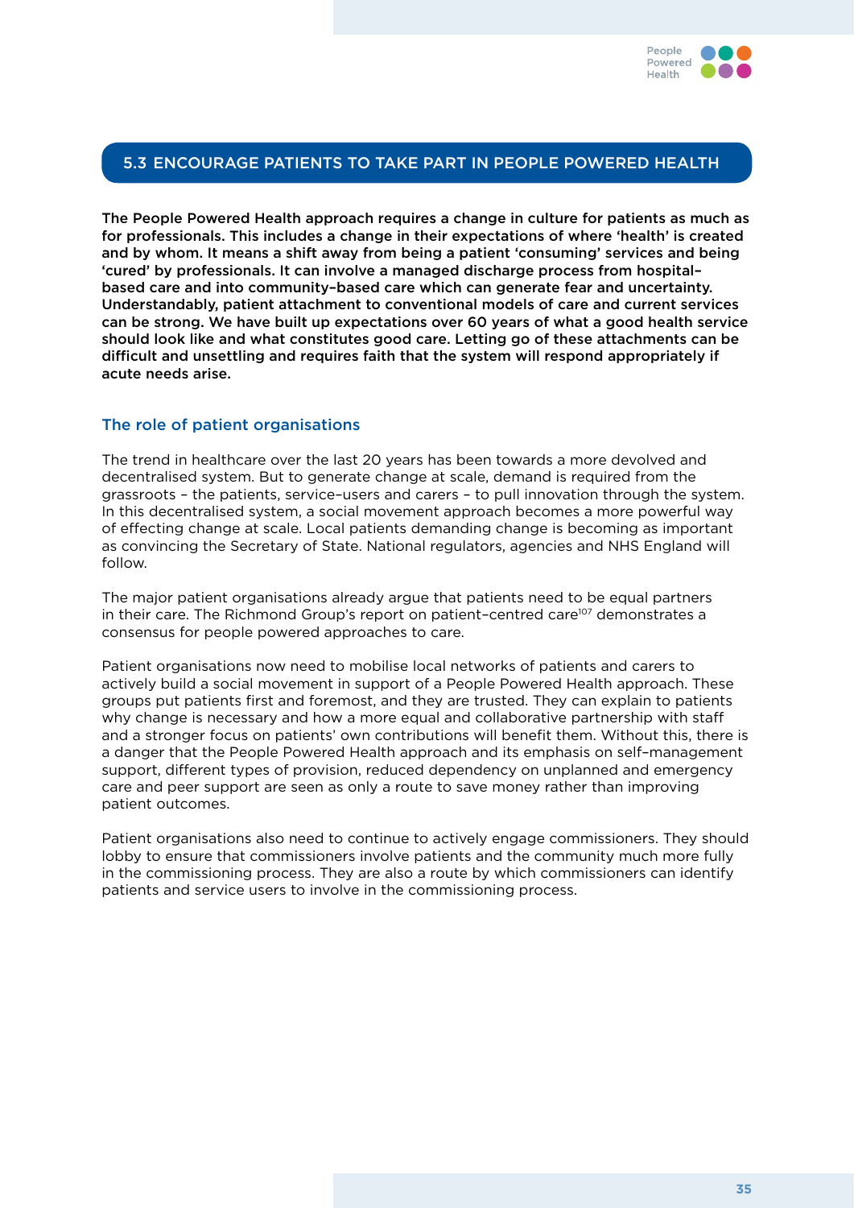## 5.3 ENCOURAGE PATIENTS TO TAKE PART IN PEOPLE POWERED HEALTH

**The People Powered Health approach requires a change in culture for patients as much as for professionals. This includes a change in their expectations of where 'health' is created and by whom. It means a shift away from being a patient 'consuming' services and being 'cured' by professionals. It can involve a managed discharge process from hospital–based care and into community–based care which can generate fear and uncertainty. Understandably, patient attachment to conventional models of care and current services can be strong. We have built up expectations over 60 years of what a good health service should look like and what constitutes good care. Letting go of these attachments can be difficult and unsettling and requires faith that the system will respond appropriately if acute needs arise.**

### The role of patient organisations

The trend in healthcare over the last 20 years has been towards a more devolved and decentralised system. But to generate change at scale, demand is required from the grassroots – the patients, service–users and carers – to pull innovation through the system. In this decentralised system, a social movement approach becomes a more powerful way of effecting change at scale. Local patients demanding change is becoming as important as convincing the Secretary of State. National regulators, agencies and NHS England will follow.

The major patient organisations already argue that patients need to be equal partners in their care. The Richmond Group's report on patient–centred care[107] demonstrates a consensus for people powered approaches to care.

Patient organisations now need to mobilise local networks of patients and carers to actively build a social movement in support of a People Powered Health approach. These groups put patients first and foremost, and they are trusted. They can explain to patients why change is necessary and how a more equal and collaborative partnership with staff and a stronger focus on patients' own contributions will benefit them. Without this, there is a danger that the People Powered Health approach and its emphasis on self–management support, different types of provision, reduced dependency on unplanned and emergency care and peer support are seen as only a route to save money rather than improving patient outcomes.

Patient organisations also need to continue to actively engage commissioners. They should lobby to ensure that commissioners involve patients and the community much more fully in the commissioning process. They are also a route by which commissioners can identify patients and service users to involve in the commissioning process.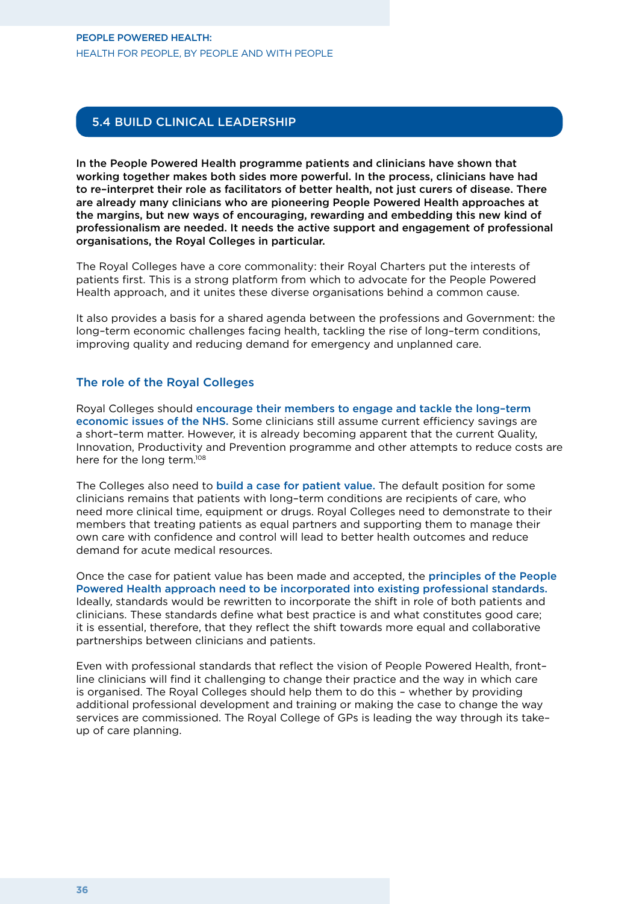## 5.4 BUILD CLINICAL LEADERSHIP

**In the People Powered Health programme patients and clinicians have shown that working together makes both sides more powerful. In the process, clinicians have had to re–interpret their role as facilitators of better health, not just curers of disease. There are already many clinicians who are pioneering People Powered Health approaches at the margins, but new ways of encouraging, rewarding and embedding this new kind of professionalism are needed. It needs the active support and engagement of professional organisations, the Royal Colleges in particular.**

The Royal Colleges have a core commonality: their Royal Charters put the interests of patients first. This is a strong platform from which to advocate for the People Powered Health approach, and it unites these diverse organisations behind a common cause.

It also provides a basis for a shared agenda between the professions and Government: the long–term economic challenges facing health, tackling the rise of long–term conditions, improving quality and reducing demand for emergency and unplanned care.

### The role of the Royal Colleges

Royal Colleges should **encourage their members to engage and tackle the long–term economic issues of the NHS.** Some clinicians still assume current efficiency savings are a short–term matter. However, it is already becoming apparent that the current Quality, Innovation, Productivity and Prevention programme and other attempts to reduce costs are here for the long term.[108]

The Colleges also need to **build a case for patient value.** The default position for some clinicians remains that patients with long–term conditions are recipients of care, who need more clinical time, equipment or drugs. Royal Colleges need to demonstrate to their members that treating patients as equal partners and supporting them to manage their own care with confidence and control will lead to better health outcomes and reduce demand for acute medical resources.

Once the case for patient value has been made and accepted, the **principles of the People Powered Health approach need to be incorporated into existing professional standards.** Ideally, standards would be rewritten to incorporate the shift in role of both patients and clinicians. These standards define what best practice is and what constitutes good care; it is essential, therefore, that they reflect the shift towards more equal and collaborative partnerships between clinicians and patients.

Even with professional standards that reflect the vision of People Powered Health, front–line clinicians will find it challenging to change their practice and the way in which care is organised. The Royal Colleges should help them to do this – whether by providing additional professional development and training or making the case to change the way services are commissioned. The Royal College of GPs is leading the way through its take–up of care planning.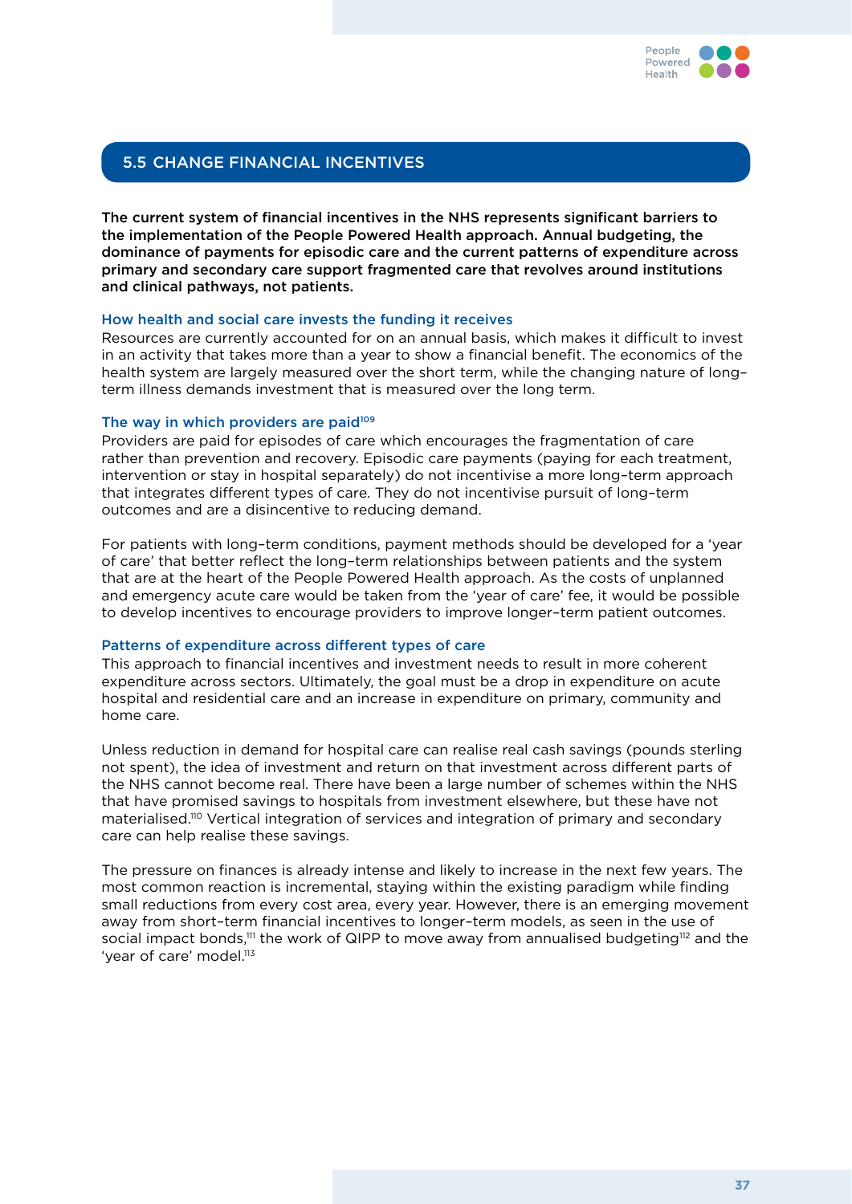## 5.5 CHANGE FINANCIAL INCENTIVES

**The current system of financial incentives in the NHS represents significant barriers to the implementation of the People Powered Health approach. Annual budgeting, the dominance of payments for episodic care and the current patterns of expenditure across primary and secondary care support fragmented care that revolves around institutions and clinical pathways, not patients.**

### How health and social care invests the funding it receives

Resources are currently accounted for on an annual basis, which makes it difficult to invest in an activity that takes more than a year to show a financial benefit. The economics of the health system are largely measured over the short term, while the changing nature of long–term illness demands investment that is measured over the long term.

### The way in which providers are paid[109]

Providers are paid for episodes of care which encourages the fragmentation of care rather than prevention and recovery. Episodic care payments (paying for each treatment, intervention or stay in hospital separately) do not incentivise a more long–term approach that integrates different types of care. They do not incentivise pursuit of long–term outcomes and are a disincentive to reducing demand.

For patients with long–term conditions, payment methods should be developed for a 'year of care' that better reflect the long–term relationships between patients and the system that are at the heart of the People Powered Health approach. As the costs of unplanned and emergency acute care would be taken from the 'year of care' fee, it would be possible to develop incentives to encourage providers to improve longer–term patient outcomes.

### Patterns of expenditure across different types of care

This approach to financial incentives and investment needs to result in more coherent expenditure across sectors. Ultimately, the goal must be a drop in expenditure on acute hospital and residential care and an increase in expenditure on primary, community and home care.

Unless reduction in demand for hospital care can realise real cash savings (pounds sterling not spent), the idea of investment and return on that investment across different parts of the NHS cannot become real. There have been a large number of schemes within the NHS that have promised savings to hospitals from investment elsewhere, but these have not materialised.[110] Vertical integration of services and integration of primary and secondary care can help realise these savings.

The pressure on finances is already intense and likely to increase in the next few years. The most common reaction is incremental, staying within the existing paradigm while finding small reductions from every cost area, every year. However, there is an emerging movement away from short–term financial incentives to longer–term models, as seen in the use of social impact bonds,[111] the work of QIPP to move away from annualised budgeting[112] and the 'year of care' model.[113]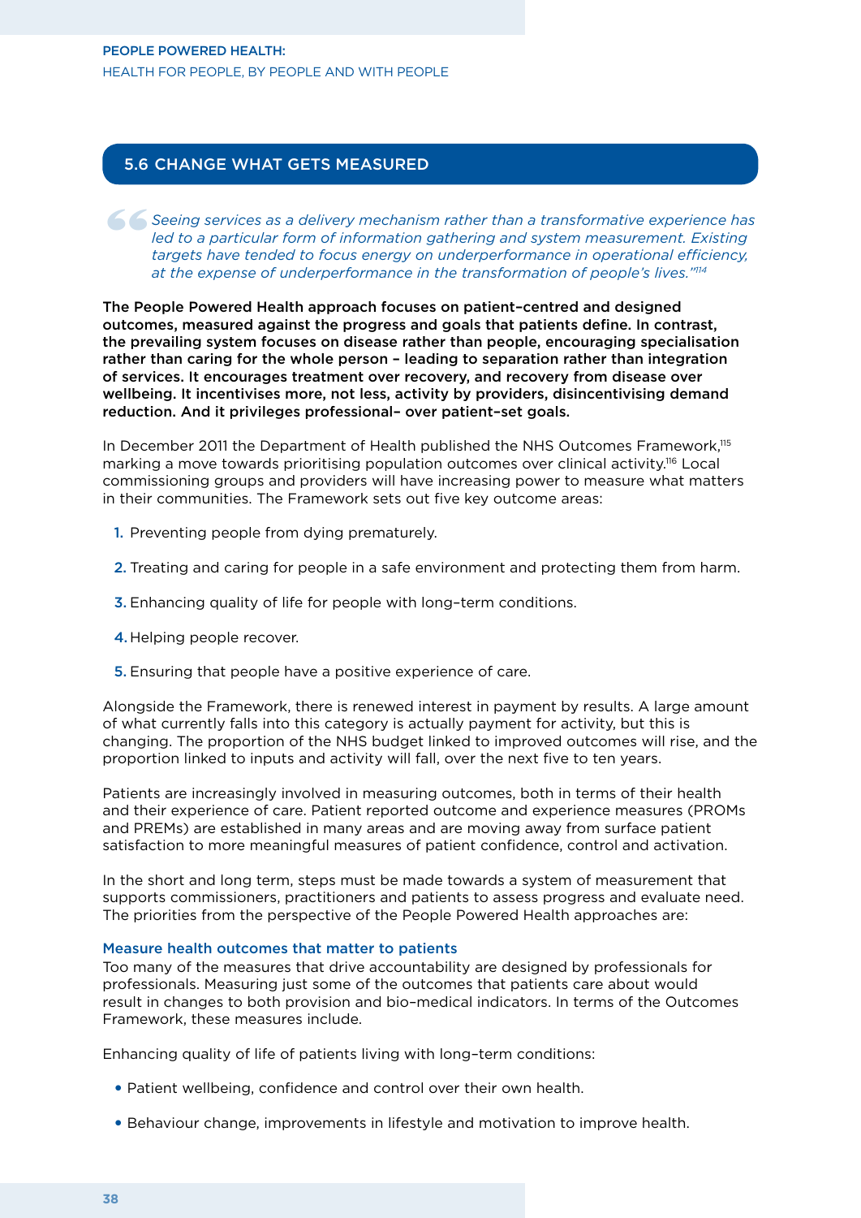## 5.6 CHANGE WHAT GETS MEASURED

> *Seeing services as a delivery mechanism rather than a transformative experience has led to a particular form of information gathering and system measurement. Existing targets have tended to focus energy on underperformance in operational efficiency, at the expense of underperformance in the transformation of people's lives."*[114]

**The People Powered Health approach focuses on patient-centred and designed outcomes, measured against the progress and goals that patients define. In contrast, the prevailing system focuses on disease rather than people, encouraging specialisation rather than caring for the whole person – leading to separation rather than integration of services. It encourages treatment over recovery, and recovery from disease over wellbeing. It incentivises more, not less, activity by providers, disincentivising demand reduction. And it privileges professional- over patient-set goals.**

In December 2011 the Department of Health published the NHS Outcomes Framework,[115] marking a move towards prioritising population outcomes over clinical activity.[116] Local commissioning groups and providers will have increasing power to measure what matters in their communities. The Framework sets out five key outcome areas:

1. Preventing people from dying prematurely.
2. Treating and caring for people in a safe environment and protecting them from harm.
3. Enhancing quality of life for people with long-term conditions.
4. Helping people recover.
5. Ensuring that people have a positive experience of care.

Alongside the Framework, there is renewed interest in payment by results. A large amount of what currently falls into this category is actually payment for activity, but this is changing. The proportion of the NHS budget linked to improved outcomes will rise, and the proportion linked to inputs and activity will fall, over the next five to ten years.

Patients are increasingly involved in measuring outcomes, both in terms of their health and their experience of care. Patient reported outcome and experience measures (PROMs and PREMs) are established in many areas and are moving away from surface patient satisfaction to more meaningful measures of patient confidence, control and activation.

In the short and long term, steps must be made towards a system of measurement that supports commissioners, practitioners and patients to assess progress and evaluate need. The priorities from the perspective of the People Powered Health approaches are:

### Measure health outcomes that matter to patients

Too many of the measures that drive accountability are designed by professionals for professionals. Measuring just some of the outcomes that patients care about would result in changes to both provision and bio-medical indicators. In terms of the Outcomes Framework, these measures include.

Enhancing quality of life of patients living with long-term conditions:

- Patient wellbeing, confidence and control over their own health.
- Behaviour change, improvements in lifestyle and motivation to improve health.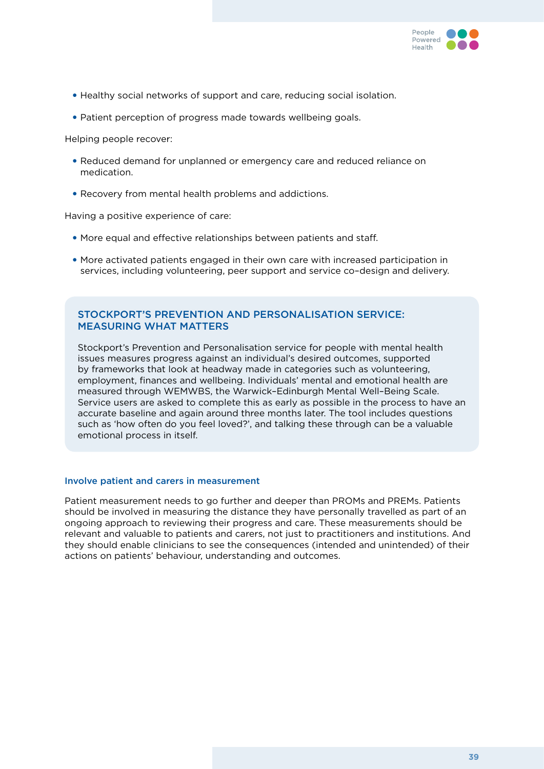- Healthy social networks of support and care, reducing social isolation.
- Patient perception of progress made towards wellbeing goals.

Helping people recover:

- Reduced demand for unplanned or emergency care and reduced reliance on medication.
- Recovery from mental health problems and addictions.

Having a positive experience of care:

- More equal and effective relationships between patients and staff.
- More activated patients engaged in their own care with increased participation in services, including volunteering, peer support and service co–design and delivery.

### STOCKPORT'S PREVENTION AND PERSONALISATION SERVICE: MEASURING WHAT MATTERS

Stockport's Prevention and Personalisation service for people with mental health issues measures progress against an individual's desired outcomes, supported by frameworks that look at headway made in categories such as volunteering, employment, finances and wellbeing. Individuals' mental and emotional health are measured through WEMWBS, the Warwick–Edinburgh Mental Well–Being Scale. Service users are asked to complete this as early as possible in the process to have an accurate baseline and again around three months later. The tool includes questions such as 'how often do you feel loved?', and talking these through can be a valuable emotional process in itself.

#### Involve patient and carers in measurement

Patient measurement needs to go further and deeper than PROMs and PREMs. Patients should be involved in measuring the distance they have personally travelled as part of an ongoing approach to reviewing their progress and care. These measurements should be relevant and valuable to patients and carers, not just to practitioners and institutions. And they should enable clinicians to see the consequences (intended and unintended) of their actions on patients' behaviour, understanding and outcomes.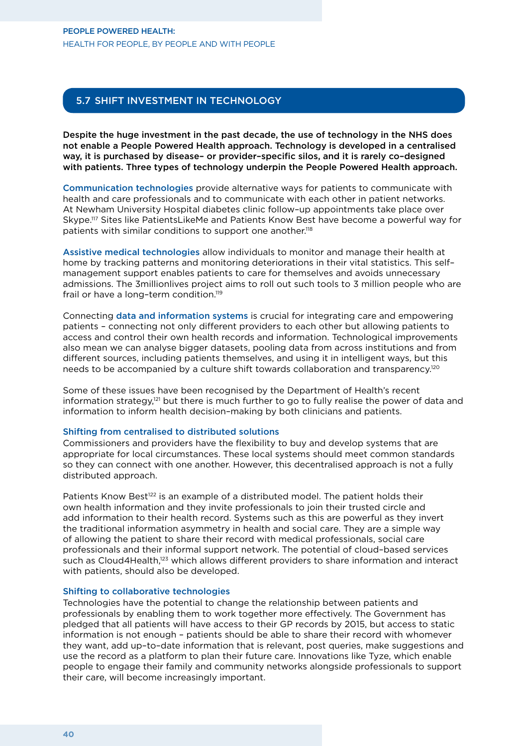## 5.7 SHIFT INVESTMENT IN TECHNOLOGY

**Despite the huge investment in the past decade, the use of technology in the NHS does not enable a People Powered Health approach. Technology is developed in a centralised way, it is purchased by disease– or provider–specific silos, and it is rarely co–designed with patients. Three types of technology underpin the People Powered Health approach.**

Communication technologies provide alternative ways for patients to communicate with health and care professionals and to communicate with each other in patient networks. At Newham University Hospital diabetes clinic follow–up appointments take place over Skype.[117] Sites like PatientsLikeMe and Patients Know Best have become a powerful way for patients with similar conditions to support one another.[118]

Assistive medical technologies allow individuals to monitor and manage their health at home by tracking patterns and monitoring deteriorations in their vital statistics. This self–management support enables patients to care for themselves and avoids unnecessary admissions. The 3millionlives project aims to roll out such tools to 3 million people who are frail or have a long–term condition.[119]

Connecting data and information systems is crucial for integrating care and empowering patients – connecting not only different providers to each other but allowing patients to access and control their own health records and information. Technological improvements also mean we can analyse bigger datasets, pooling data from across institutions and from different sources, including patients themselves, and using it in intelligent ways, but this needs to be accompanied by a culture shift towards collaboration and transparency.[120]

Some of these issues have been recognised by the Department of Health's recent information strategy,[121] but there is much further to go to fully realise the power of data and information to inform health decision–making by both clinicians and patients.

### Shifting from centralised to distributed solutions

Commissioners and providers have the flexibility to buy and develop systems that are appropriate for local circumstances. These local systems should meet common standards so they can connect with one another. However, this decentralised approach is not a fully distributed approach.

Patients Know Best[122] is an example of a distributed model. The patient holds their own health information and they invite professionals to join their trusted circle and add information to their health record. Systems such as this are powerful as they invert the traditional information asymmetry in health and social care. They are a simple way of allowing the patient to share their record with medical professionals, social care professionals and their informal support network. The potential of cloud–based services such as Cloud4Health,[123] which allows different providers to share information and interact with patients, should also be developed.

### Shifting to collaborative technologies

Technologies have the potential to change the relationship between patients and professionals by enabling them to work together more effectively. The Government has pledged that all patients will have access to their GP records by 2015, but access to static information is not enough – patients should be able to share their record with whomever they want, add up–to–date information that is relevant, post queries, make suggestions and use the record as a platform to plan their future care. Innovations like Tyze, which enable people to engage their family and community networks alongside professionals to support their care, will become increasingly important.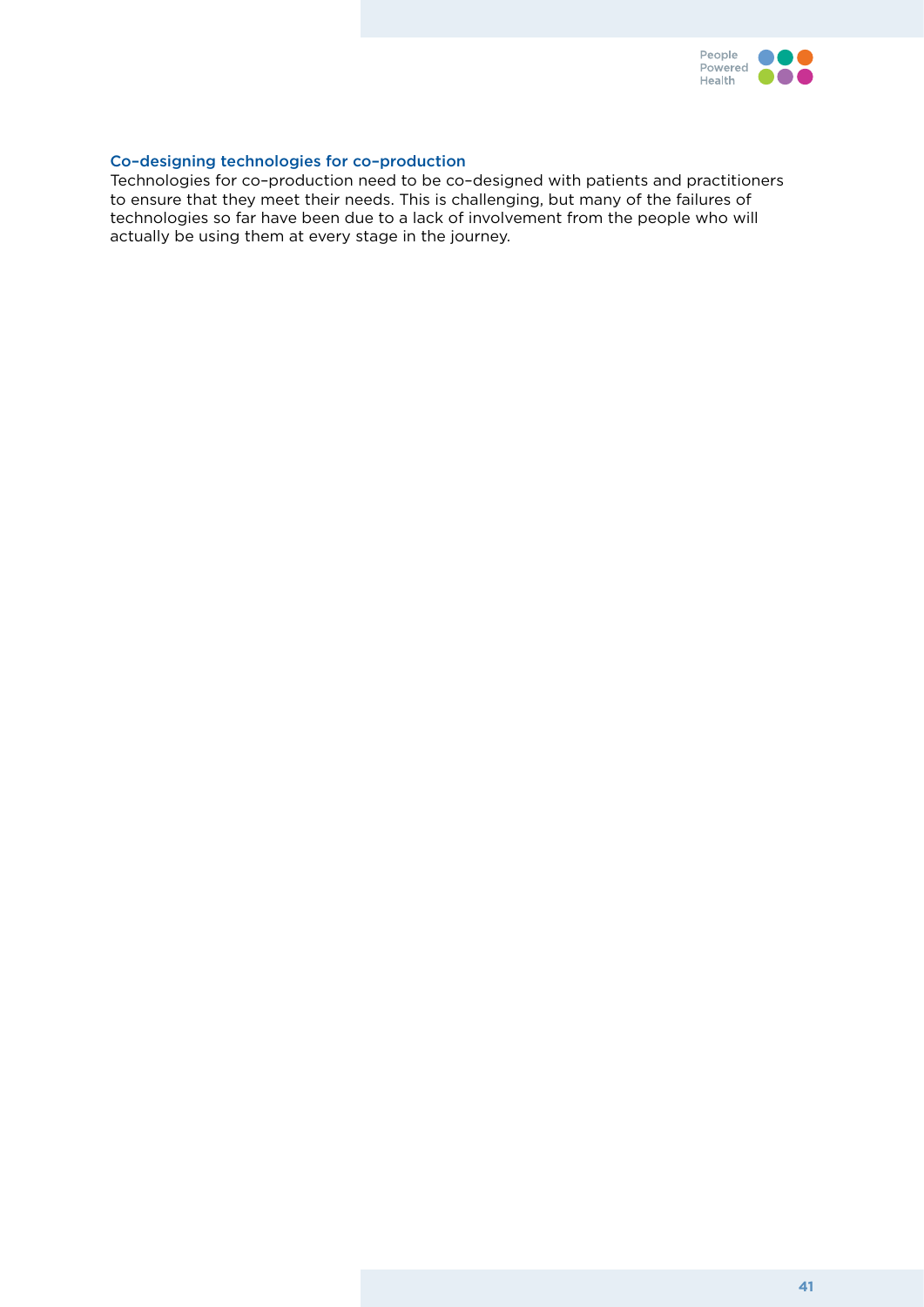### Co–designing technologies for co–production

Technologies for co–production need to be co–designed with patients and practitioners to ensure that they meet their needs. This is challenging, but many of the failures of technologies so far have been due to a lack of involvement from the people who will actually be using them at every stage in the journey.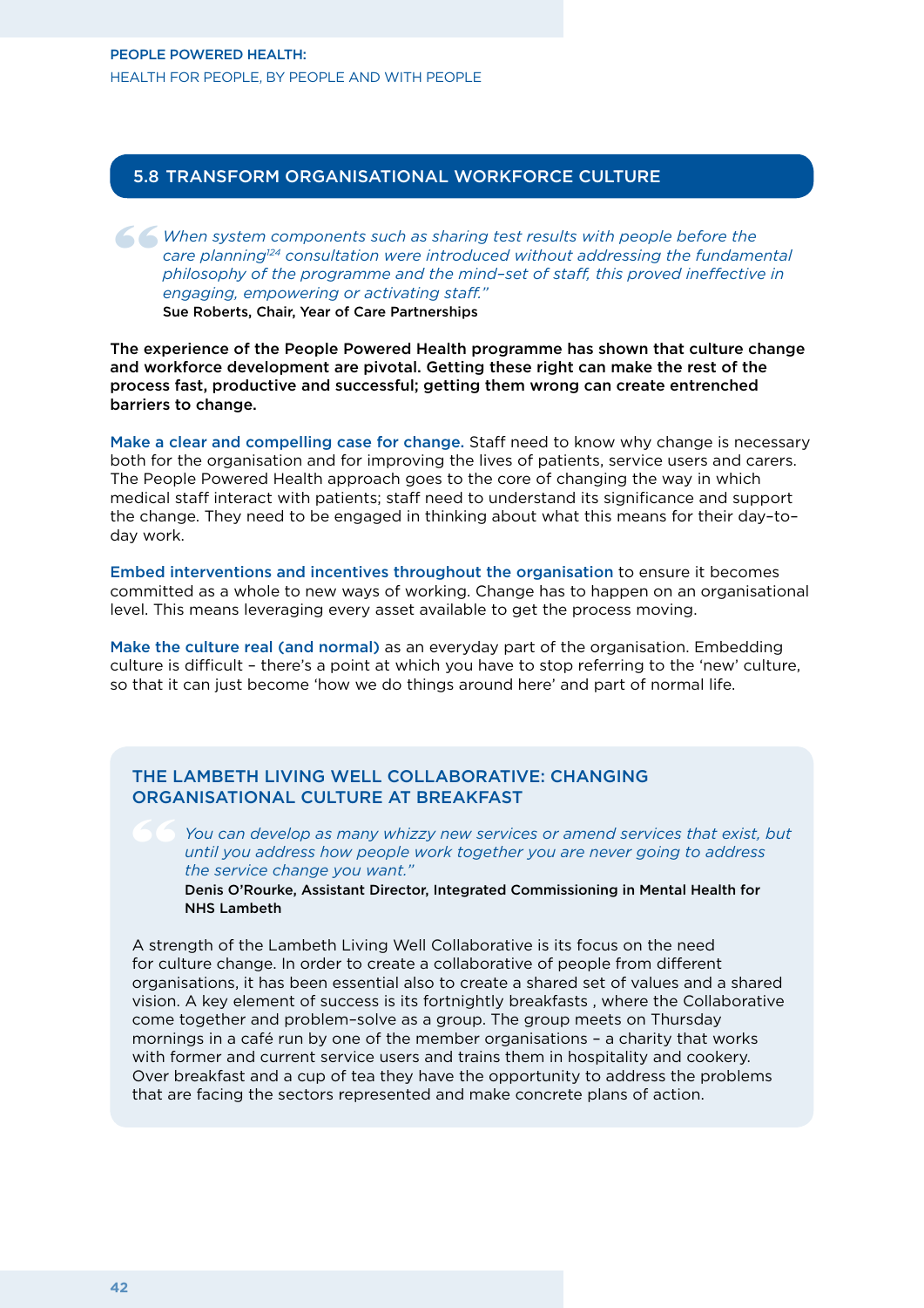## 5.8 TRANSFORM ORGANISATIONAL WORKFORCE CULTURE

> *When system components such as sharing test results with people before the care planning[124] consultation were introduced without addressing the fundamental philosophy of the programme and the mind-set of staff, this proved ineffective in engaging, empowering or activating staff."*
>
> Sue Roberts, Chair, Year of Care Partnerships

**The experience of the People Powered Health programme has shown that culture change and workforce development are pivotal. Getting these right can make the rest of the process fast, productive and successful; getting them wrong can create entrenched barriers to change.**

**Make a clear and compelling case for change.** Staff need to know why change is necessary both for the organisation and for improving the lives of patients, service users and carers. The People Powered Health approach goes to the core of changing the way in which medical staff interact with patients; staff need to understand its significance and support the change. They need to be engaged in thinking about what this means for their day–to–day work.

**Embed interventions and incentives throughout the organisation** to ensure it becomes committed as a whole to new ways of working. Change has to happen on an organisational level. This means leveraging every asset available to get the process moving.

**Make the culture real (and normal)** as an everyday part of the organisation. Embedding culture is difficult – there's a point at which you have to stop referring to the 'new' culture, so that it can just become 'how we do things around here' and part of normal life.

### THE LAMBETH LIVING WELL COLLABORATIVE: CHANGING ORGANISATIONAL CULTURE AT BREAKFAST

> *You can develop as many whizzy new services or amend services that exist, but until you address how people work together you are never going to address the service change you want."*
>
> Denis O'Rourke, Assistant Director, Integrated Commissioning in Mental Health for NHS Lambeth

A strength of the Lambeth Living Well Collaborative is its focus on the need for culture change. In order to create a collaborative of people from different organisations, it has been essential also to create a shared set of values and a shared vision. A key element of success is its fortnightly breakfasts , where the Collaborative come together and problem–solve as a group. The group meets on Thursday mornings in a café run by one of the member organisations – a charity that works with former and current service users and trains them in hospitality and cookery. Over breakfast and a cup of tea they have the opportunity to address the problems that are facing the sectors represented and make concrete plans of action.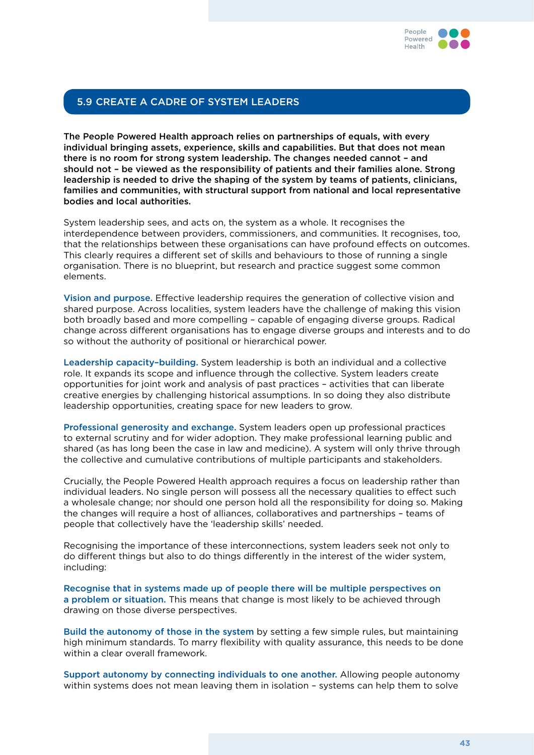## 5.9 CREATE A CADRE OF SYSTEM LEADERS

**The People Powered Health approach relies on partnerships of equals, with every individual bringing assets, experience, skills and capabilities. But that does not mean there is no room for strong system leadership. The changes needed cannot – and should not – be viewed as the responsibility of patients and their families alone. Strong leadership is needed to drive the shaping of the system by teams of patients, clinicians, families and communities, with structural support from national and local representative bodies and local authorities.**

System leadership sees, and acts on, the system as a whole. It recognises the interdependence between providers, commissioners, and communities. It recognises, too, that the relationships between these organisations can have profound effects on outcomes. This clearly requires a different set of skills and behaviours to those of running a single organisation. There is no blueprint, but research and practice suggest some common elements.

**Vision and purpose.** Effective leadership requires the generation of collective vision and shared purpose. Across localities, system leaders have the challenge of making this vision both broadly based and more compelling – capable of engaging diverse groups. Radical change across different organisations has to engage diverse groups and interests and to do so without the authority of positional or hierarchical power.

**Leadership capacity–building.** System leadership is both an individual and a collective role. It expands its scope and influence through the collective. System leaders create opportunities for joint work and analysis of past practices – activities that can liberate creative energies by challenging historical assumptions. In so doing they also distribute leadership opportunities, creating space for new leaders to grow.

**Professional generosity and exchange.** System leaders open up professional practices to external scrutiny and for wider adoption. They make professional learning public and shared (as has long been the case in law and medicine). A system will only thrive through the collective and cumulative contributions of multiple participants and stakeholders.

Crucially, the People Powered Health approach requires a focus on leadership rather than individual leaders. No single person will possess all the necessary qualities to effect such a wholesale change; nor should one person hold all the responsibility for doing so. Making the changes will require a host of alliances, collaboratives and partnerships – teams of people that collectively have the 'leadership skills' needed.

Recognising the importance of these interconnections, system leaders seek not only to do different things but also to do things differently in the interest of the wider system, including:

**Recognise that in systems made up of people there will be multiple perspectives on a problem or situation.** This means that change is most likely to be achieved through drawing on those diverse perspectives.

**Build the autonomy of those in the system** by setting a few simple rules, but maintaining high minimum standards. To marry flexibility with quality assurance, this needs to be done within a clear overall framework.

**Support autonomy by connecting individuals to one another.** Allowing people autonomy within systems does not mean leaving them in isolation – systems can help them to solve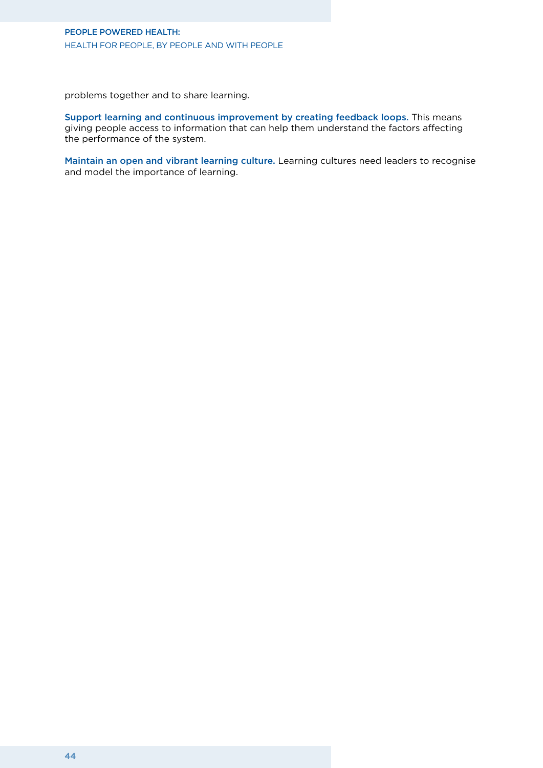problems together and to share learning.

**Support learning and continuous improvement by creating feedback loops.** This means giving people access to information that can help them understand the factors affecting the performance of the system.

**Maintain an open and vibrant learning culture.** Learning cultures need leaders to recognise and model the importance of learning.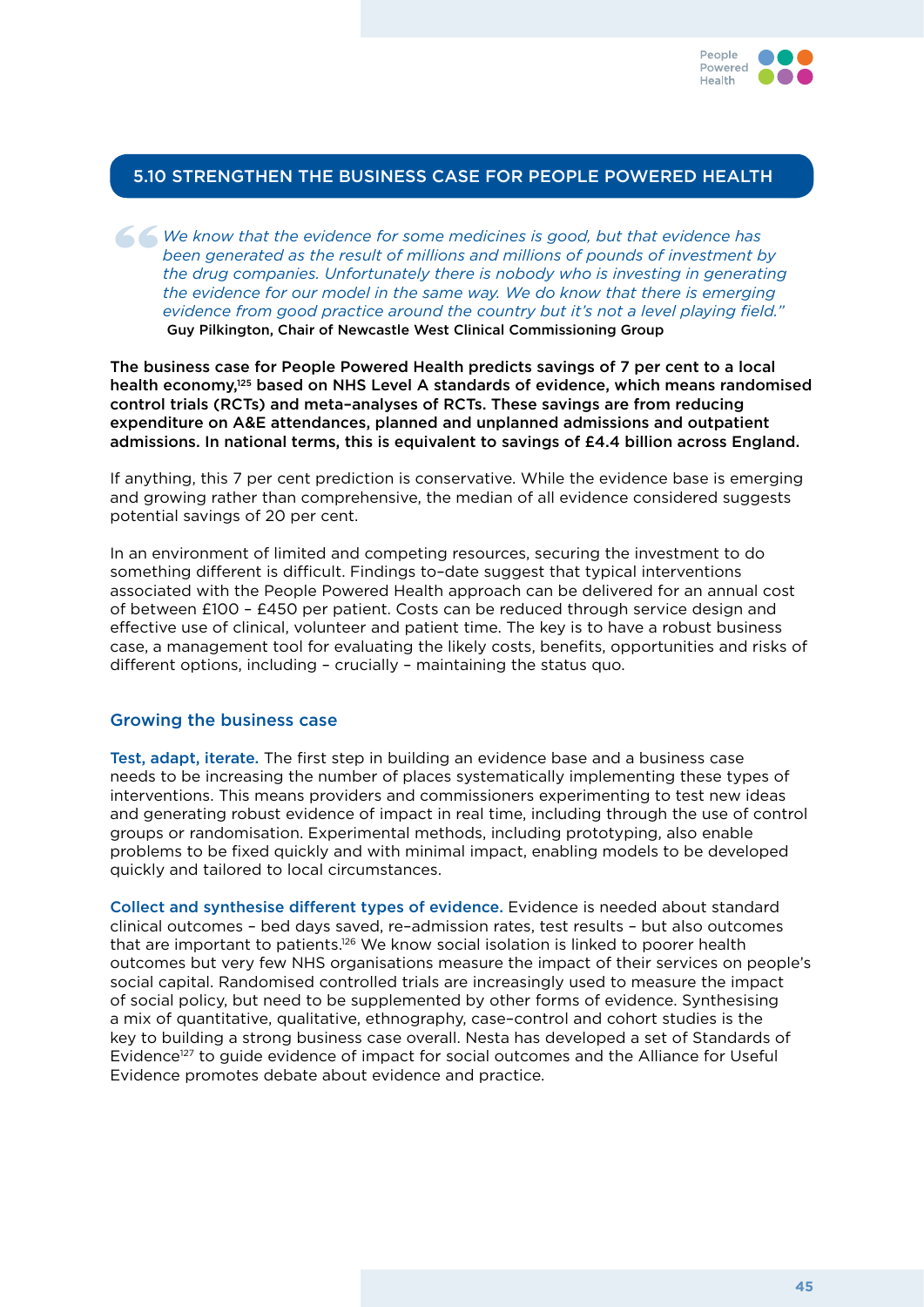## 5.10 STRENGTHEN THE BUSINESS CASE FOR PEOPLE POWERED HEALTH

> *We know that the evidence for some medicines is good, but that evidence has been generated as the result of millions and millions of pounds of investment by the drug companies. Unfortunately there is nobody who is investing in generating the evidence for our model in the same way. We do know that there is emerging evidence from good practice around the country but it's not a level playing field."*
> **Guy Pilkington, Chair of Newcastle West Clinical Commissioning Group**

**The business case for People Powered Health predicts savings of 7 per cent to a local health economy,[125] based on NHS Level A standards of evidence, which means randomised control trials (RCTs) and meta–analyses of RCTs. These savings are from reducing expenditure on A&E attendances, planned and unplanned admissions and outpatient admissions. In national terms, this is equivalent to savings of £4.4 billion across England.**

If anything, this 7 per cent prediction is conservative. While the evidence base is emerging and growing rather than comprehensive, the median of all evidence considered suggests potential savings of 20 per cent.

In an environment of limited and competing resources, securing the investment to do something different is difficult. Findings to–date suggest that typical interventions associated with the People Powered Health approach can be delivered for an annual cost of between £100 – £450 per patient. Costs can be reduced through service design and effective use of clinical, volunteer and patient time. The key is to have a robust business case, a management tool for evaluating the likely costs, benefits, opportunities and risks of different options, including – crucially – maintaining the status quo.

### Growing the business case

**Test, adapt, iterate.** The first step in building an evidence base and a business case needs to be increasing the number of places systematically implementing these types of interventions. This means providers and commissioners experimenting to test new ideas and generating robust evidence of impact in real time, including through the use of control groups or randomisation. Experimental methods, including prototyping, also enable problems to be fixed quickly and with minimal impact, enabling models to be developed quickly and tailored to local circumstances.

**Collect and synthesise different types of evidence.** Evidence is needed about standard clinical outcomes – bed days saved, re–admission rates, test results – but also outcomes that are important to patients.[126] We know social isolation is linked to poorer health outcomes but very few NHS organisations measure the impact of their services on people's social capital. Randomised controlled trials are increasingly used to measure the impact of social policy, but need to be supplemented by other forms of evidence. Synthesising a mix of quantitative, qualitative, ethnography, case–control and cohort studies is the key to building a strong business case overall. Nesta has developed a set of Standards of Evidence[127] to guide evidence of impact for social outcomes and the Alliance for Useful Evidence promotes debate about evidence and practice.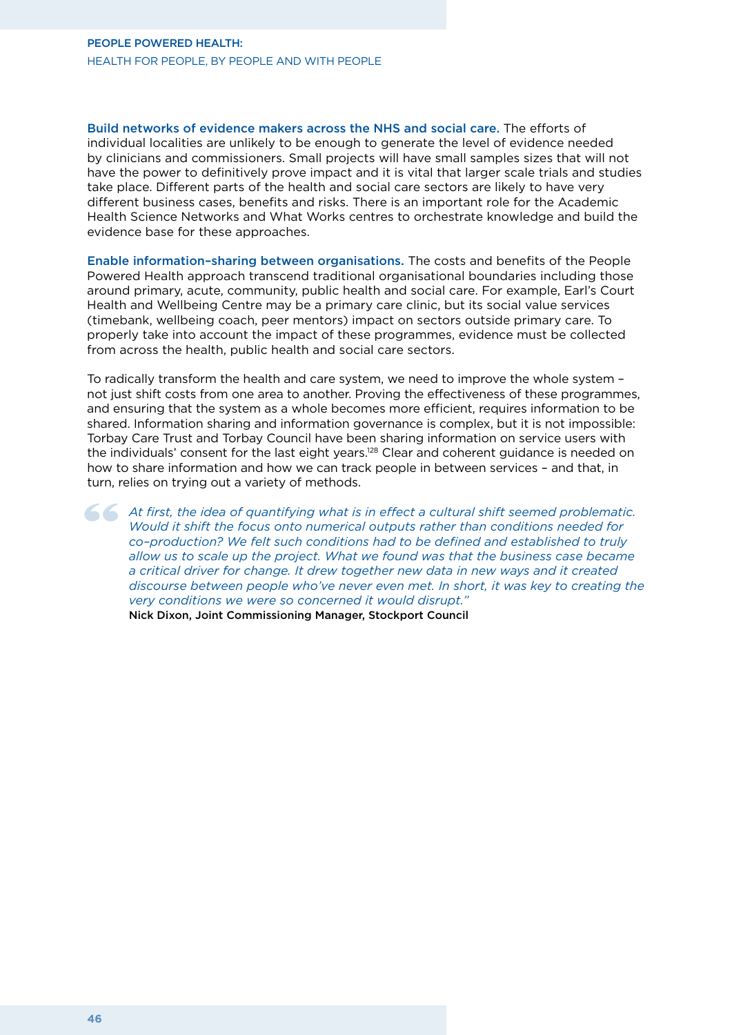**Build networks of evidence makers across the NHS and social care.** The efforts of individual localities are unlikely to be enough to generate the level of evidence needed by clinicians and commissioners. Small projects will have small samples sizes that will not have the power to definitively prove impact and it is vital that larger scale trials and studies take place. Different parts of the health and social care sectors are likely to have very different business cases, benefits and risks. There is an important role for the Academic Health Science Networks and What Works centres to orchestrate knowledge and build the evidence base for these approaches.

**Enable information–sharing between organisations.** The costs and benefits of the People Powered Health approach transcend traditional organisational boundaries including those around primary, acute, community, public health and social care. For example, Earl's Court Health and Wellbeing Centre may be a primary care clinic, but its social value services (timebank, wellbeing coach, peer mentors) impact on sectors outside primary care. To properly take into account the impact of these programmes, evidence must be collected from across the health, public health and social care sectors.

To radically transform the health and care system, we need to improve the whole system – not just shift costs from one area to another. Proving the effectiveness of these programmes, and ensuring that the system as a whole becomes more efficient, requires information to be shared. Information sharing and information governance is complex, but it is not impossible: Torbay Care Trust and Torbay Council have been sharing information on service users with the individuals' consent for the last eight years.[128] Clear and coherent guidance is needed on how to share information and how we can track people in between services – and that, in turn, relies on trying out a variety of methods.

> *At first, the idea of quantifying what is in effect a cultural shift seemed problematic. Would it shift the focus onto numerical outputs rather than conditions needed for co–production? We felt such conditions had to be defined and established to truly allow us to scale up the project. What we found was that the business case became a critical driver for change. It drew together new data in new ways and it created discourse between people who've never even met. In short, it was key to creating the very conditions we were so concerned it would disrupt."*
>
> **Nick Dixon, Joint Commissioning Manager, Stockport Council**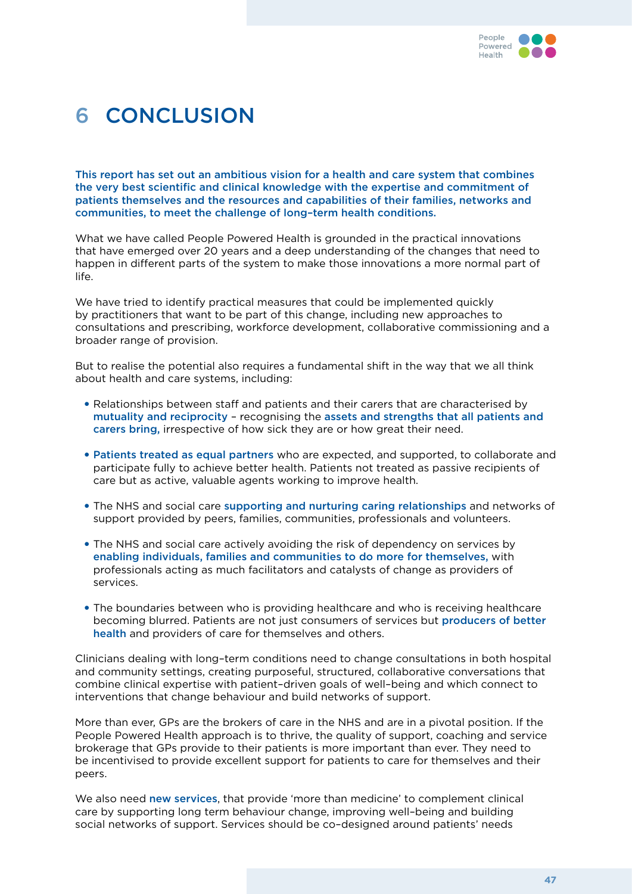# 6 CONCLUSION

**This report has set out an ambitious vision for a health and care system that combines the very best scientific and clinical knowledge with the expertise and commitment of patients themselves and the resources and capabilities of their families, networks and communities, to meet the challenge of long-term health conditions.**

What we have called People Powered Health is grounded in the practical innovations that have emerged over 20 years and a deep understanding of the changes that need to happen in different parts of the system to make those innovations a more normal part of life.

We have tried to identify practical measures that could be implemented quickly by practitioners that want to be part of this change, including new approaches to consultations and prescribing, workforce development, collaborative commissioning and a broader range of provision.

But to realise the potential also requires a fundamental shift in the way that we all think about health and care systems, including:

- Relationships between staff and patients and their carers that are characterised by **mutuality and reciprocity** – recognising the **assets and strengths that all patients and carers bring,** irrespective of how sick they are or how great their need.
- **Patients treated as equal partners** who are expected, and supported, to collaborate and participate fully to achieve better health. Patients not treated as passive recipients of care but as active, valuable agents working to improve health.
- The NHS and social care **supporting and nurturing caring relationships** and networks of support provided by peers, families, communities, professionals and volunteers.
- The NHS and social care actively avoiding the risk of dependency on services by **enabling individuals, families and communities to do more for themselves,** with professionals acting as much facilitators and catalysts of change as providers of services.
- The boundaries between who is providing healthcare and who is receiving healthcare becoming blurred. Patients are not just consumers of services but **producers of better health** and providers of care for themselves and others.

Clinicians dealing with long-term conditions need to change consultations in both hospital and community settings, creating purposeful, structured, collaborative conversations that combine clinical expertise with patient-driven goals of well-being and which connect to interventions that change behaviour and build networks of support.

More than ever, GPs are the brokers of care in the NHS and are in a pivotal position. If the People Powered Health approach is to thrive, the quality of support, coaching and service brokerage that GPs provide to their patients is more important than ever. They need to be incentivised to provide excellent support for patients to care for themselves and their peers.

We also need **new services**, that provide 'more than medicine' to complement clinical care by supporting long term behaviour change, improving well-being and building social networks of support. Services should be co-designed around patients' needs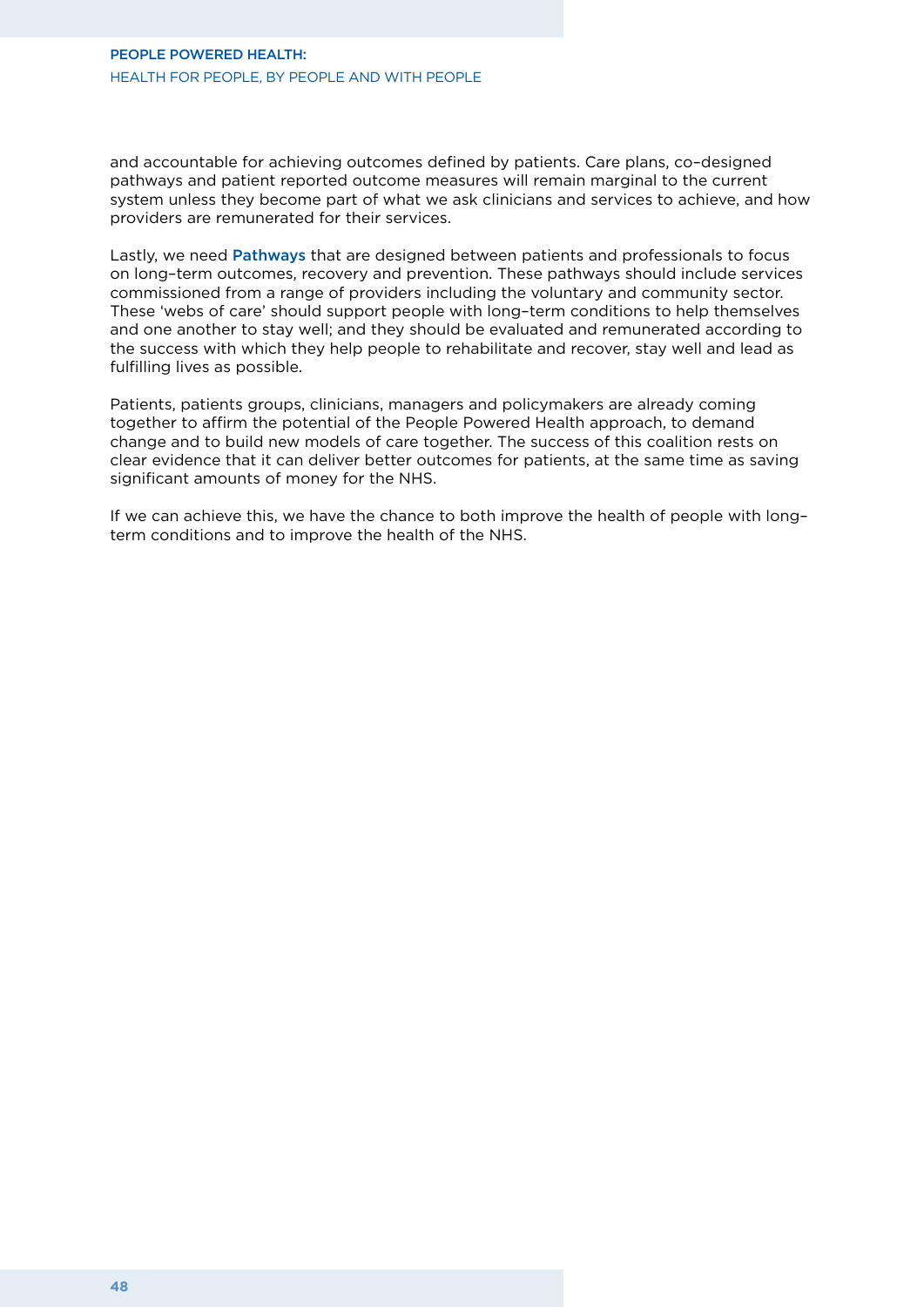and accountable for achieving outcomes defined by patients. Care plans, co–designed pathways and patient reported outcome measures will remain marginal to the current system unless they become part of what we ask clinicians and services to achieve, and how providers are remunerated for their services.

Lastly, we need **Pathways** that are designed between patients and professionals to focus on long–term outcomes, recovery and prevention. These pathways should include services commissioned from a range of providers including the voluntary and community sector. These 'webs of care' should support people with long–term conditions to help themselves and one another to stay well; and they should be evaluated and remunerated according to the success with which they help people to rehabilitate and recover, stay well and lead as fulfilling lives as possible.

Patients, patients groups, clinicians, managers and policymakers are already coming together to affirm the potential of the People Powered Health approach, to demand change and to build new models of care together. The success of this coalition rests on clear evidence that it can deliver better outcomes for patients, at the same time as saving significant amounts of money for the NHS.

If we can achieve this, we have the chance to both improve the health of people with long–term conditions and to improve the health of the NHS.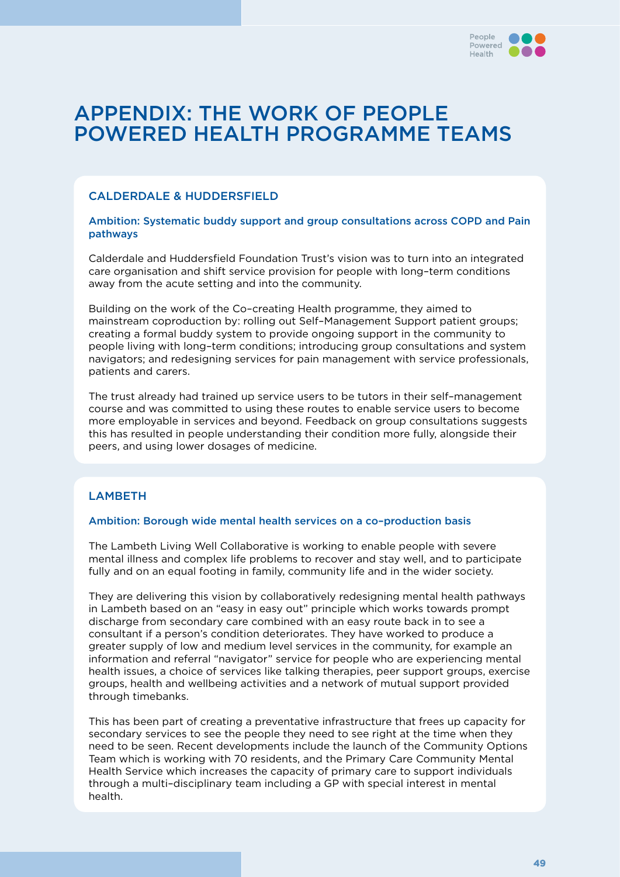# APPENDIX: THE WORK OF PEOPLE POWERED HEALTH PROGRAMME TEAMS

## CALDERDALE & HUDDERSFIELD

### Ambition: Systematic buddy support and group consultations across COPD and Pain pathways

Calderdale and Huddersfield Foundation Trust's vision was to turn into an integrated care organisation and shift service provision for people with long–term conditions away from the acute setting and into the community.

Building on the work of the Co–creating Health programme, they aimed to mainstream coproduction by: rolling out Self–Management Support patient groups; creating a formal buddy system to provide ongoing support in the community to people living with long–term conditions; introducing group consultations and system navigators; and redesigning services for pain management with service professionals, patients and carers.

The trust already had trained up service users to be tutors in their self–management course and was committed to using these routes to enable service users to become more employable in services and beyond. Feedback on group consultations suggests this has resulted in people understanding their condition more fully, alongside their peers, and using lower dosages of medicine.

## LAMBETH

### Ambition: Borough wide mental health services on a co–production basis

The Lambeth Living Well Collaborative is working to enable people with severe mental illness and complex life problems to recover and stay well, and to participate fully and on an equal footing in family, community life and in the wider society.

They are delivering this vision by collaboratively redesigning mental health pathways in Lambeth based on an "easy in easy out" principle which works towards prompt discharge from secondary care combined with an easy route back in to see a consultant if a person's condition deteriorates. They have worked to produce a greater supply of low and medium level services in the community, for example an information and referral "navigator" service for people who are experiencing mental health issues, a choice of services like talking therapies, peer support groups, exercise groups, health and wellbeing activities and a network of mutual support provided through timebanks.

This has been part of creating a preventative infrastructure that frees up capacity for secondary services to see the people they need to see right at the time when they need to be seen. Recent developments include the launch of the Community Options Team which is working with 70 residents, and the Primary Care Community Mental Health Service which increases the capacity of primary care to support individuals through a multi–disciplinary team including a GP with special interest in mental health.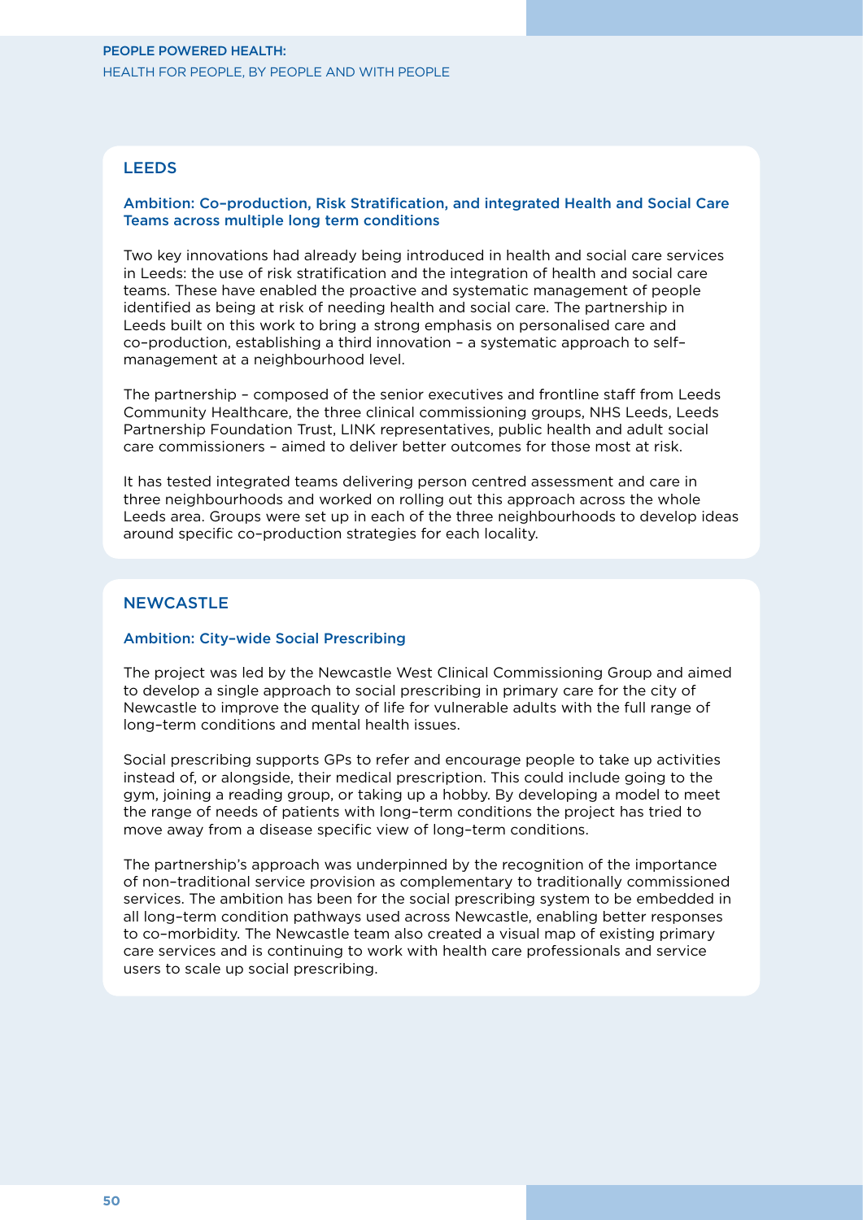## LEEDS

### Ambition: Co–production, Risk Stratification, and integrated Health and Social Care Teams across multiple long term conditions

Two key innovations had already being introduced in health and social care services in Leeds: the use of risk stratification and the integration of health and social care teams. These have enabled the proactive and systematic management of people identified as being at risk of needing health and social care. The partnership in Leeds built on this work to bring a strong emphasis on personalised care and co–production, establishing a third innovation – a systematic approach to self–management at a neighbourhood level.

The partnership – composed of the senior executives and frontline staff from Leeds Community Healthcare, the three clinical commissioning groups, NHS Leeds, Leeds Partnership Foundation Trust, LINK representatives, public health and adult social care commissioners – aimed to deliver better outcomes for those most at risk.

It has tested integrated teams delivering person centred assessment and care in three neighbourhoods and worked on rolling out this approach across the whole Leeds area. Groups were set up in each of the three neighbourhoods to develop ideas around specific co–production strategies for each locality.

## NEWCASTLE

### Ambition: City–wide Social Prescribing

The project was led by the Newcastle West Clinical Commissioning Group and aimed to develop a single approach to social prescribing in primary care for the city of Newcastle to improve the quality of life for vulnerable adults with the full range of long–term conditions and mental health issues.

Social prescribing supports GPs to refer and encourage people to take up activities instead of, or alongside, their medical prescription. This could include going to the gym, joining a reading group, or taking up a hobby. By developing a model to meet the range of needs of patients with long–term conditions the project has tried to move away from a disease specific view of long–term conditions.

The partnership's approach was underpinned by the recognition of the importance of non–traditional service provision as complementary to traditionally commissioned services. The ambition has been for the social prescribing system to be embedded in all long–term condition pathways used across Newcastle, enabling better responses to co–morbidity. The Newcastle team also created a visual map of existing primary care services and is continuing to work with health care professionals and service users to scale up social prescribing.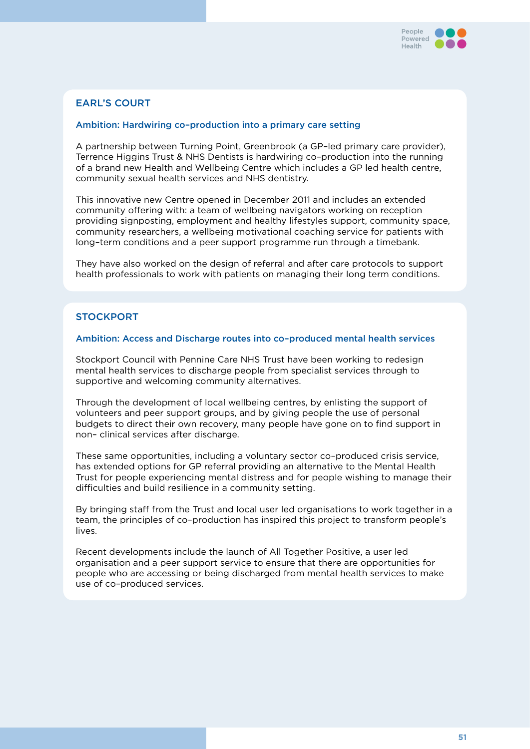## EARL'S COURT

### Ambition: Hardwiring co-production into a primary care setting

A partnership between Turning Point, Greenbrook (a GP-led primary care provider), Terrence Higgins Trust & NHS Dentists is hardwiring co-production into the running of a brand new Health and Wellbeing Centre which includes a GP led health centre, community sexual health services and NHS dentistry.

This innovative new Centre opened in December 2011 and includes an extended community offering with: a team of wellbeing navigators working on reception providing signposting, employment and healthy lifestyles support, community space, community researchers, a wellbeing motivational coaching service for patients with long-term conditions and a peer support programme run through a timebank.

They have also worked on the design of referral and after care protocols to support health professionals to work with patients on managing their long term conditions.

## STOCKPORT

### Ambition: Access and Discharge routes into co-produced mental health services

Stockport Council with Pennine Care NHS Trust have been working to redesign mental health services to discharge people from specialist services through to supportive and welcoming community alternatives.

Through the development of local wellbeing centres, by enlisting the support of volunteers and peer support groups, and by giving people the use of personal budgets to direct their own recovery, many people have gone on to find support in non- clinical services after discharge.

These same opportunities, including a voluntary sector co-produced crisis service, has extended options for GP referral providing an alternative to the Mental Health Trust for people experiencing mental distress and for people wishing to manage their difficulties and build resilience in a community setting.

By bringing staff from the Trust and local user led organisations to work together in a team, the principles of co-production has inspired this project to transform people's lives.

Recent developments include the launch of All Together Positive, a user led organisation and a peer support service to ensure that there are opportunities for people who are accessing or being discharged from mental health services to make use of co-produced services.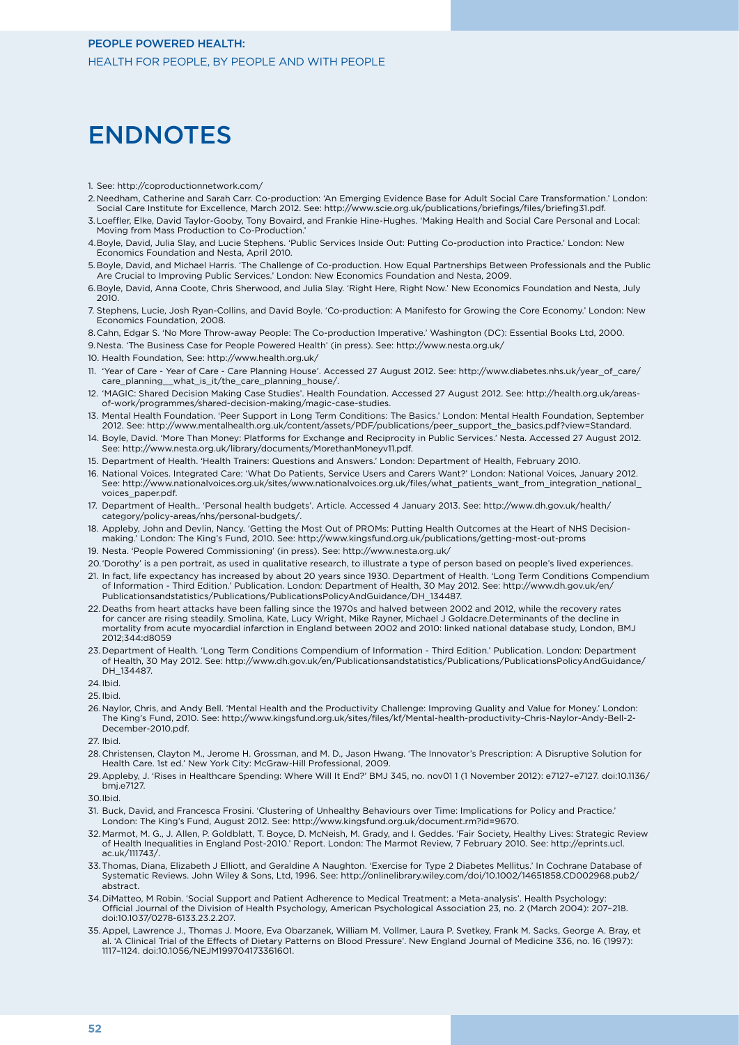# ENDNOTES

1. See: http://coproductionnetwork.com/
2. Needham, Catherine and Sarah Carr. Co-production: 'An Emerging Evidence Base for Adult Social Care Transformation.' London: Social Care Institute for Excellence, March 2012. See: http://www.scie.org.uk/publications/briefings/files/briefing31.pdf.
3. Loeffler, Elke, David Taylor-Gooby, Tony Bovaird, and Frankie Hine-Hughes. 'Making Health and Social Care Personal and Local: Moving from Mass Production to Co-Production.'
4. Boyle, David, Julia Slay, and Lucie Stephens. 'Public Services Inside Out: Putting Co-production into Practice.' London: New Economics Foundation and Nesta, April 2010.
5. Boyle, David, and Michael Harris. 'The Challenge of Co-production. How Equal Partnerships Between Professionals and the Public Are Crucial to Improving Public Services.' London: New Economics Foundation and Nesta, 2009.
6. Boyle, David, Anna Coote, Chris Sherwood, and Julia Slay. 'Right Here, Right Now.' New Economics Foundation and Nesta, July 2010.
7. Stephens, Lucie, Josh Ryan-Collins, and David Boyle. 'Co-production: A Manifesto for Growing the Core Economy.' London: New Economics Foundation, 2008.
8. Cahn, Edgar S. 'No More Throw-away People: The Co-production Imperative.' Washington (DC): Essential Books Ltd, 2000.
9. Nesta. 'The Business Case for People Powered Health' (in press). See: http://www.nesta.org.uk/
10. Health Foundation, See: http://www.health.org.uk/
11. 'Year of Care - Year of Care - Care Planning House'. Accessed 27 August 2012. See: http://www.diabetes.nhs.uk/year_of_care/care_planning__what_is_it/the_care_planning_house/.
12. 'MAGIC: Shared Decision Making Case Studies'. Health Foundation. Accessed 27 August 2012. See: http://health.org.uk/areas-of-work/programmes/shared-decision-making/magic-case-studies.
13. Mental Health Foundation. 'Peer Support in Long Term Conditions: The Basics.' London: Mental Health Foundation, September 2012. See: http://www.mentalhealth.org.uk/content/assets/PDF/publications/peer_support_the_basics.pdf?view=Standard.
14. Boyle, David. 'More Than Money: Platforms for Exchange and Reciprocity in Public Services.' Nesta. Accessed 27 August 2012. See: http://www.nesta.org.uk/library/documents/MorethanMoneyv11.pdf.
15. Department of Health. 'Health Trainers: Questions and Answers.' London: Department of Health, February 2010.
16. National Voices. Integrated Care: 'What Do Patients, Service Users and Carers Want?' London: National Voices, January 2012. See: http://www.nationalvoices.org.uk/sites/www.nationalvoices.org.uk/files/what_patients_want_from_integration_national_voices_paper.pdf.
17. Department of Health.. 'Personal health budgets'. Article. Accessed 4 January 2013. See: http://www.dh.gov.uk/health/category/policy-areas/nhs/personal-budgets/.
18. Appleby, John and Devlin, Nancy. 'Getting the Most Out of PROMs: Putting Health Outcomes at the Heart of NHS Decision-making.' London: The King's Fund, 2010. See: http://www.kingsfund.org.uk/publications/getting-most-out-proms
19. Nesta. 'People Powered Commissioning' (in press). See: http://www.nesta.org.uk/
20. 'Dorothy' is a pen portrait, as used in qualitative research, to illustrate a type of person based on people's lived experiences.
21. In fact, life expectancy has increased by about 20 years since 1930. Department of Health. 'Long Term Conditions Compendium of Information - Third Edition.' Publication. London: Department of Health, 30 May 2012. See: http://www.dh.gov.uk/en/Publicationsandstatistics/Publications/PublicationsPolicyAndGuidance/DH_134487.
22. Deaths from heart attacks have been falling since the 1970s and halved between 2002 and 2012, while the recovery rates for cancer are rising steadily. Smolina, Kate, Lucy Wright, Mike Rayner, Michael J Goldacre.Determinants of the decline in mortality from acute myocardial infarction in England between 2002 and 2010: linked national database study, London, BMJ 2012;344:d8059
23. Department of Health. 'Long Term Conditions Compendium of Information - Third Edition.' Publication. London: Department of Health, 30 May 2012. See: http://www.dh.gov.uk/en/Publicationsandstatistics/Publications/PublicationsPolicyAndGuidance/DH_134487.
24. Ibid.
25. Ibid.
26. Naylor, Chris, and Andy Bell. 'Mental Health and the Productivity Challenge: Improving Quality and Value for Money.' London: The King's Fund, 2010. See: http://www.kingsfund.org.uk/sites/files/kf/Mental-health-productivity-Chris-Naylor-Andy-Bell-2-December-2010.pdf.
27. Ibid.
28. Christensen, Clayton M., Jerome H. Grossman, and M. D., Jason Hwang. 'The Innovator's Prescription: A Disruptive Solution for Health Care. 1st ed.' New York City: McGraw-Hill Professional, 2009.
29. Appleby, J. 'Rises in Healthcare Spending: Where Will It End?' BMJ 345, no. nov01 1 (1 November 2012): e7127–e7127. doi:10.1136/bmj.e7127.
30. Ibid.
31. Buck, David, and Francesca Frosini. 'Clustering of Unhealthy Behaviours over Time: Implications for Policy and Practice.' London: The King's Fund, August 2012. See: http://www.kingsfund.org.uk/document.rm?id=9670.
32. Marmot, M. G., J. Allen, P. Goldblatt, T. Boyce, D. McNeish, M. Grady, and I. Geddes. 'Fair Society, Healthy Lives: Strategic Review of Health Inequalities in England Post-2010.' Report. London: The Marmot Review, 7 February 2010. See: http://eprints.ucl.ac.uk/111743/.
33. Thomas, Diana, Elizabeth J Elliott, and Geraldine A Naughton. 'Exercise for Type 2 Diabetes Mellitus.' In Cochrane Database of Systematic Reviews. John Wiley & Sons, Ltd, 1996. See: http://onlinelibrary.wiley.com/doi/10.1002/14651858.CD002968.pub2/abstract.
34. DiMatteo, M Robin. 'Social Support and Patient Adherence to Medical Treatment: a Meta-analysis'. Health Psychology: Official Journal of the Division of Health Psychology, American Psychological Association 23, no. 2 (March 2004): 207–218. doi:10.1037/0278-6133.23.2.207.
35. Appel, Lawrence J., Thomas J. Moore, Eva Obarzanek, William M. Vollmer, Laura P. Svetkey, Frank M. Sacks, George A. Bray, et al. 'A Clinical Trial of the Effects of Dietary Patterns on Blood Pressure'. New England Journal of Medicine 336, no. 16 (1997): 1117–1124. doi:10.1056/NEJM199704173361601.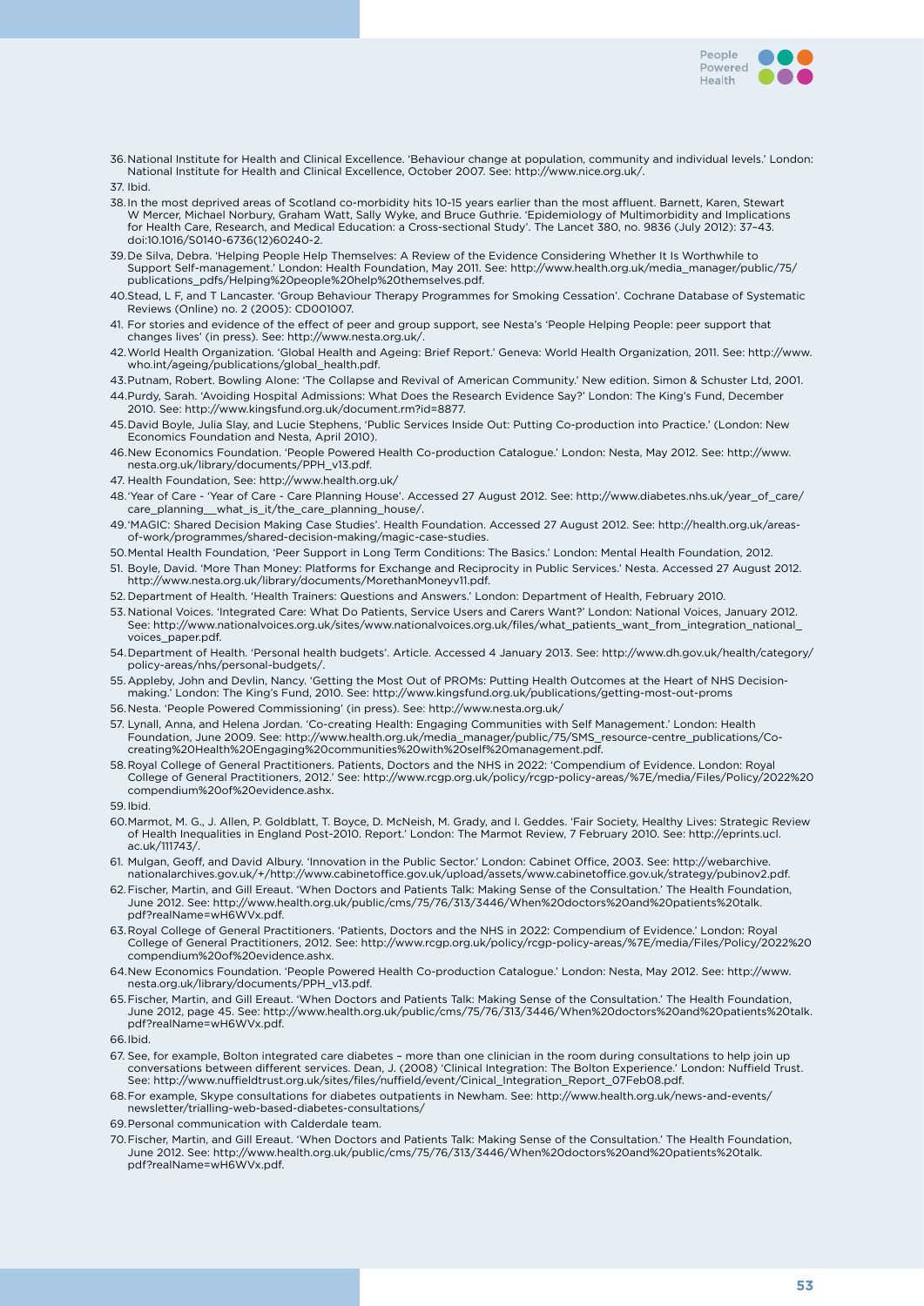36. National Institute for Health and Clinical Excellence. 'Behaviour change at population, community and individual levels.' London: National Institute for Health and Clinical Excellence, October 2007. See: http://www.nice.org.uk/.

37. Ibid.

38. In the most deprived areas of Scotland co-morbidity hits 10-15 years earlier than the most affluent. Barnett, Karen, Stewart W Mercer, Michael Norbury, Graham Watt, Sally Wyke, and Bruce Guthrie. 'Epidemiology of Multimorbidity and Implications for Health Care, Research, and Medical Education: a Cross-sectional Study'. The Lancet 380, no. 9836 (July 2012): 37–43. doi:10.1016/S0140-6736(12)60240-2.

39. De Silva, Debra. 'Helping People Help Themselves: A Review of the Evidence Considering Whether It Is Worthwhile to Support Self-management.' London: Health Foundation, May 2011. See: http://www.health.org.uk/media_manager/public/75/publications_pdfs/Helping%20people%20help%20themselves.pdf.

40. Stead, L F, and T Lancaster. 'Group Behaviour Therapy Programmes for Smoking Cessation'. Cochrane Database of Systematic Reviews (Online) no. 2 (2005): CD001007.

41. For stories and evidence of the effect of peer and group support, see Nesta's 'People Helping People: peer support that changes lives' (in press). See: http://www.nesta.org.uk/.

42. World Health Organization. 'Global Health and Ageing: Brief Report.' Geneva: World Health Organization, 2011. See: http://www.who.int/ageing/publications/global_health.pdf.

43. Putnam, Robert. Bowling Alone: 'The Collapse and Revival of American Community.' New edition. Simon & Schuster Ltd, 2001.

44. Purdy, Sarah. 'Avoiding Hospital Admissions: What Does the Research Evidence Say?' London: The King's Fund, December 2010. See: http://www.kingsfund.org.uk/document.rm?id=8877.

45. David Boyle, Julia Slay, and Lucie Stephens, 'Public Services Inside Out: Putting Co-production into Practice.' (London: New Economics Foundation and Nesta, April 2010).

46. New Economics Foundation. 'People Powered Health Co-production Catalogue.' London: Nesta, May 2012. See: http://www.nesta.org.uk/library/documents/PPH_v13.pdf.

47. Health Foundation, See: http://www.health.org.uk/

48. 'Year of Care - 'Year of Care - Care Planning House'. Accessed 27 August 2012. See: http://www.diabetes.nhs.uk/year_of_care/care_planning__what_is_it/the_care_planning_house/.

49. 'MAGIC: Shared Decision Making Case Studies'. Health Foundation. Accessed 27 August 2012. See: http://health.org.uk/areas-of-work/programmes/shared-decision-making/magic-case-studies.

50. Mental Health Foundation, 'Peer Support in Long Term Conditions: The Basics.' London: Mental Health Foundation, 2012.

51. Boyle, David. 'More Than Money: Platforms for Exchange and Reciprocity in Public Services.' Nesta. Accessed 27 August 2012. http://www.nesta.org.uk/library/documents/MorethanMoneyv11.pdf.

52. Department of Health. 'Health Trainers: Questions and Answers.' London: Department of Health, February 2010.

53. National Voices. 'Integrated Care: What Do Patients, Service Users and Carers Want?' London: National Voices, January 2012. See: http://www.nationalvoices.org.uk/sites/www.nationalvoices.org.uk/files/what_patients_want_from_integration_national_voices_paper.pdf.

54. Department of Health. 'Personal health budgets'. Article. Accessed 4 January 2013. See: http://www.dh.gov.uk/health/category/policy-areas/nhs/personal-budgets/.

55. Appleby, John and Devlin, Nancy. 'Getting the Most Out of PROMs: Putting Health Outcomes at the Heart of NHS Decision-making.' London: The King's Fund, 2010. See: http://www.kingsfund.org.uk/publications/getting-most-out-proms

56. Nesta. 'People Powered Commissioning' (in press). See: http://www.nesta.org.uk/

57. Lynall, Anna, and Helena Jordan. 'Co-creating Health: Engaging Communities with Self Management.' London: Health Foundation, June 2009. See: http://www.health.org.uk/media_manager/public/75/SMS_resource-centre_publications/Co-creating%20Health%20Engaging%20communities%20with%20self%20management.pdf.

58. Royal College of General Practitioners. Patients, Doctors and the NHS in 2022: 'Compendium of Evidence. London: Royal College of General Practitioners, 2012.' See: http://www.rcgp.org.uk/policy/rcgp-policy-areas/%7E/media/Files/Policy/2022%20compendium%20of%20evidence.ashx.

59. Ibid.

60. Marmot, M. G., J. Allen, P. Goldblatt, T. Boyce, D. McNeish, M. Grady, and I. Geddes. 'Fair Society, Healthy Lives: Strategic Review of Health Inequalities in England Post-2010. Report.' London: The Marmot Review, 7 February 2010. See: http://eprints.ucl.ac.uk/111743/.

61. Mulgan, Geoff, and David Albury. 'Innovation in the Public Sector.' London: Cabinet Office, 2003. See: http://webarchive.nationalarchives.gov.uk/+/http://www.cabinetoffice.gov.uk/upload/assets/www.cabinetoffice.gov.uk/strategy/pubinov2.pdf.

62. Fischer, Martin, and Gill Ereaut. 'When Doctors and Patients Talk: Making Sense of the Consultation.' The Health Foundation, June 2012. See: http://www.health.org.uk/public/cms/75/76/313/3446/When%20doctors%20and%20patients%20talk.pdf?realName=wH6WVx.pdf.

63. Royal College of General Practitioners. 'Patients, Doctors and the NHS in 2022: Compendium of Evidence.' London: Royal College of General Practitioners, 2012. See: http://www.rcgp.org.uk/policy/rcgp-policy-areas/%7E/media/Files/Policy/2022%20compendium%20of%20evidence.ashx.

64. New Economics Foundation. 'People Powered Health Co-production Catalogue.' London: Nesta, May 2012. See: http://www.nesta.org.uk/library/documents/PPH_v13.pdf.

65. Fischer, Martin, and Gill Ereaut. 'When Doctors and Patients Talk: Making Sense of the Consultation.' The Health Foundation, June 2012, page 45. See: http://www.health.org.uk/public/cms/75/76/313/3446/When%20doctors%20and%20patients%20talk.pdf?realName=wH6WVx.pdf.

66. Ibid.

67. See, for example, Bolton integrated care diabetes – more than one clinician in the room during consultations to help join up conversations between different services. Dean, J. (2008) 'Clinical Integration: The Bolton Experience.' London: Nuffield Trust. See: http://www.nuffieldtrust.org.uk/sites/files/nuffield/event/Cinical_Integration_Report_07Feb08.pdf.

68. For example, Skype consultations for diabetes outpatients in Newham. See: http://www.health.org.uk/news-and-events/newsletter/trialling-web-based-diabetes-consultations/

69. Personal communication with Calderdale team.

70. Fischer, Martin, and Gill Ereaut. 'When Doctors and Patients Talk: Making Sense of the Consultation.' The Health Foundation, June 2012. See: http://www.health.org.uk/public/cms/75/76/313/3446/When%20doctors%20and%20patients%20talk.pdf?realName=wH6WVx.pdf.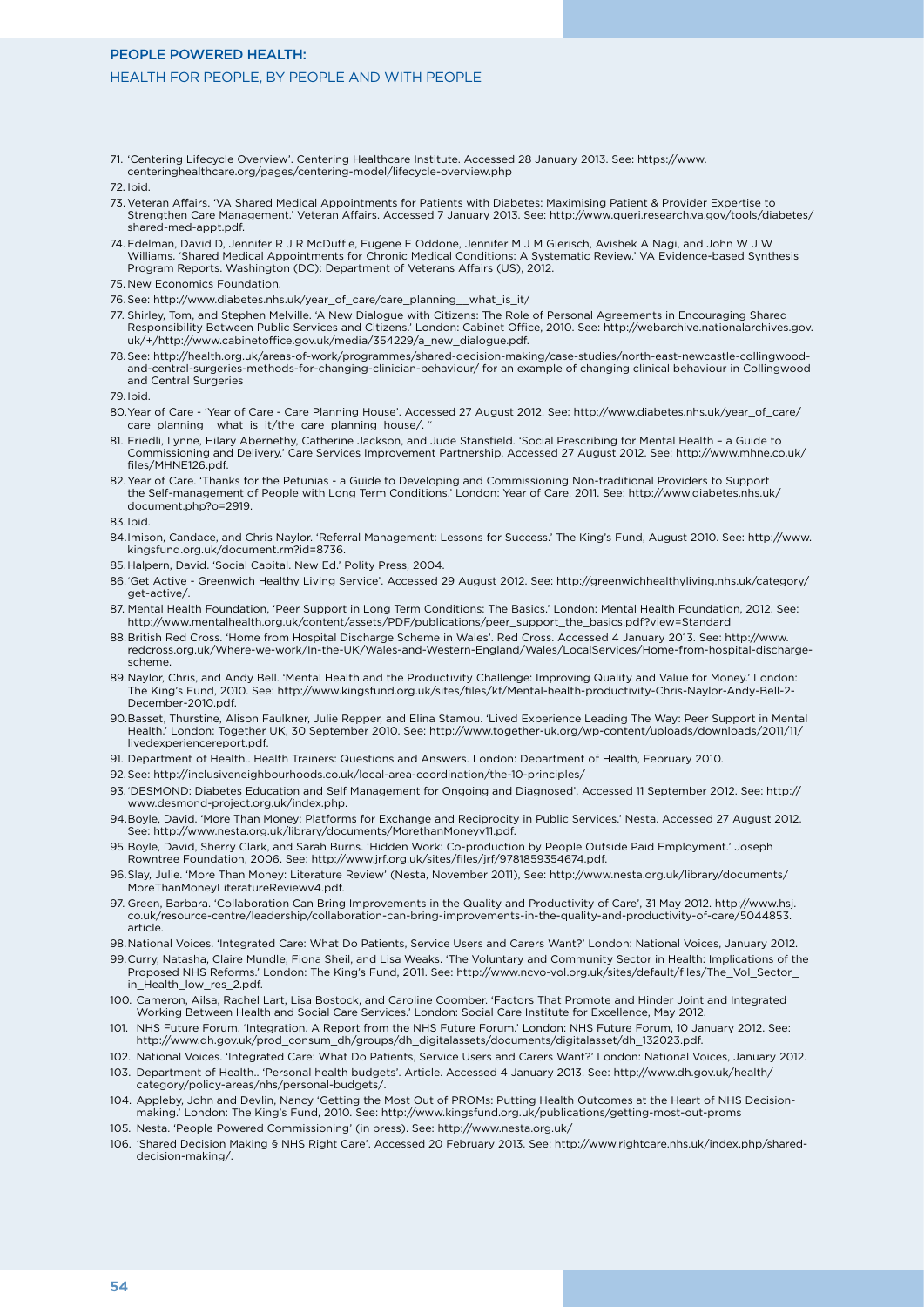71. 'Centering Lifecycle Overview'. Centering Healthcare Institute. Accessed 28 January 2013. See: https://www.centeringhealthcare.org/pages/centering-model/lifecycle-overview.php
72. Ibid.
73. Veteran Affairs. 'VA Shared Medical Appointments for Patients with Diabetes: Maximising Patient & Provider Expertise to Strengthen Care Management.' Veteran Affairs. Accessed 7 January 2013. See: http://www.queri.research.va.gov/tools/diabetes/shared-med-appt.pdf.
74. Edelman, David D, Jennifer R J R McDuffie, Eugene E Oddone, Jennifer M J M Gierisch, Avishek A Nagi, and John W J W Williams. 'Shared Medical Appointments for Chronic Medical Conditions: A Systematic Review.' VA Evidence-based Synthesis Program Reports. Washington (DC): Department of Veterans Affairs (US), 2012.
75. New Economics Foundation.
76. See: http://www.diabetes.nhs.uk/year_of_care/care_planning__what_is_it/
77. Shirley, Tom, and Stephen Melville. 'A New Dialogue with Citizens: The Role of Personal Agreements in Encouraging Shared Responsibility Between Public Services and Citizens.' London: Cabinet Office, 2010. See: http://webarchive.nationalarchives.gov.uk/+/http://www.cabinetoffice.gov.uk/media/354229/a_new_dialogue.pdf.
78. See: http://health.org.uk/areas-of-work/programmes/shared-decision-making/case-studies/north-east-newcastle-collingwood-and-central-surgeries-methods-for-changing-clinician-behaviour/ for an example of changing clinical behaviour in Collingwood and Central Surgeries
79. Ibid.
80. Year of Care - 'Year of Care - Care Planning House'. Accessed 27 August 2012. See: http://www.diabetes.nhs.uk/year_of_care/care_planning__what_is_it/the_care_planning_house/. "
81. Friedli, Lynne, Hilary Abernethy, Catherine Jackson, and Jude Stansfield. 'Social Prescribing for Mental Health – a Guide to Commissioning and Delivery.' Care Services Improvement Partnership. Accessed 27 August 2012. See: http://www.mhne.co.uk/files/MHNE126.pdf.
82. Year of Care. 'Thanks for the Petunias - a Guide to Developing and Commissioning Non-traditional Providers to Support the Self-management of People with Long Term Conditions.' London: Year of Care, 2011. See: http://www.diabetes.nhs.uk/document.php?o=2919.
83. Ibid.
84. Imison, Candace, and Chris Naylor. 'Referral Management: Lessons for Success.' The King's Fund, August 2010. See: http://www.kingsfund.org.uk/document.rm?id=8736.
85. Halpern, David. 'Social Capital. New Ed.' Polity Press, 2004.
86. 'Get Active - Greenwich Healthy Living Service'. Accessed 29 August 2012. See: http://greenwichhealthyliving.nhs.uk/category/get-active/.
87. Mental Health Foundation, 'Peer Support in Long Term Conditions: The Basics.' London: Mental Health Foundation, 2012. See: http://www.mentalhealth.org.uk/content/assets/PDF/publications/peer_support_the_basics.pdf?view=Standard
88. British Red Cross. 'Home from Hospital Discharge Scheme in Wales'. Red Cross. Accessed 4 January 2013. See: http://www.redcross.org.uk/Where-we-work/In-the-UK/Wales-and-Western-England/Wales/LocalServices/Home-from-hospital-discharge-scheme.
89. Naylor, Chris, and Andy Bell. 'Mental Health and the Productivity Challenge: Improving Quality and Value for Money.' London: The King's Fund, 2010. See: http://www.kingsfund.org.uk/sites/files/kf/Mental-health-productivity-Chris-Naylor-Andy-Bell-2-December-2010.pdf.
90. Basset, Thurstine, Alison Faulkner, Julie Repper, and Elina Stamou. 'Lived Experience Leading The Way: Peer Support in Mental Health.' London: Together UK, 30 September 2010. See: http://www.together-uk.org/wp-content/uploads/downloads/2011/11/livedexperiencereport.pdf.
91. Department of Health.. Health Trainers: Questions and Answers. London: Department of Health, February 2010.
92. See: http://inclusiveneighbourhoods.co.uk/local-area-coordination/the-10-principles/
93. 'DESMOND: Diabetes Education and Self Management for Ongoing and Diagnosed'. Accessed 11 September 2012. See: http://www.desmond-project.org.uk/index.php.
94. Boyle, David. 'More Than Money: Platforms for Exchange and Reciprocity in Public Services.' Nesta. Accessed 27 August 2012. See: http://www.nesta.org.uk/library/documents/MorethanMoneyv11.pdf.
95. Boyle, David, Sherry Clark, and Sarah Burns. 'Hidden Work: Co-production by People Outside Paid Employment.' Joseph Rowntree Foundation, 2006. See: http://www.jrf.org.uk/sites/files/jrf/9781859354674.pdf.
96. Slay, Julie. 'More Than Money: Literature Review' (Nesta, November 2011), See: http://www.nesta.org.uk/library/documents/MoreThanMoneyLiteratureReviewv4.pdf.
97. Green, Barbara. 'Collaboration Can Bring Improvements in the Quality and Productivity of Care', 31 May 2012. http://www.hsj.co.uk/resource-centre/leadership/collaboration-can-bring-improvements-in-the-quality-and-productivity-of-care/5044853.article.
98. National Voices. 'Integrated Care: What Do Patients, Service Users and Carers Want?' London: National Voices, January 2012.
99. Curry, Natasha, Claire Mundle, Fiona Sheil, and Lisa Weaks. 'The Voluntary and Community Sector in Health: Implications of the Proposed NHS Reforms.' London: The King's Fund, 2011. See: http://www.ncvo-vol.org.uk/sites/default/files/The_Vol_Sector_in_Health_low_res_2.pdf.
100. Cameron, Ailsa, Rachel Lart, Lisa Bostock, and Caroline Coomber. 'Factors That Promote and Hinder Joint and Integrated Working Between Health and Social Care Services.' London: Social Care Institute for Excellence, May 2012.
101. NHS Future Forum. 'Integration. A Report from the NHS Future Forum.' London: NHS Future Forum, 10 January 2012. See: http://www.dh.gov.uk/prod_consum_dh/groups/dh_digitalassets/documents/digitalasset/dh_132023.pdf.
102. National Voices. 'Integrated Care: What Do Patients, Service Users and Carers Want?' London: National Voices, January 2012.
103. Department of Health.. 'Personal health budgets'. Article. Accessed 4 January 2013. See: http://www.dh.gov.uk/health/category/policy-areas/nhs/personal-budgets/.
104. Appleby, John and Devlin, Nancy 'Getting the Most Out of PROMs: Putting Health Outcomes at the Heart of NHS Decision-making.' London: The King's Fund, 2010. See: http://www.kingsfund.org.uk/publications/getting-most-out-proms
105. Nesta. 'People Powered Commissioning' (in press). See: http://www.nesta.org.uk/
106. 'Shared Decision Making § NHS Right Care'. Accessed 20 February 2013. See: http://www.rightcare.nhs.uk/index.php/shared-decision-making/.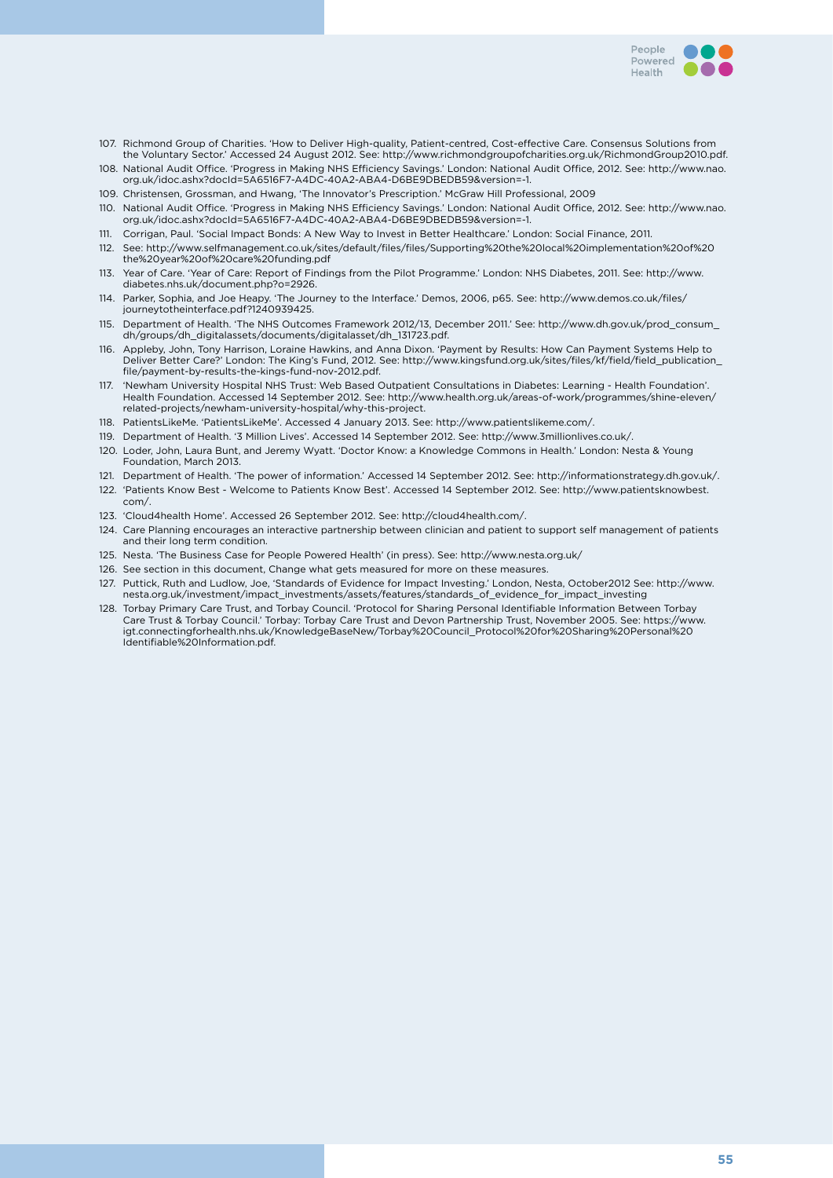107. Richmond Group of Charities. 'How to Deliver High-quality, Patient-centred, Cost-effective Care. Consensus Solutions from the Voluntary Sector.' Accessed 24 August 2012. See: http://www.richmondgroupofcharities.org.uk/RichmondGroup2010.pdf.
108. National Audit Office. 'Progress in Making NHS Efficiency Savings.' London: National Audit Office, 2012. See: http://www.nao.org.uk/idoc.ashx?docId=5A6516F7-A4DC-40A2-ABA4-D6BE9DBEDB59&version=-1.
109. Christensen, Grossman, and Hwang, 'The Innovator's Prescription.' McGraw Hill Professional, 2009
110. National Audit Office. 'Progress in Making NHS Efficiency Savings.' London: National Audit Office, 2012. See: http://www.nao.org.uk/idoc.ashx?docId=5A6516F7-A4DC-40A2-ABA4-D6BE9DBEDB59&version=-1.
111. Corrigan, Paul. 'Social Impact Bonds: A New Way to Invest in Better Healthcare.' London: Social Finance, 2011.
112. See: http://www.selfmanagement.co.uk/sites/default/files/files/Supporting%20the%20local%20implementation%20of%20the%20year%20of%20care%20funding.pdf
113. Year of Care. 'Year of Care: Report of Findings from the Pilot Programme.' London: NHS Diabetes, 2011. See: http://www.diabetes.nhs.uk/document.php?o=2926.
114. Parker, Sophia, and Joe Heapy. 'The Journey to the Interface.' Demos, 2006, p65. See: http://www.demos.co.uk/files/journeytotheinterface.pdf?1240939425.
115. Department of Health. 'The NHS Outcomes Framework 2012/13, December 2011.' See: http://www.dh.gov.uk/prod_consum_dh/groups/dh_digitalassets/documents/digitalasset/dh_131723.pdf.
116. Appleby, John, Tony Harrison, Loraine Hawkins, and Anna Dixon. 'Payment by Results: How Can Payment Systems Help to Deliver Better Care?' London: The King's Fund, 2012. See: http://www.kingsfund.org.uk/sites/files/kf/field/field_publication_file/payment-by-results-the-kings-fund-nov-2012.pdf.
117. 'Newham University Hospital NHS Trust: Web Based Outpatient Consultations in Diabetes: Learning - Health Foundation'. Health Foundation. Accessed 14 September 2012. See: http://www.health.org.uk/areas-of-work/programmes/shine-eleven/related-projects/newham-university-hospital/why-this-project.
118. PatientsLikeMe. 'PatientsLikeMe'. Accessed 4 January 2013. See: http://www.patientslikeme.com/.
119. Department of Health. '3 Million Lives'. Accessed 14 September 2012. See: http://www.3millionlives.co.uk/.
120. Loder, John, Laura Bunt, and Jeremy Wyatt. 'Doctor Know: a Knowledge Commons in Health.' London: Nesta & Young Foundation, March 2013.
121. Department of Health. 'The power of information.' Accessed 14 September 2012. See: http://informationstrategy.dh.gov.uk/.
122. 'Patients Know Best - Welcome to Patients Know Best'. Accessed 14 September 2012. See: http://www.patientsknowbest.com/.
123. 'Cloud4health Home'. Accessed 26 September 2012. See: http://cloud4health.com/.
124. Care Planning encourages an interactive partnership between clinician and patient to support self management of patients and their long term condition.
125. Nesta. 'The Business Case for People Powered Health' (in press). See: http://www.nesta.org.uk/
126. See section in this document, Change what gets measured for more on these measures.
127. Puttick, Ruth and Ludlow, Joe, 'Standards of Evidence for Impact Investing.' London, Nesta, October2012 See: http://www.nesta.org.uk/investment/impact_investments/assets/features/standards_of_evidence_for_impact_investing
128. Torbay Primary Care Trust, and Torbay Council. 'Protocol for Sharing Personal Identifiable Information Between Torbay Care Trust & Torbay Council.' Torbay: Torbay Care Trust and Devon Partnership Trust, November 2005. See: https://www.igt.connectingforhealth.nhs.uk/KnowledgeBaseNew/Torbay%20Council_Protocol%20for%20Sharing%20Personal%20Identifiable%20Information.pdf.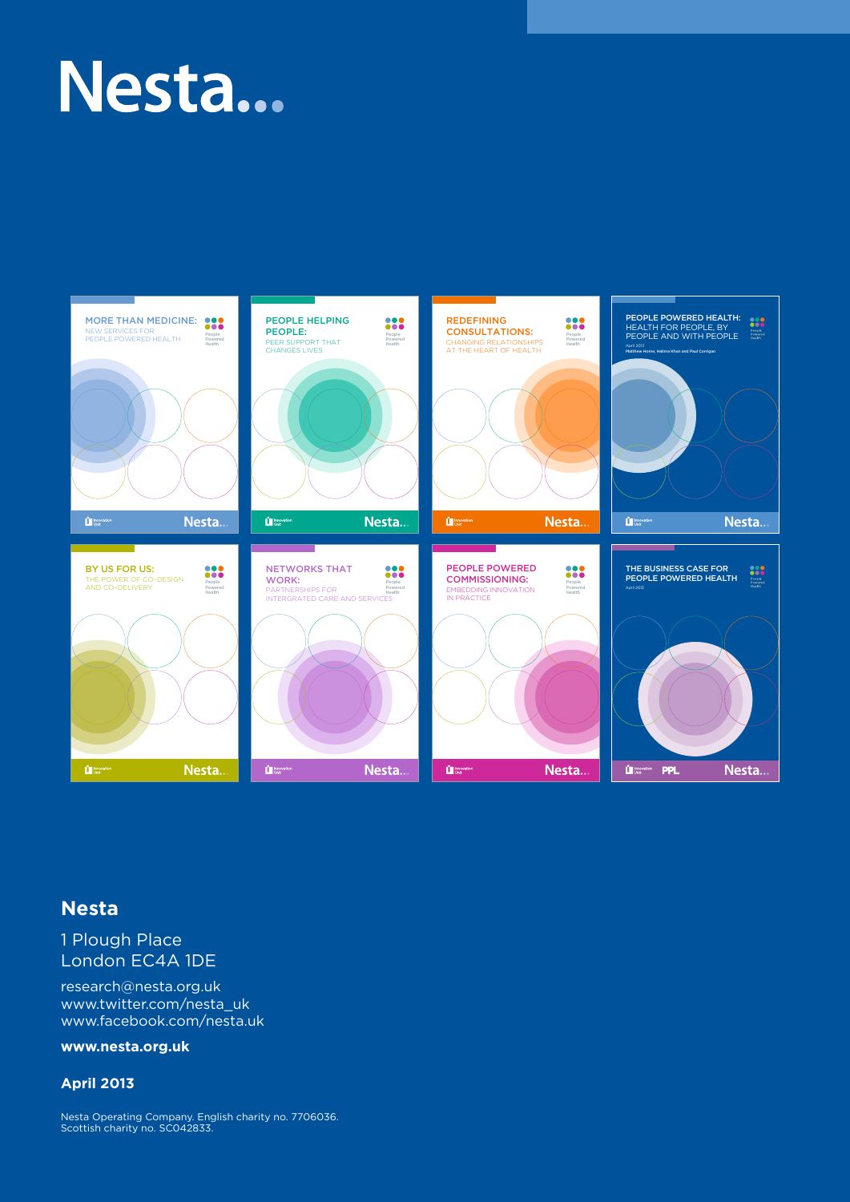# Nesta...

MORE THAN MEDICINE: NEW SERVICES FOR PEOPLE POWERED HEALTH

PEOPLE HELPING PEOPLE: PEER SUPPORT THAT CHANGES LIVES

REDEFINING CONSULTATIONS: CHANGING RELATIONSHIPS AT THE HEART OF HEALTH

PEOPLE POWERED HEALTH: HEALTH FOR PEOPLE, BY PEOPLE AND WITH PEOPLE

BY US FOR US: THE POWER OF CO-DESIGN AND CO-DELIVERY

NETWORKS THAT WORK: PARTNERSHIPS FOR INTERGRATED CARE AND SERVICES

PEOPLE POWERED COMMISSIONING: EMBEDDING INNOVATION IN PRACTICE

THE BUSINESS CASE FOR PEOPLE POWERED HEALTH

## Nesta

1 Plough Place
London EC4A 1DE

research@nesta.org.uk
www.twitter.com/nesta_uk
www.facebook.com/nesta.uk

**www.nesta.org.uk**

**April 2013**

Nesta Operating Company. English charity no. 7706036.
Scottish charity no. SC042833.